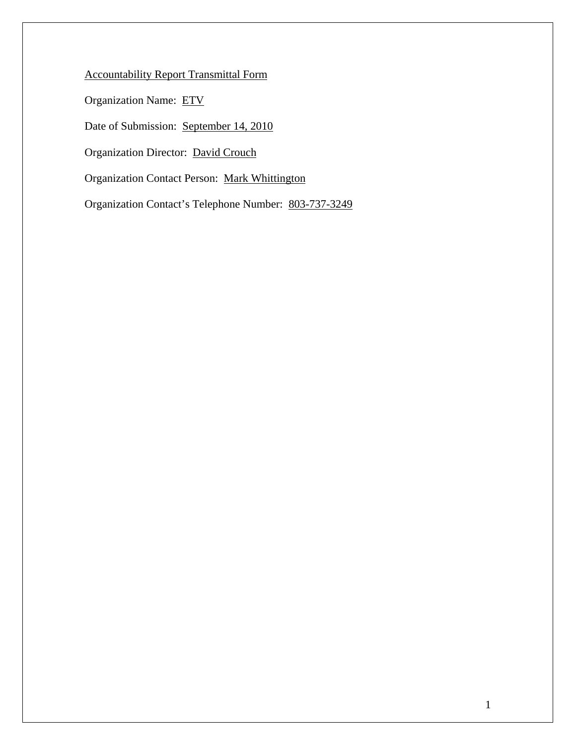Accountability Report Transmittal Form

Organization Name: ETV

Date of Submission: September 14, 2010

Organization Director: David Crouch

Organization Contact Person: Mark Whittington

Organization Contact's Telephone Number: 803-737-3249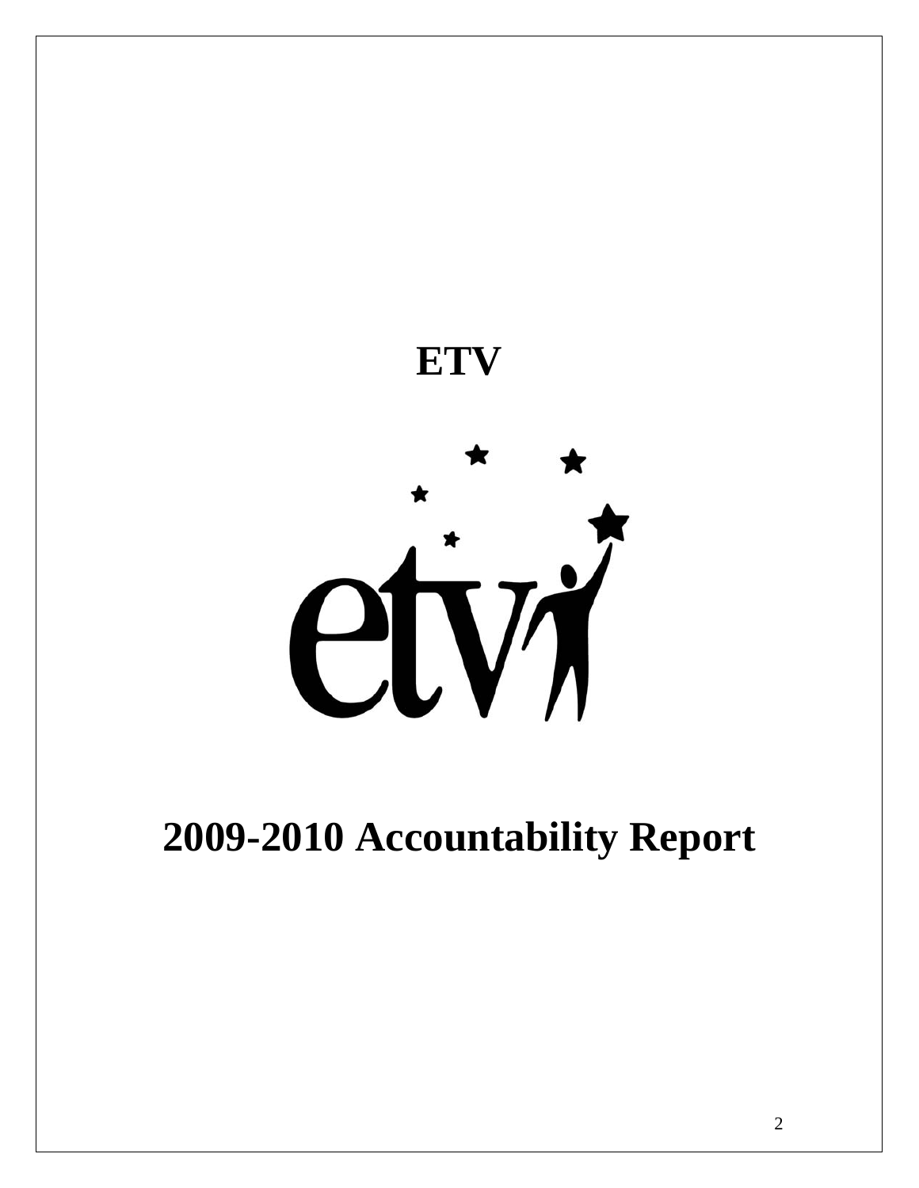# ETV

# 2009-2010 Accountability Report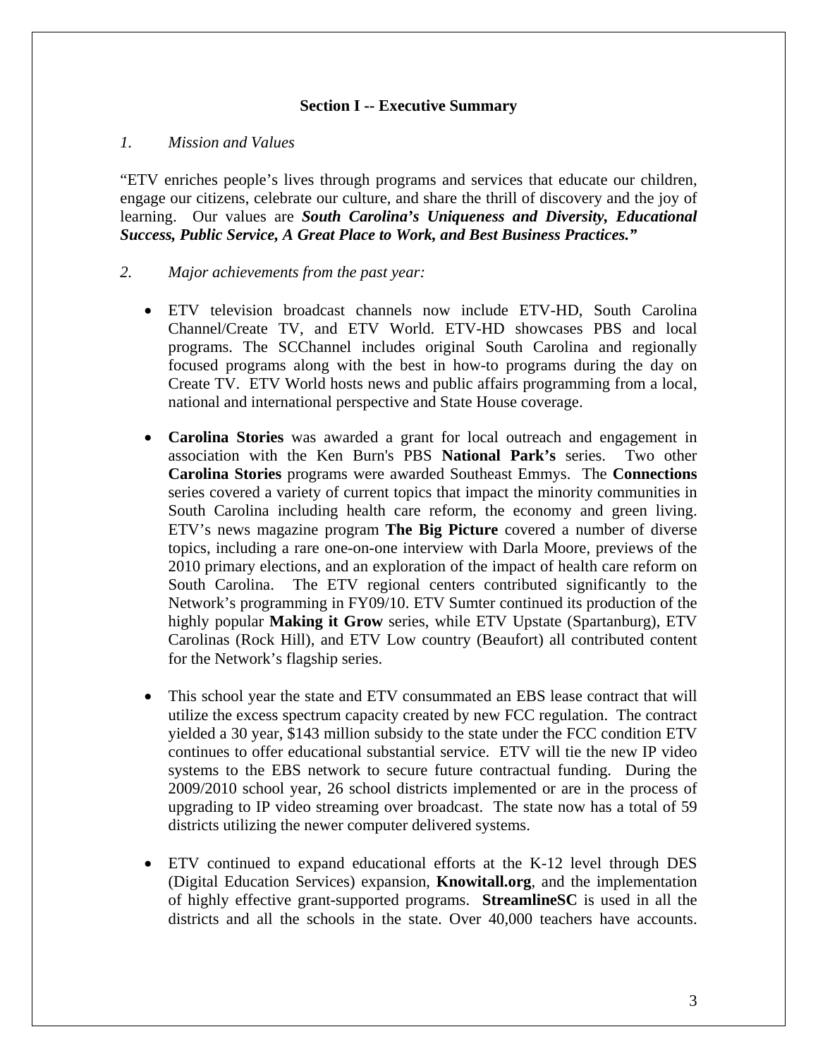## Section I -- Executive Summary

*1. Mission and Values*

"ETV enriches people's lives through programs and services that educate our children, engage our citizens, celebrate our culture, and share the thrill of discovery and the joy of learning. Our values are ***South Carolina's Uniqueness and Diversity, Educational Success, Public Service, A Great Place to Work, and Best Business Practices."***

*2. Major achievements from the past year:*

- ETV television broadcast channels now include ETV-HD, South Carolina Channel/Create TV, and ETV World. ETV-HD showcases PBS and local programs. The SCChannel includes original South Carolina and regionally focused programs along with the best in how-to programs during the day on Create TV. ETV World hosts news and public affairs programming from a local, national and international perspective and State House coverage.

- **Carolina Stories** was awarded a grant for local outreach and engagement in association with the Ken Burn's PBS **National Park's** series. Two other **Carolina Stories** programs were awarded Southeast Emmys. The **Connections** series covered a variety of current topics that impact the minority communities in South Carolina including health care reform, the economy and green living. ETV's news magazine program **The Big Picture** covered a number of diverse topics, including a rare one-on-one interview with Darla Moore, previews of the 2010 primary elections, and an exploration of the impact of health care reform on South Carolina. The ETV regional centers contributed significantly to the Network's programming in FY09/10. ETV Sumter continued its production of the highly popular **Making it Grow** series, while ETV Upstate (Spartanburg), ETV Carolinas (Rock Hill), and ETV Low country (Beaufort) all contributed content for the Network's flagship series.

- This school year the state and ETV consummated an EBS lease contract that will utilize the excess spectrum capacity created by new FCC regulation. The contract yielded a 30 year, $143 million subsidy to the state under the FCC condition ETV continues to offer educational substantial service. ETV will tie the new IP video systems to the EBS network to secure future contractual funding. During the 2009/2010 school year, 26 school districts implemented or are in the process of upgrading to IP video streaming over broadcast. The state now has a total of 59 districts utilizing the newer computer delivered systems.

- ETV continued to expand educational efforts at the K-12 level through DES (Digital Education Services) expansion, **Knowitall.org**, and the implementation of highly effective grant-supported programs. **StreamlineSC** is used in all the districts and all the schools in the state. Over 40,000 teachers have accounts.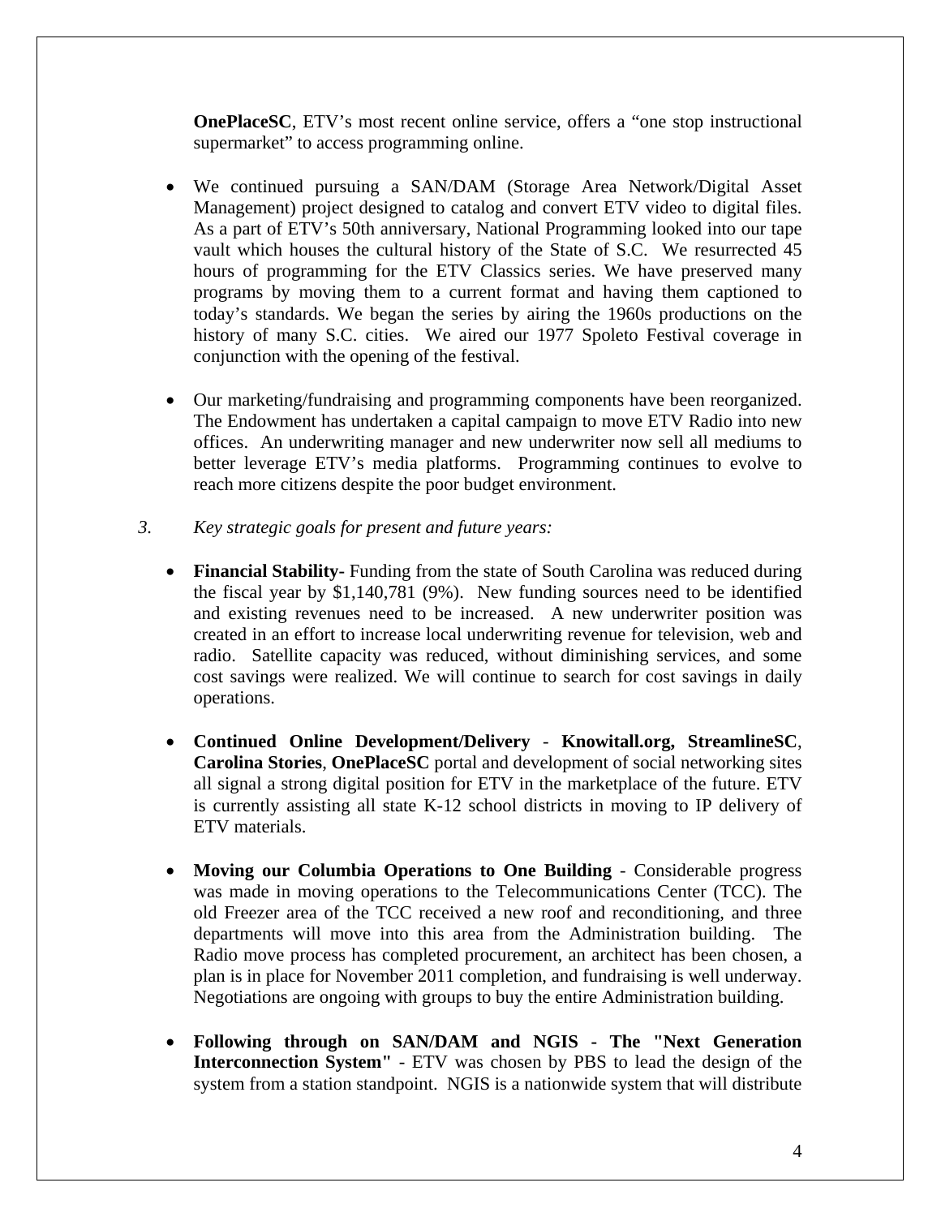**OnePlaceSC**, ETV's most recent online service, offers a "one stop instructional supermarket" to access programming online.

- We continued pursuing a SAN/DAM (Storage Area Network/Digital Asset Management) project designed to catalog and convert ETV video to digital files. As a part of ETV's 50th anniversary, National Programming looked into our tape vault which houses the cultural history of the State of S.C. We resurrected 45 hours of programming for the ETV Classics series. We have preserved many programs by moving them to a current format and having them captioned to today's standards. We began the series by airing the 1960s productions on the history of many S.C. cities. We aired our 1977 Spoleto Festival coverage in conjunction with the opening of the festival.

- Our marketing/fundraising and programming components have been reorganized. The Endowment has undertaken a capital campaign to move ETV Radio into new offices. An underwriting manager and new underwriter now sell all mediums to better leverage ETV's media platforms. Programming continues to evolve to reach more citizens despite the poor budget environment.

3. *Key strategic goals for present and future years:*

- **Financial Stability-** Funding from the state of South Carolina was reduced during the fiscal year by $1,140,781 (9%). New funding sources need to be identified and existing revenues need to be increased. A new underwriter position was created in an effort to increase local underwriting revenue for television, web and radio. Satellite capacity was reduced, without diminishing services, and some cost savings were realized. We will continue to search for cost savings in daily operations.

- **Continued Online Development/Delivery** - **Knowitall.org, StreamlineSC**, **Carolina Stories**, **OnePlaceSC** portal and development of social networking sites all signal a strong digital position for ETV in the marketplace of the future. ETV is currently assisting all state K-12 school districts in moving to IP delivery of ETV materials.

- **Moving our Columbia Operations to One Building** - Considerable progress was made in moving operations to the Telecommunications Center (TCC). The old Freezer area of the TCC received a new roof and reconditioning, and three departments will move into this area from the Administration building. The Radio move process has completed procurement, an architect has been chosen, a plan is in place for November 2011 completion, and fundraising is well underway. Negotiations are ongoing with groups to buy the entire Administration building.

- **Following through on SAN/DAM and NGIS - The "Next Generation Interconnection System"** - ETV was chosen by PBS to lead the design of the system from a station standpoint. NGIS is a nationwide system that will distribute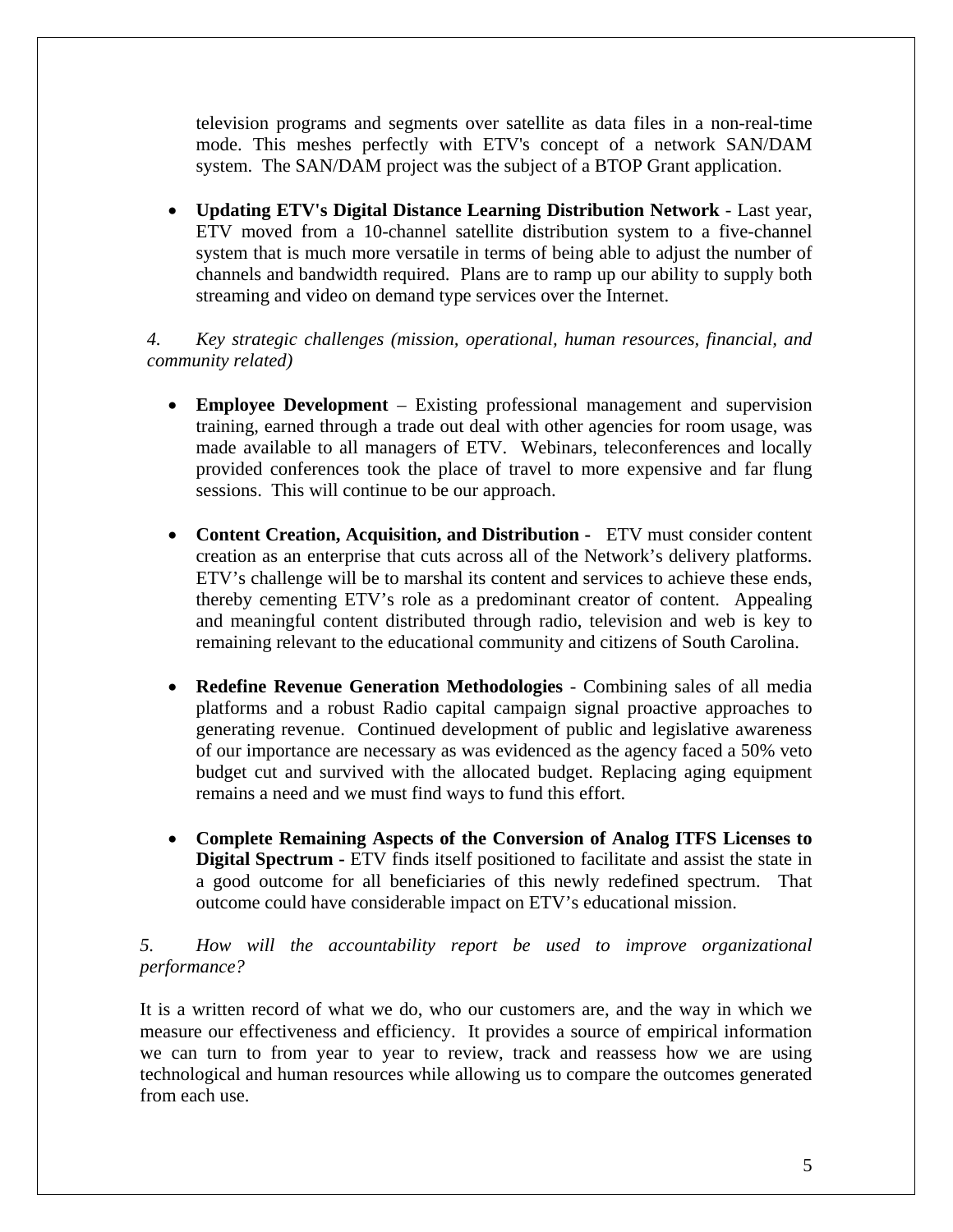television programs and segments over satellite as data files in a non-real-time mode. This meshes perfectly with ETV's concept of a network SAN/DAM system. The SAN/DAM project was the subject of a BTOP Grant application.

- **Updating ETV's Digital Distance Learning Distribution Network** - Last year, ETV moved from a 10-channel satellite distribution system to a five-channel system that is much more versatile in terms of being able to adjust the number of channels and bandwidth required. Plans are to ramp up our ability to supply both streaming and video on demand type services over the Internet.

*4. Key strategic challenges (mission, operational, human resources, financial, and community related)*

- **Employee Development** – Existing professional management and supervision training, earned through a trade out deal with other agencies for room usage, was made available to all managers of ETV. Webinars, teleconferences and locally provided conferences took the place of travel to more expensive and far flung sessions. This will continue to be our approach.

- **Content Creation, Acquisition, and Distribution -** ETV must consider content creation as an enterprise that cuts across all of the Network's delivery platforms. ETV's challenge will be to marshal its content and services to achieve these ends, thereby cementing ETV's role as a predominant creator of content. Appealing and meaningful content distributed through radio, television and web is key to remaining relevant to the educational community and citizens of South Carolina.

- **Redefine Revenue Generation Methodologies** - Combining sales of all media platforms and a robust Radio capital campaign signal proactive approaches to generating revenue. Continued development of public and legislative awareness of our importance are necessary as was evidenced as the agency faced a 50% veto budget cut and survived with the allocated budget. Replacing aging equipment remains a need and we must find ways to fund this effort.

- **Complete Remaining Aspects of the Conversion of Analog ITFS Licenses to Digital Spectrum -** ETV finds itself positioned to facilitate and assist the state in a good outcome for all beneficiaries of this newly redefined spectrum. That outcome could have considerable impact on ETV's educational mission.

*5. How will the accountability report be used to improve organizational performance?*

It is a written record of what we do, who our customers are, and the way in which we measure our effectiveness and efficiency. It provides a source of empirical information we can turn to from year to year to review, track and reassess how we are using technological and human resources while allowing us to compare the outcomes generated from each use.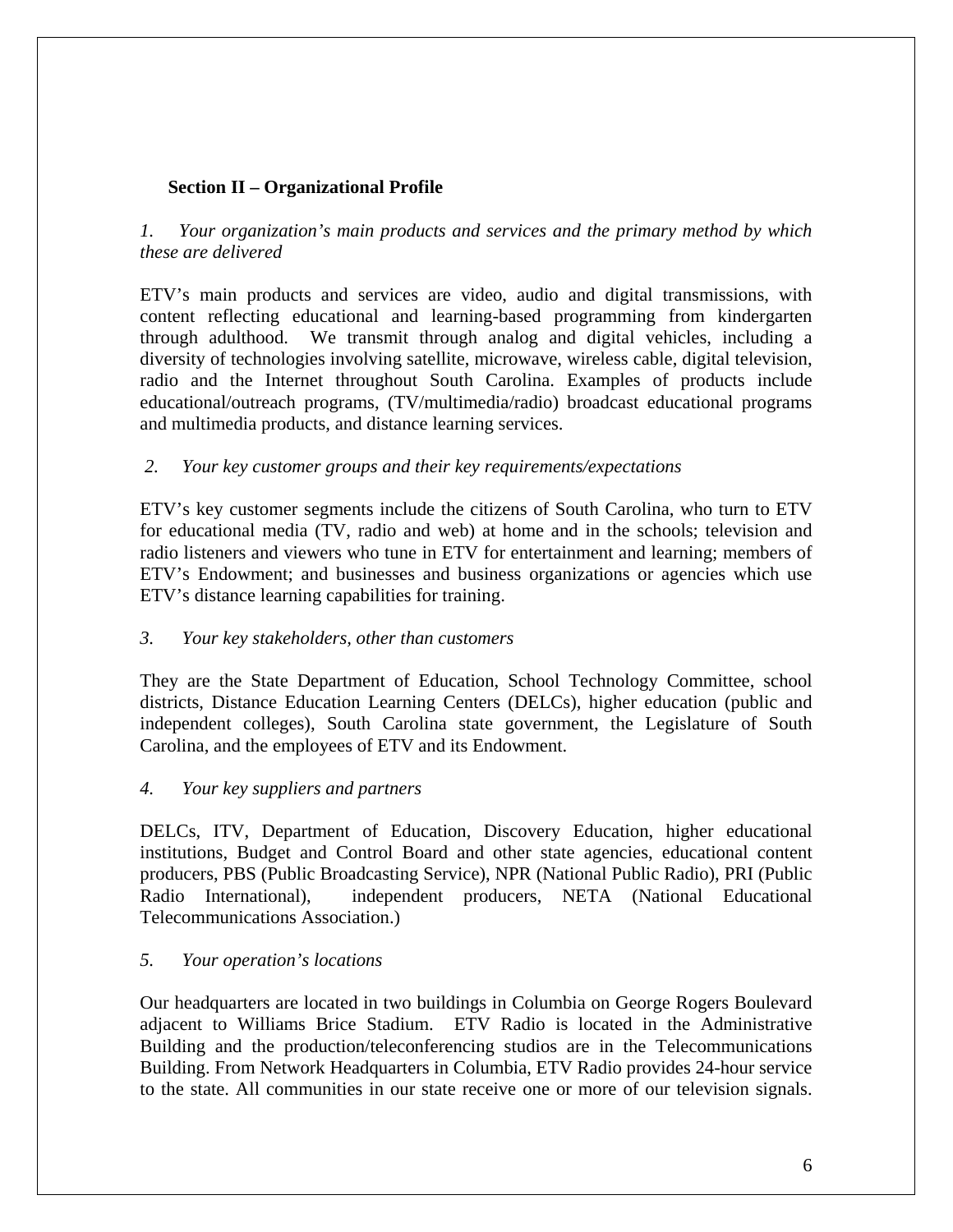## Section II – Organizational Profile

*1. Your organization's main products and services and the primary method by which these are delivered*

ETV's main products and services are video, audio and digital transmissions, with content reflecting educational and learning-based programming from kindergarten through adulthood. We transmit through analog and digital vehicles, including a diversity of technologies involving satellite, microwave, wireless cable, digital television, radio and the Internet throughout South Carolina. Examples of products include educational/outreach programs, (TV/multimedia/radio) broadcast educational programs and multimedia products, and distance learning services.

*2. Your key customer groups and their key requirements/expectations*

ETV's key customer segments include the citizens of South Carolina, who turn to ETV for educational media (TV, radio and web) at home and in the schools; television and radio listeners and viewers who tune in ETV for entertainment and learning; members of ETV's Endowment; and businesses and business organizations or agencies which use ETV's distance learning capabilities for training.

*3. Your key stakeholders, other than customers*

They are the State Department of Education, School Technology Committee, school districts, Distance Education Learning Centers (DELCs), higher education (public and independent colleges), South Carolina state government, the Legislature of South Carolina, and the employees of ETV and its Endowment.

*4. Your key suppliers and partners*

DELCs, ITV, Department of Education, Discovery Education, higher educational institutions, Budget and Control Board and other state agencies, educational content producers, PBS (Public Broadcasting Service), NPR (National Public Radio), PRI (Public Radio International), independent producers, NETA (National Educational Telecommunications Association.)

*5. Your operation's locations*

Our headquarters are located in two buildings in Columbia on George Rogers Boulevard adjacent to Williams Brice Stadium. ETV Radio is located in the Administrative Building and the production/teleconferencing studios are in the Telecommunications Building. From Network Headquarters in Columbia, ETV Radio provides 24-hour service to the state. All communities in our state receive one or more of our television signals.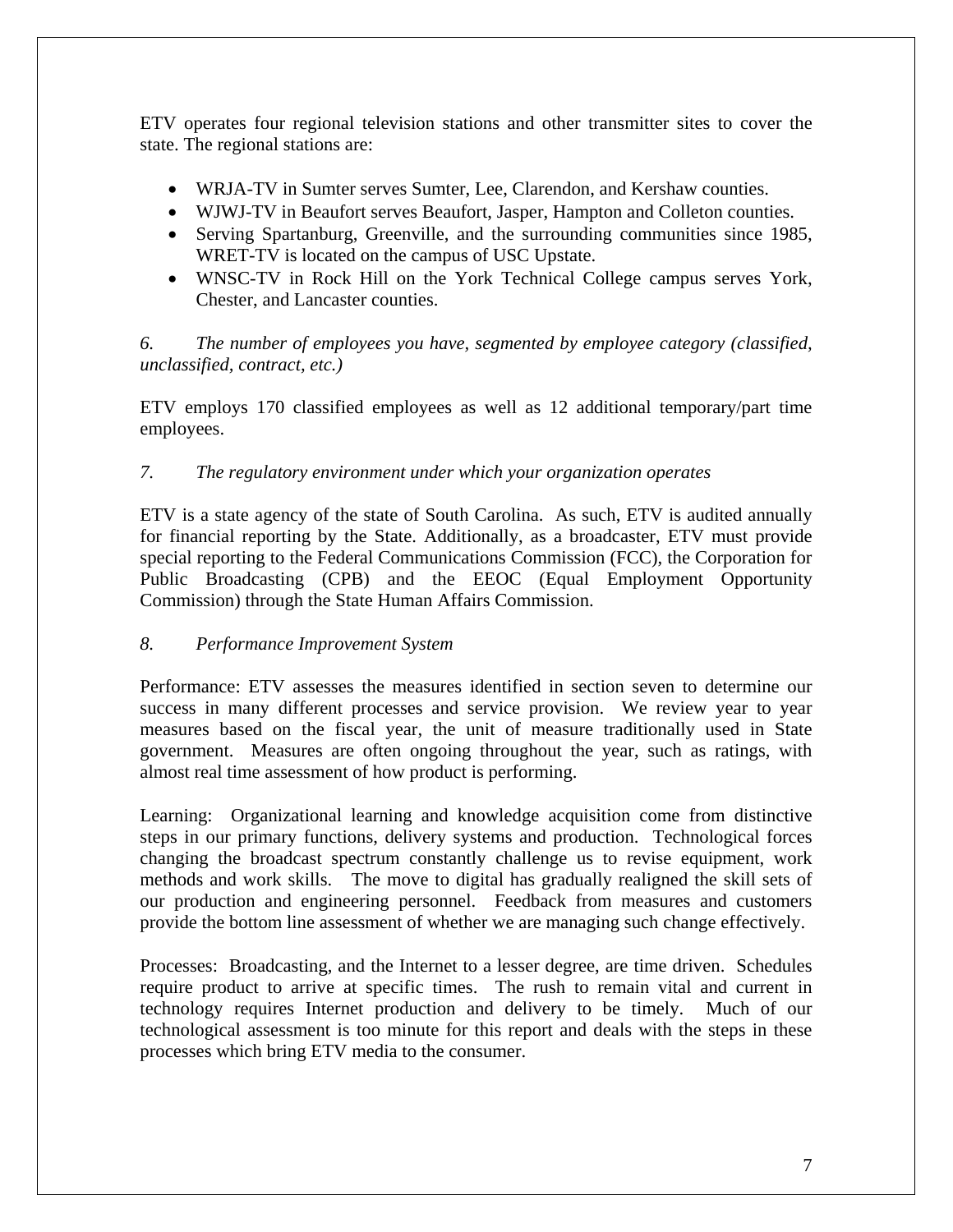ETV operates four regional television stations and other transmitter sites to cover the state. The regional stations are:

- WRJA-TV in Sumter serves Sumter, Lee, Clarendon, and Kershaw counties.
- WJWJ-TV in Beaufort serves Beaufort, Jasper, Hampton and Colleton counties.
- Serving Spartanburg, Greenville, and the surrounding communities since 1985, WRET-TV is located on the campus of USC Upstate.
- WNSC-TV in Rock Hill on the York Technical College campus serves York, Chester, and Lancaster counties.

*6. The number of employees you have, segmented by employee category (classified, unclassified, contract, etc.)*

ETV employs 170 classified employees as well as 12 additional temporary/part time employees.

*7. The regulatory environment under which your organization operates*

ETV is a state agency of the state of South Carolina. As such, ETV is audited annually for financial reporting by the State. Additionally, as a broadcaster, ETV must provide special reporting to the Federal Communications Commission (FCC), the Corporation for Public Broadcasting (CPB) and the EEOC (Equal Employment Opportunity Commission) through the State Human Affairs Commission.

*8. Performance Improvement System*

Performance: ETV assesses the measures identified in section seven to determine our success in many different processes and service provision. We review year to year measures based on the fiscal year, the unit of measure traditionally used in State government. Measures are often ongoing throughout the year, such as ratings, with almost real time assessment of how product is performing.

Learning: Organizational learning and knowledge acquisition come from distinctive steps in our primary functions, delivery systems and production. Technological forces changing the broadcast spectrum constantly challenge us to revise equipment, work methods and work skills. The move to digital has gradually realigned the skill sets of our production and engineering personnel. Feedback from measures and customers provide the bottom line assessment of whether we are managing such change effectively.

Processes: Broadcasting, and the Internet to a lesser degree, are time driven. Schedules require product to arrive at specific times. The rush to remain vital and current in technology requires Internet production and delivery to be timely. Much of our technological assessment is too minute for this report and deals with the steps in these processes which bring ETV media to the consumer.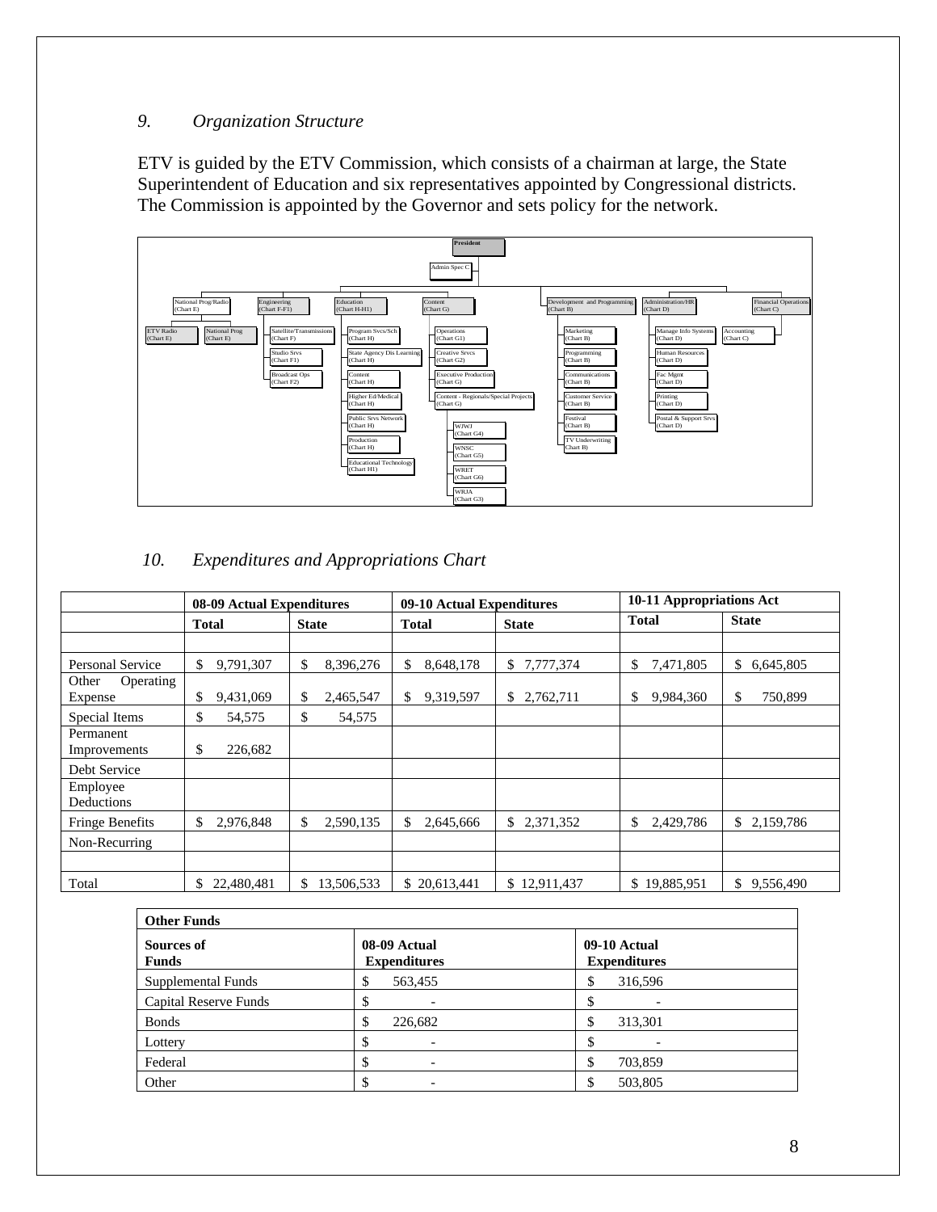### 9. *Organization Structure*

ETV is guided by the ETV Commission, which consists of a chairman at large, the State Superintendent of Education and six representatives appointed by Congressional districts. The Commission is appointed by the Governor and sets policy for the network.

President

Admin Spec C

National Prog/Radio (Chart E)
- ETV Radio (Chart E)
- National Prog (Chart E)

Engineering (Chart F-F1)
- Satellite/Transmissions (Chart F)
- Studio Srvs (Chart F1)
- Broadcast Ops (Chart F2)

Education (Chart H-H1)
- Program Svcs/Sch (Chart H)
- State Agency Dis Learning (Chart H)
- Content (Chart H)
- Higher Ed/Medical (Chart H)
- Public Srvs Network (Chart H)
- Production (Chart H)
- Educational Technology (Chart H1)

Content (Chart G)
- Operations (Chart G1)
- Creative Srvcs (Chart G2)
- Executive Production (Chart G)
- Content - Regionals/Special Projects (Chart G)
  - WJWJ (Chart G4)
  - WNSC (Chart G5)
  - WRET (Chart G6)
  - WRJA (Chart G3)

Development and Programming (Chart B)
- Marketing (Chart B)
- Programming (Chart B)
- Communications (Chart B)
- Customer Service (Chart B)
- Festival (Chart B)
- TV Underwriting Chart B)

Administration/HR (Chart D)
- Manage Info Systems (Chart D)
- Human Resources (Chart D)
- Fac Mgmt (Chart D)
- Printing (Chart D)
- Postal & Support Srvs (Chart D)

Financial Operations (Chart C)
- Accounting (Chart C)

### 10. *Expenditures and Appropriations Chart*

| | 08-09 Actual Expenditures | | 09-10 Actual Expenditures | | 10-11 Appropriations Act | |
|---|---|---|---|---|---|---|
| | **Total** | **State** | **Total** | **State** | **Total** | **State** |
| | | | | | | |
| Personal Service | $ 9,791,307 | $ 8,396,276 | $ 8,648,178 | $ 7,777,374 | $ 7,471,805 | $ 6,645,805 |
| Other Operating Expense | $ 9,431,069 | $ 2,465,547 | $ 9,319,597 | $ 2,762,711 | $ 9,984,360 | $ 750,899 |
| Special Items | $ 54,575 | $ 54,575 | | | | |
| Permanent Improvements | $ 226,682 | | | | | |
| Debt Service | | | | | | |
| Employee Deductions | | | | | | |
| Fringe Benefits | $ 2,976,848 | $ 2,590,135 | $ 2,645,666 | $ 2,371,352 | $ 2,429,786 | $ 2,159,786 |
| Non-Recurring | | | | | | |
| | | | | | | |
| Total | $ 22,480,481 | $ 13,506,533 | $ 20,613,441 | $ 12,911,437 | $ 19,885,951 | $ 9,556,490 |

| **Other Funds** | | |
|---|---|---|
| **Sources of Funds** | **08-09 Actual Expenditures** | **09-10 Actual Expenditures** |
| Supplemental Funds | $ 563,455 | $ 316,596 |
| Capital Reserve Funds | $ - | $ - |
| Bonds | $ 226,682 | $ 313,301 |
| Lottery | $ - | $ - |
| Federal | $ - | $ 703,859 |
| Other | $ - | $ 503,805 |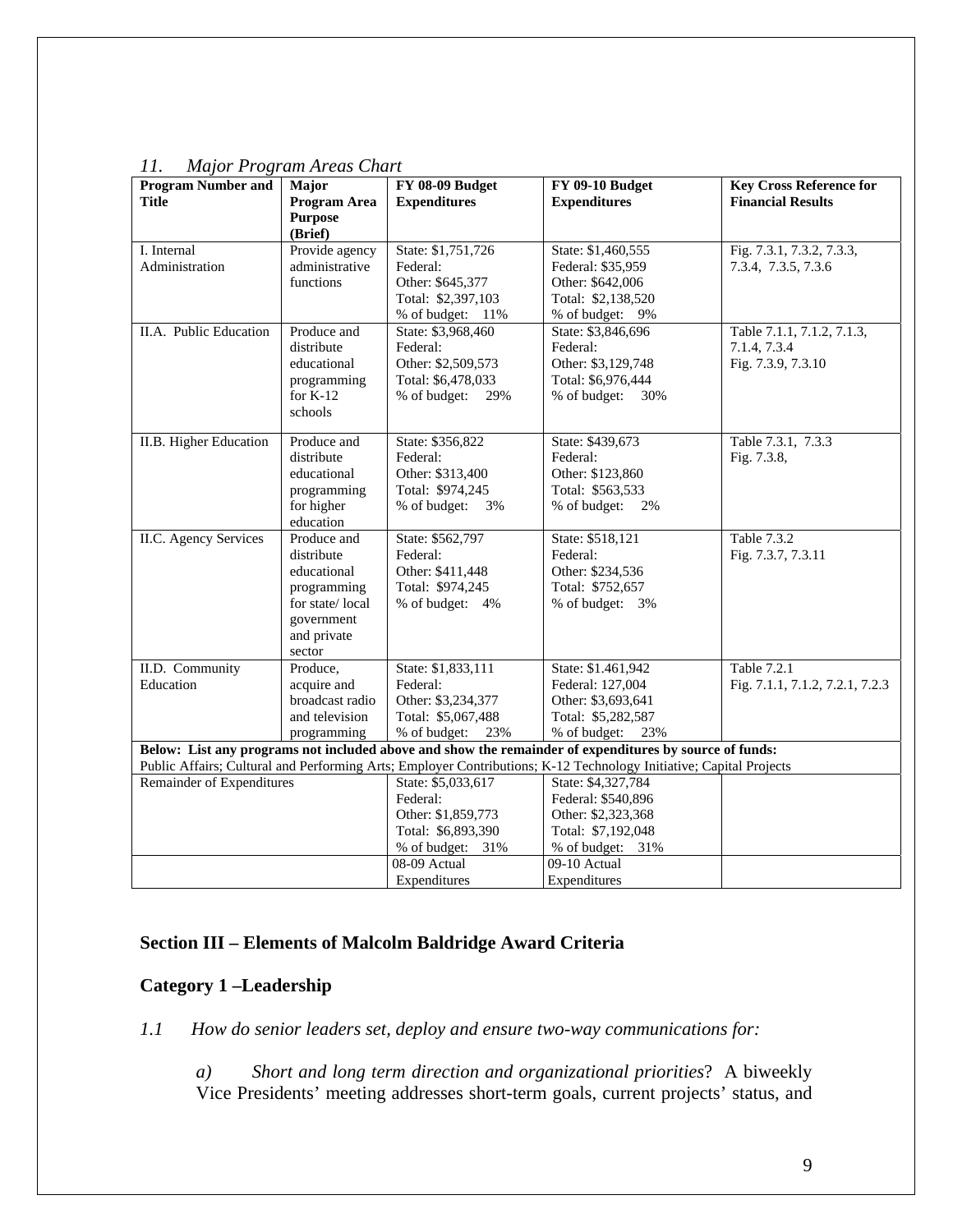*11. Major Program Areas Chart*

| Program Number and Title | Major Program Area Purpose (Brief) | FY 08-09 Budget Expenditures | FY 09-10 Budget Expenditures | Key Cross Reference for Financial Results |
|---|---|---|---|---|
| I. Internal Administration | Provide agency administrative functions | State: $1,751,726<br>Federal:<br>Other: $645,377<br>Total: $2,397,103<br>% of budget: 11% | State: $1,460,555<br>Federal: $35,959<br>Other: $642,006<br>Total: $2,138,520<br>% of budget: 9% | Fig. 7.3.1, 7.3.2, 7.3.3, 7.3.4, 7.3.5, 7.3.6 |
| II.A. Public Education | Produce and distribute educational programming for K-12 schools | State: $3,968,460<br>Federal:<br>Other: $2,509,573<br>Total: $6,478,033<br>% of budget: 29% | State: $3,846,696<br>Federal:<br>Other: $3,129,748<br>Total: $6,976,444<br>% of budget: 30% | Table 7.1.1, 7.1.2, 7.1.3, 7.1.4, 7.3.4<br>Fig. 7.3.9, 7.3.10 |
| II.B. Higher Education | Produce and distribute educational programming for higher education | State: $356,822<br>Federal:<br>Other: $313,400<br>Total: $974,245<br>% of budget: 3% | State: $439,673<br>Federal:<br>Other: $123,860<br>Total: $563,533<br>% of budget: 2% | Table 7.3.1, 7.3.3<br>Fig. 7.3.8, |
| II.C. Agency Services | Produce and distribute educational programming for state/ local government and private sector | State: $562,797<br>Federal:<br>Other: $411,448<br>Total: $974,245<br>% of budget: 4% | State: $518,121<br>Federal:<br>Other: $234,536<br>Total: $752,657<br>% of budget: 3% | Table 7.3.2<br>Fig. 7.3.7, 7.3.11 |
| II.D. Community Education | Produce, acquire and broadcast radio and television programming | State: $1,833,111<br>Federal:<br>Other: $3,234,377<br>Total: $5,067,488<br>% of budget: 23% | State: $1.461,942<br>Federal: 127,004<br>Other: $3,693,641<br>Total: $5,282,587<br>% of budget: 23% | Table 7.2.1<br>Fig. 7.1.1, 7.1.2, 7.2.1, 7.2.3 |
| **Below: List any programs not included above and show the remainder of expenditures by source of funds:**<br>Public Affairs; Cultural and Performing Arts; Employer Contributions; K-12 Technology Initiative; Capital Projects | | | | |
| Remainder of Expenditures | | State: $5,033,617<br>Federal:<br>Other: $1,859,773<br>Total: $6,893,390<br>% of budget: 31% | State: $4,327,784<br>Federal: $540,896<br>Other: $2,323,368<br>Total: $7,192,048<br>% of budget: 31% | |
| | | 08-09 Actual Expenditures | 09-10 Actual Expenditures | |

## Section III – Elements of Malcolm Baldridge Award Criteria

## Category 1 –Leadership

*1.1 How do senior leaders set, deploy and ensure two-way communications for:*

*a) Short and long term direction and organizational priorities*? A biweekly Vice Presidents' meeting addresses short-term goals, current projects' status, and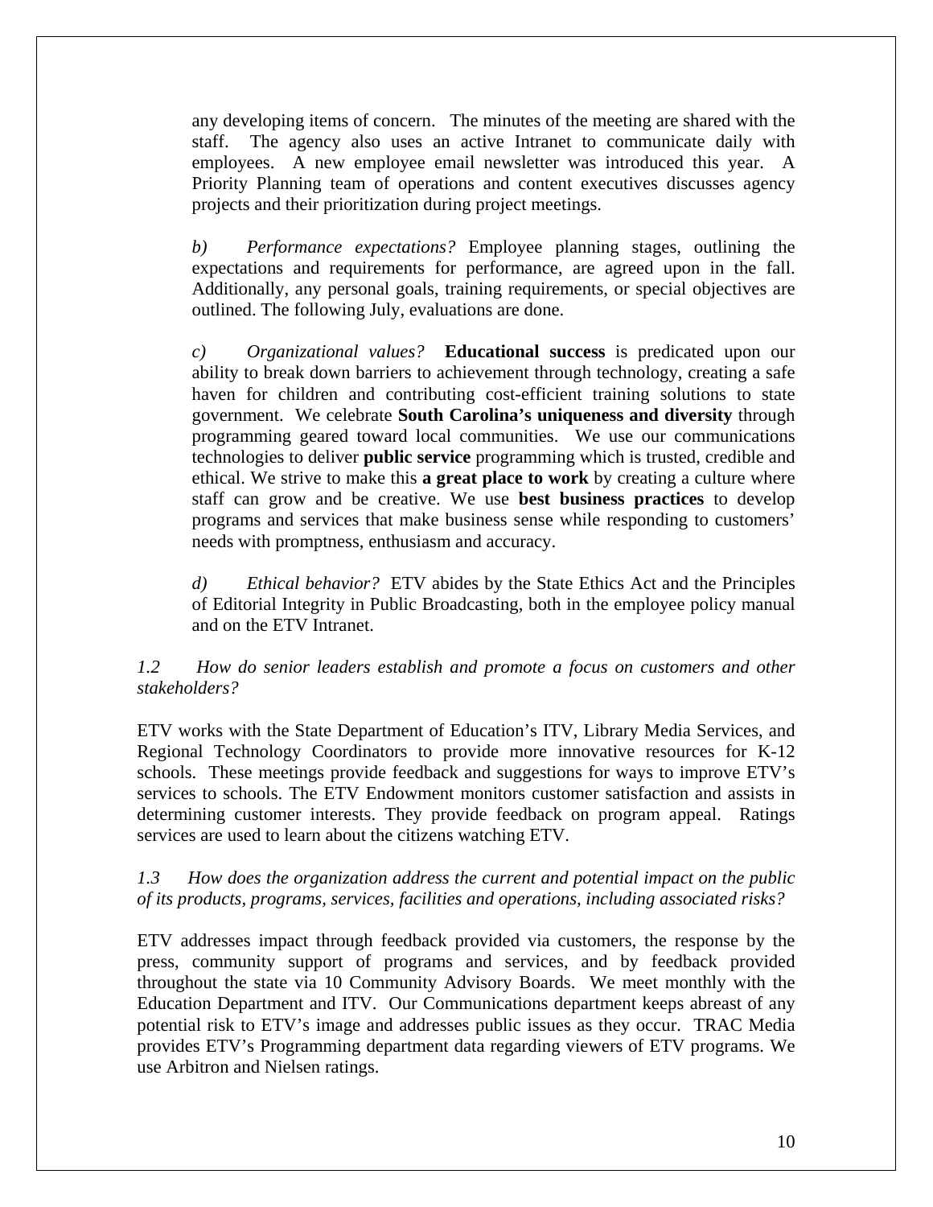any developing items of concern. The minutes of the meeting are shared with the staff. The agency also uses an active Intranet to communicate daily with employees. A new employee email newsletter was introduced this year. A Priority Planning team of operations and content executives discusses agency projects and their prioritization during project meetings.

*b) Performance expectations?* Employee planning stages, outlining the expectations and requirements for performance, are agreed upon in the fall. Additionally, any personal goals, training requirements, or special objectives are outlined. The following July, evaluations are done.

*c) Organizational values?* **Educational success** is predicated upon our ability to break down barriers to achievement through technology, creating a safe haven for children and contributing cost-efficient training solutions to state government. We celebrate **South Carolina's uniqueness and diversity** through programming geared toward local communities. We use our communications technologies to deliver **public service** programming which is trusted, credible and ethical. We strive to make this **a great place to work** by creating a culture where staff can grow and be creative. We use **best business practices** to develop programs and services that make business sense while responding to customers' needs with promptness, enthusiasm and accuracy.

*d) Ethical behavior?* ETV abides by the State Ethics Act and the Principles of Editorial Integrity in Public Broadcasting, both in the employee policy manual and on the ETV Intranet.

*1.2 How do senior leaders establish and promote a focus on customers and other stakeholders?*

ETV works with the State Department of Education's ITV, Library Media Services, and Regional Technology Coordinators to provide more innovative resources for K-12 schools. These meetings provide feedback and suggestions for ways to improve ETV's services to schools. The ETV Endowment monitors customer satisfaction and assists in determining customer interests. They provide feedback on program appeal. Ratings services are used to learn about the citizens watching ETV.

*1.3 How does the organization address the current and potential impact on the public of its products, programs, services, facilities and operations, including associated risks?*

ETV addresses impact through feedback provided via customers, the response by the press, community support of programs and services, and by feedback provided throughout the state via 10 Community Advisory Boards. We meet monthly with the Education Department and ITV. Our Communications department keeps abreast of any potential risk to ETV's image and addresses public issues as they occur. TRAC Media provides ETV's Programming department data regarding viewers of ETV programs. We use Arbitron and Nielsen ratings.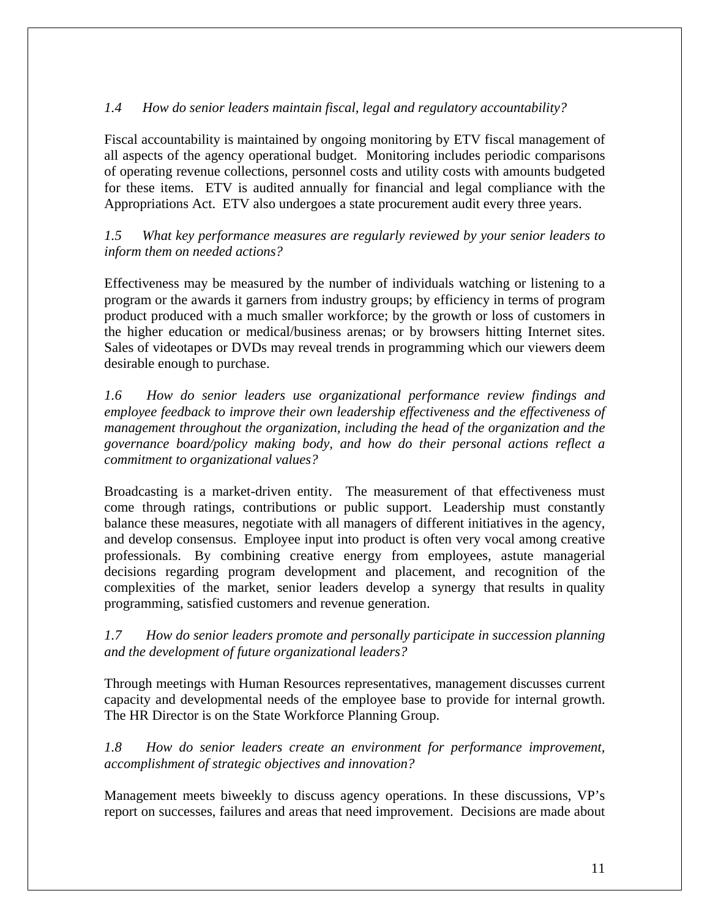*1.4 How do senior leaders maintain fiscal, legal and regulatory accountability?*

Fiscal accountability is maintained by ongoing monitoring by ETV fiscal management of all aspects of the agency operational budget. Monitoring includes periodic comparisons of operating revenue collections, personnel costs and utility costs with amounts budgeted for these items. ETV is audited annually for financial and legal compliance with the Appropriations Act. ETV also undergoes a state procurement audit every three years.

*1.5 What key performance measures are regularly reviewed by your senior leaders to inform them on needed actions?*

Effectiveness may be measured by the number of individuals watching or listening to a program or the awards it garners from industry groups; by efficiency in terms of program product produced with a much smaller workforce; by the growth or loss of customers in the higher education or medical/business arenas; or by browsers hitting Internet sites. Sales of videotapes or DVDs may reveal trends in programming which our viewers deem desirable enough to purchase.

*1.6 How do senior leaders use organizational performance review findings and employee feedback to improve their own leadership effectiveness and the effectiveness of management throughout the organization, including the head of the organization and the governance board/policy making body, and how do their personal actions reflect a commitment to organizational values?*

Broadcasting is a market-driven entity. The measurement of that effectiveness must come through ratings, contributions or public support. Leadership must constantly balance these measures, negotiate with all managers of different initiatives in the agency, and develop consensus. Employee input into product is often very vocal among creative professionals. By combining creative energy from employees, astute managerial decisions regarding program development and placement, and recognition of the complexities of the market, senior leaders develop a synergy that results in quality programming, satisfied customers and revenue generation.

*1.7 How do senior leaders promote and personally participate in succession planning and the development of future organizational leaders?*

Through meetings with Human Resources representatives, management discusses current capacity and developmental needs of the employee base to provide for internal growth. The HR Director is on the State Workforce Planning Group.

*1.8 How do senior leaders create an environment for performance improvement, accomplishment of strategic objectives and innovation?*

Management meets biweekly to discuss agency operations. In these discussions, VP's report on successes, failures and areas that need improvement. Decisions are made about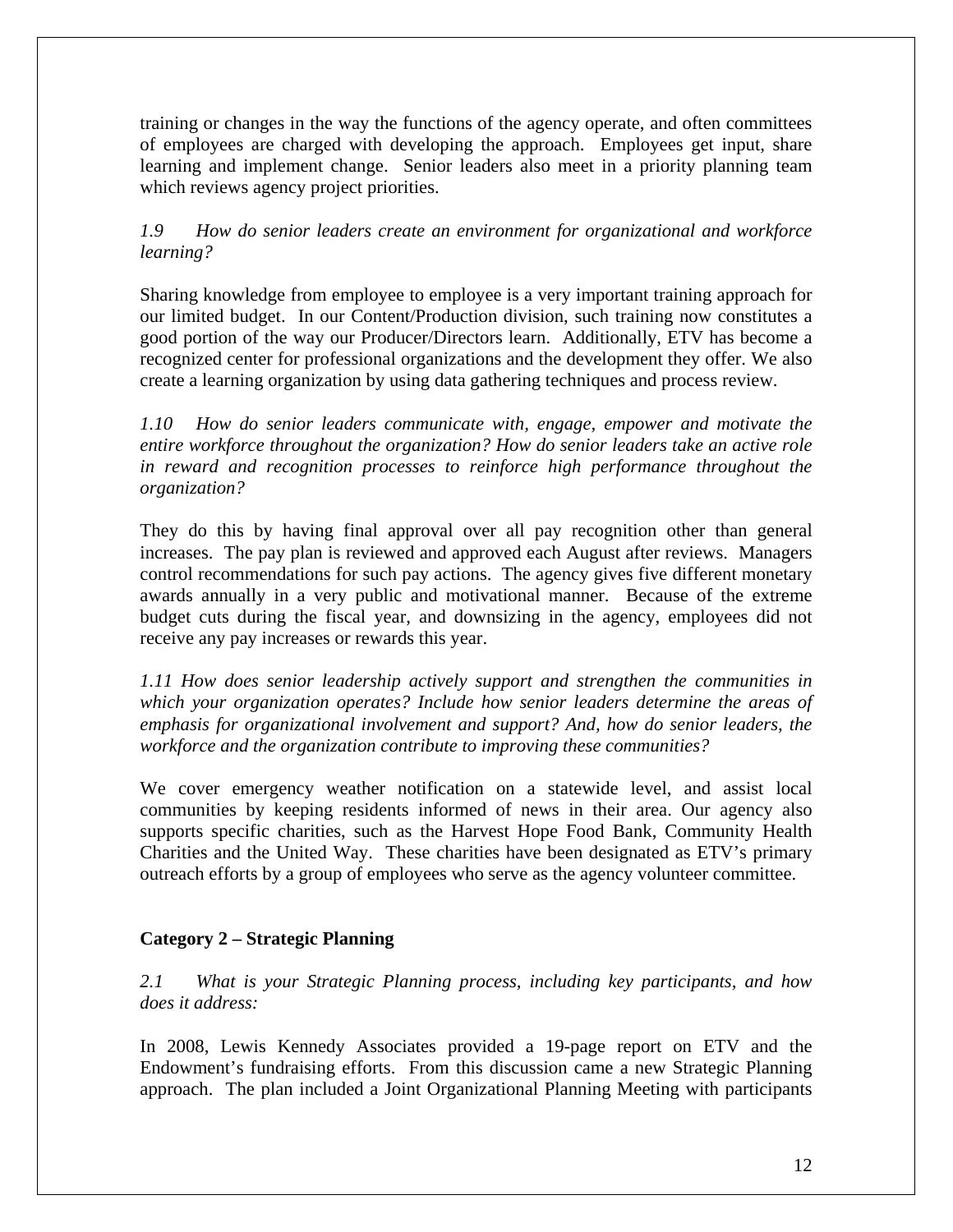training or changes in the way the functions of the agency operate, and often committees of employees are charged with developing the approach. Employees get input, share learning and implement change. Senior leaders also meet in a priority planning team which reviews agency project priorities.

*1.9 How do senior leaders create an environment for organizational and workforce learning?*

Sharing knowledge from employee to employee is a very important training approach for our limited budget. In our Content/Production division, such training now constitutes a good portion of the way our Producer/Directors learn. Additionally, ETV has become a recognized center for professional organizations and the development they offer. We also create a learning organization by using data gathering techniques and process review.

*1.10 How do senior leaders communicate with, engage, empower and motivate the entire workforce throughout the organization? How do senior leaders take an active role in reward and recognition processes to reinforce high performance throughout the organization?*

They do this by having final approval over all pay recognition other than general increases. The pay plan is reviewed and approved each August after reviews. Managers control recommendations for such pay actions. The agency gives five different monetary awards annually in a very public and motivational manner. Because of the extreme budget cuts during the fiscal year, and downsizing in the agency, employees did not receive any pay increases or rewards this year.

*1.11 How does senior leadership actively support and strengthen the communities in which your organization operates? Include how senior leaders determine the areas of emphasis for organizational involvement and support? And, how do senior leaders, the workforce and the organization contribute to improving these communities?*

We cover emergency weather notification on a statewide level, and assist local communities by keeping residents informed of news in their area. Our agency also supports specific charities, such as the Harvest Hope Food Bank, Community Health Charities and the United Way. These charities have been designated as ETV's primary outreach efforts by a group of employees who serve as the agency volunteer committee.

## Category 2 – Strategic Planning

*2.1 What is your Strategic Planning process, including key participants, and how does it address:*

In 2008, Lewis Kennedy Associates provided a 19-page report on ETV and the Endowment's fundraising efforts. From this discussion came a new Strategic Planning approach. The plan included a Joint Organizational Planning Meeting with participants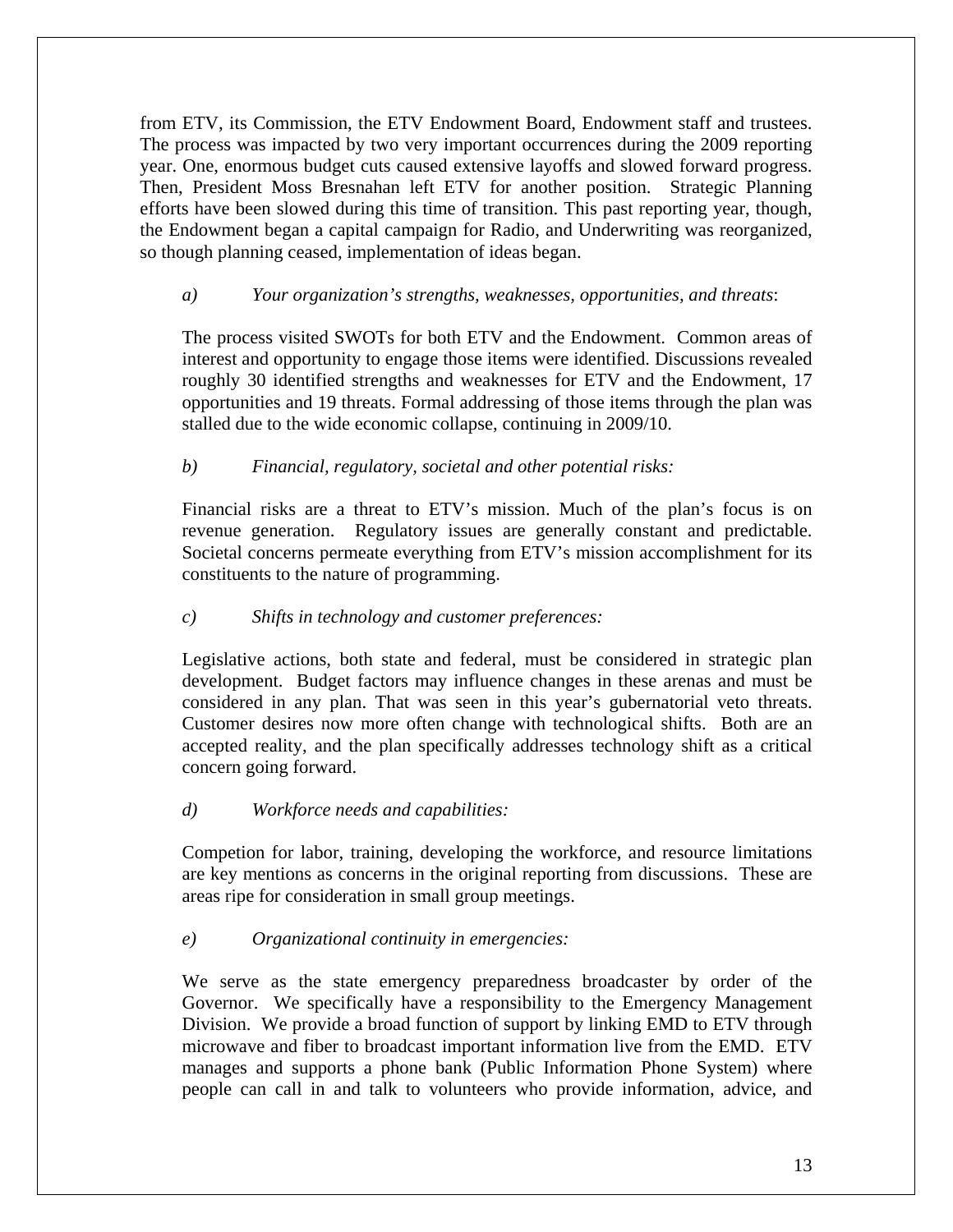from ETV, its Commission, the ETV Endowment Board, Endowment staff and trustees. The process was impacted by two very important occurrences during the 2009 reporting year. One, enormous budget cuts caused extensive layoffs and slowed forward progress. Then, President Moss Bresnahan left ETV for another position. Strategic Planning efforts have been slowed during this time of transition. This past reporting year, though, the Endowment began a capital campaign for Radio, and Underwriting was reorganized, so though planning ceased, implementation of ideas began.

*a) Your organization's strengths, weaknesses, opportunities, and threats*:

The process visited SWOTs for both ETV and the Endowment. Common areas of interest and opportunity to engage those items were identified. Discussions revealed roughly 30 identified strengths and weaknesses for ETV and the Endowment, 17 opportunities and 19 threats. Formal addressing of those items through the plan was stalled due to the wide economic collapse, continuing in 2009/10.

*b) Financial, regulatory, societal and other potential risks:*

Financial risks are a threat to ETV's mission. Much of the plan's focus is on revenue generation. Regulatory issues are generally constant and predictable. Societal concerns permeate everything from ETV's mission accomplishment for its constituents to the nature of programming.

*c) Shifts in technology and customer preferences:*

Legislative actions, both state and federal, must be considered in strategic plan development. Budget factors may influence changes in these arenas and must be considered in any plan. That was seen in this year's gubernatorial veto threats. Customer desires now more often change with technological shifts. Both are an accepted reality, and the plan specifically addresses technology shift as a critical concern going forward.

*d) Workforce needs and capabilities:*

Competion for labor, training, developing the workforce, and resource limitations are key mentions as concerns in the original reporting from discussions. These are areas ripe for consideration in small group meetings.

*e) Organizational continuity in emergencies:*

We serve as the state emergency preparedness broadcaster by order of the Governor. We specifically have a responsibility to the Emergency Management Division. We provide a broad function of support by linking EMD to ETV through microwave and fiber to broadcast important information live from the EMD. ETV manages and supports a phone bank (Public Information Phone System) where people can call in and talk to volunteers who provide information, advice, and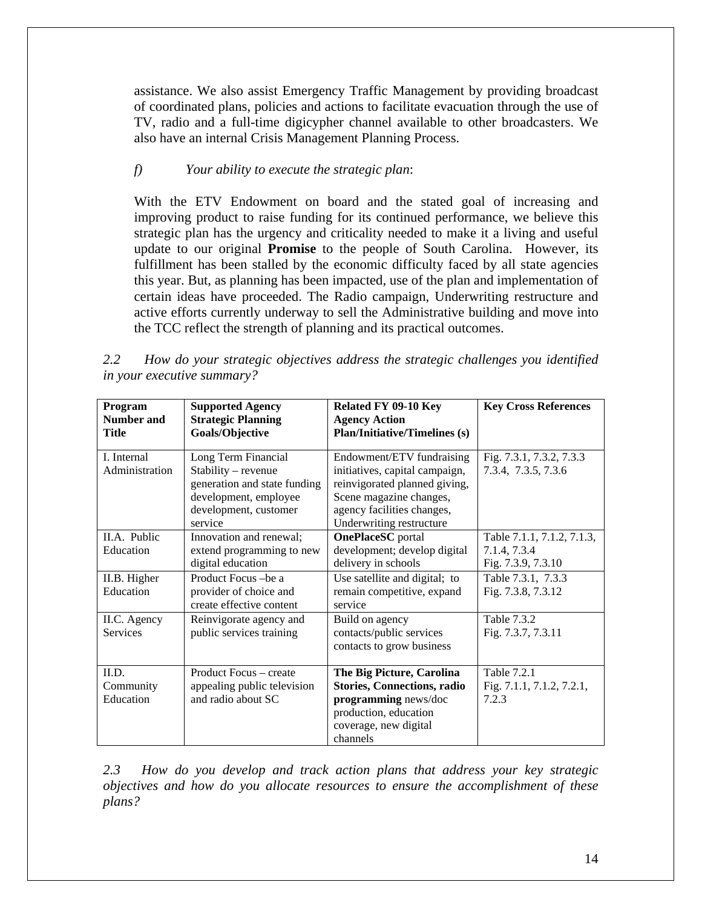assistance. We also assist Emergency Traffic Management by providing broadcast of coordinated plans, policies and actions to facilitate evacuation through the use of TV, radio and a full-time digicypher channel available to other broadcasters. We also have an internal Crisis Management Planning Process.

*f) Your ability to execute the strategic plan*:

With the ETV Endowment on board and the stated goal of increasing and improving product to raise funding for its continued performance, we believe this strategic plan has the urgency and criticality needed to make it a living and useful update to our original **Promise** to the people of South Carolina. However, its fulfillment has been stalled by the economic difficulty faced by all state agencies this year. But, as planning has been impacted, use of the plan and implementation of certain ideas have proceeded. The Radio campaign, Underwriting restructure and active efforts currently underway to sell the Administrative building and move into the TCC reflect the strength of planning and its practical outcomes.

*2.2 How do your strategic objectives address the strategic challenges you identified in your executive summary?*

| **Program Number and Title** | **Supported Agency Strategic Planning Goals/Objective** | **Related FY 09-10 Key Agency Action Plan/Initiative/Timelines (s)** | **Key Cross References** |
|---|---|---|---|
| I. Internal Administration | Long Term Financial Stability – revenue generation and state funding development, employee development, customer service | Endowment/ETV fundraising initiatives, capital campaign, reinvigorated planned giving, Scene magazine changes, agency facilities changes, Underwriting restructure | Fig. 7.3.1, 7.3.2, 7.3.3 7.3.4, 7.3.5, 7.3.6 |
| II.A. Public Education | Innovation and renewal; extend programming to new digital education | **OnePlaceSC** portal development; develop digital delivery in schools | Table 7.1.1, 7.1.2, 7.1.3, 7.1.4, 7.3.4 Fig. 7.3.9, 7.3.10 |
| II.B. Higher Education | Product Focus –be a provider of choice and create effective content | Use satellite and digital; to remain competitive, expand service | Table 7.3.1, 7.3.3 Fig. 7.3.8, 7.3.12 |
| II.C. Agency Services | Reinvigorate agency and public services training | Build on agency contacts/public services contacts to grow business | Table 7.3.2 Fig. 7.3.7, 7.3.11 |
| II.D. Community Education | Product Focus – create appealing public television and radio about SC | **The Big Picture, Carolina Stories, Connections, radio programming** news/doc production, education coverage, new digital channels | Table 7.2.1 Fig. 7.1.1, 7.1.2, 7.2.1, 7.2.3 |

*2.3 How do you develop and track action plans that address your key strategic objectives and how do you allocate resources to ensure the accomplishment of these plans?*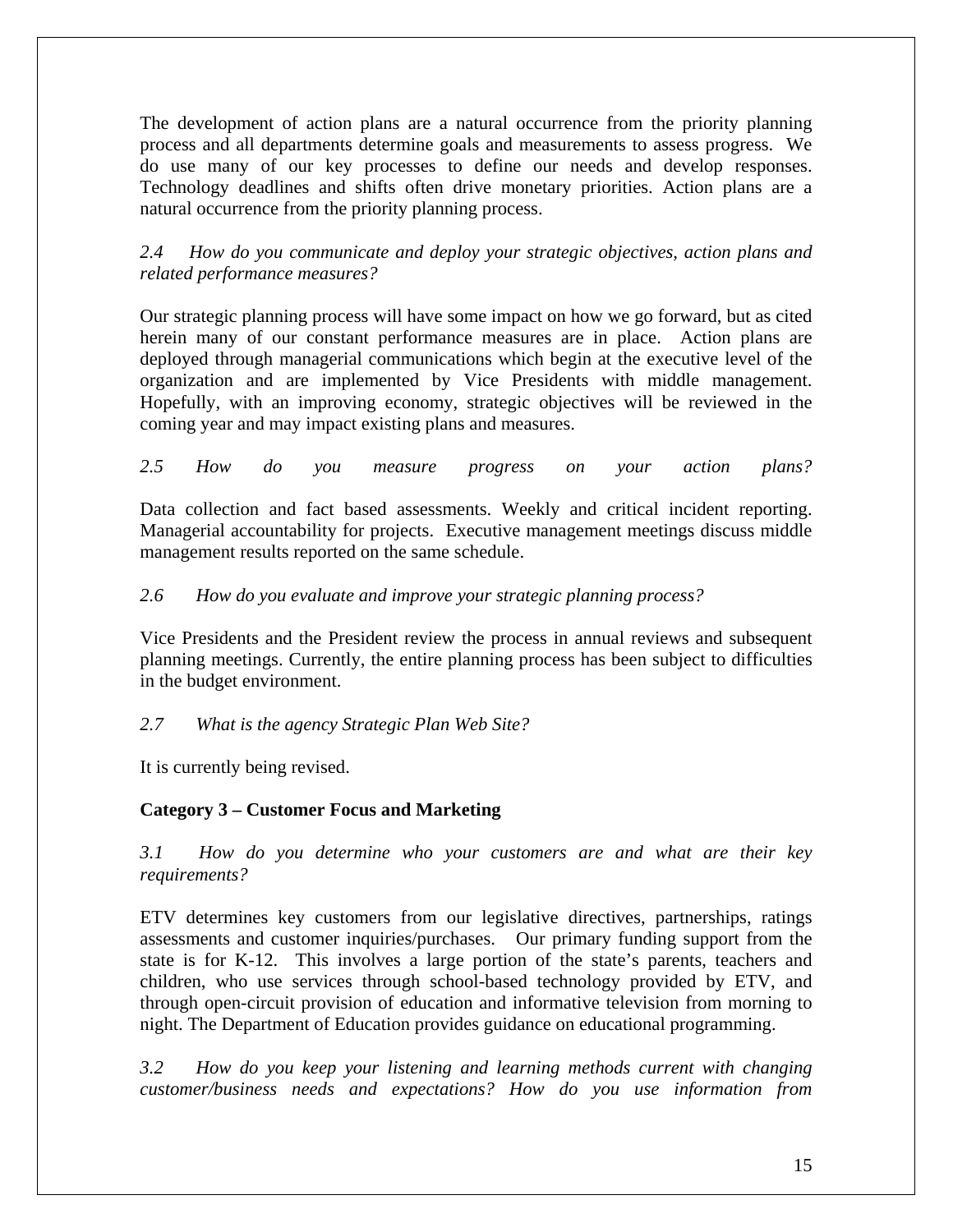The development of action plans are a natural occurrence from the priority planning process and all departments determine goals and measurements to assess progress. We do use many of our key processes to define our needs and develop responses. Technology deadlines and shifts often drive monetary priorities. Action plans are a natural occurrence from the priority planning process.

*2.4 How do you communicate and deploy your strategic objectives, action plans and related performance measures?*

Our strategic planning process will have some impact on how we go forward, but as cited herein many of our constant performance measures are in place. Action plans are deployed through managerial communications which begin at the executive level of the organization and are implemented by Vice Presidents with middle management. Hopefully, with an improving economy, strategic objectives will be reviewed in the coming year and may impact existing plans and measures.

*2.5 How do you measure progress on your action plans?*

Data collection and fact based assessments. Weekly and critical incident reporting. Managerial accountability for projects. Executive management meetings discuss middle management results reported on the same schedule.

*2.6 How do you evaluate and improve your strategic planning process?*

Vice Presidents and the President review the process in annual reviews and subsequent planning meetings. Currently, the entire planning process has been subject to difficulties in the budget environment.

*2.7 What is the agency Strategic Plan Web Site?*

It is currently being revised.

**Category 3 – Customer Focus and Marketing**

*3.1 How do you determine who your customers are and what are their key requirements?*

ETV determines key customers from our legislative directives, partnerships, ratings assessments and customer inquiries/purchases. Our primary funding support from the state is for K-12. This involves a large portion of the state's parents, teachers and children, who use services through school-based technology provided by ETV, and through open-circuit provision of education and informative television from morning to night. The Department of Education provides guidance on educational programming.

*3.2 How do you keep your listening and learning methods current with changing customer/business needs and expectations? How do you use information from*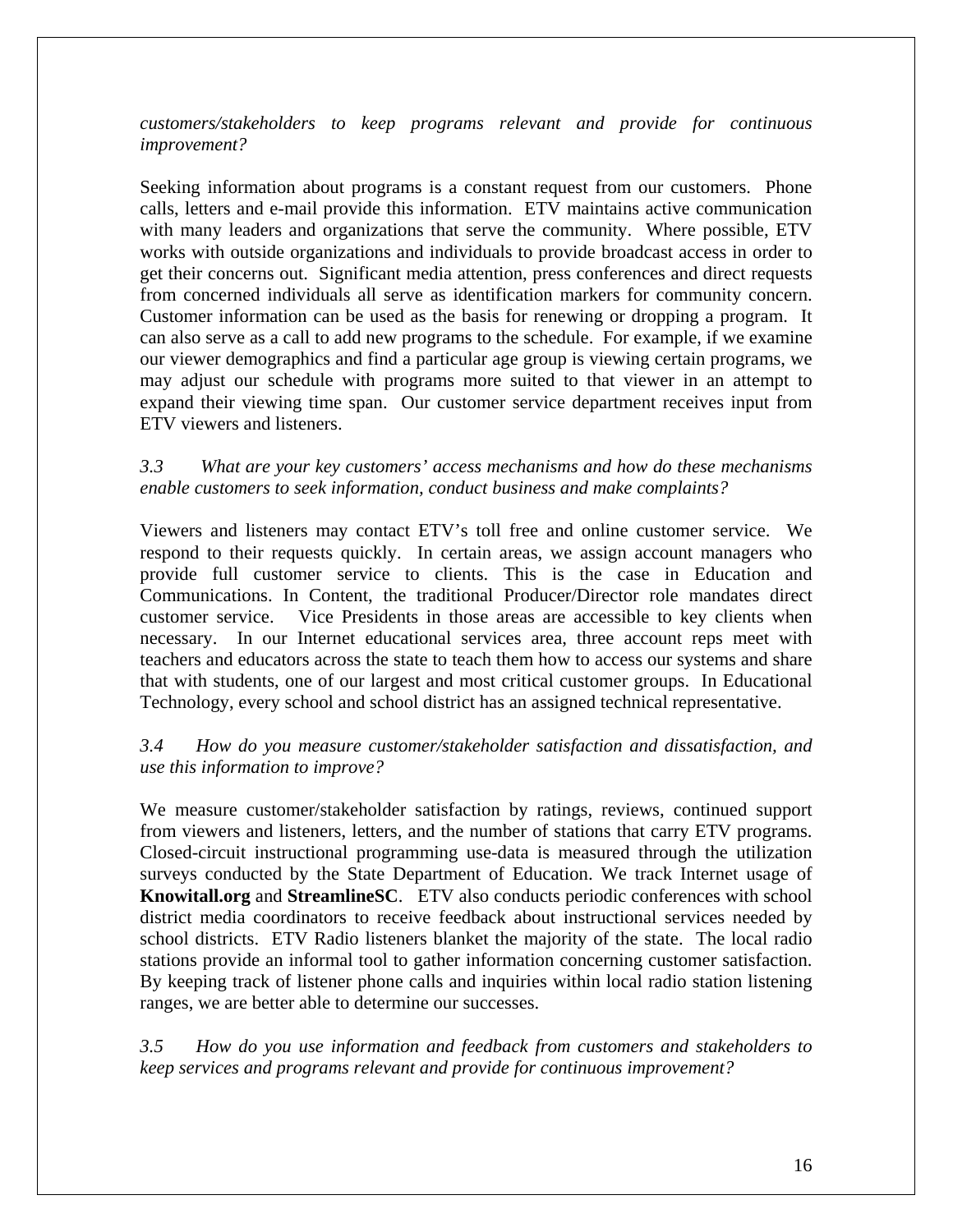*customers/stakeholders to keep programs relevant and provide for continuous improvement?*

Seeking information about programs is a constant request from our customers. Phone calls, letters and e-mail provide this information. ETV maintains active communication with many leaders and organizations that serve the community. Where possible, ETV works with outside organizations and individuals to provide broadcast access in order to get their concerns out. Significant media attention, press conferences and direct requests from concerned individuals all serve as identification markers for community concern. Customer information can be used as the basis for renewing or dropping a program. It can also serve as a call to add new programs to the schedule. For example, if we examine our viewer demographics and find a particular age group is viewing certain programs, we may adjust our schedule with programs more suited to that viewer in an attempt to expand their viewing time span. Our customer service department receives input from ETV viewers and listeners.

*3.3 What are your key customers' access mechanisms and how do these mechanisms enable customers to seek information, conduct business and make complaints?*

Viewers and listeners may contact ETV's toll free and online customer service. We respond to their requests quickly. In certain areas, we assign account managers who provide full customer service to clients. This is the case in Education and Communications. In Content, the traditional Producer/Director role mandates direct customer service. Vice Presidents in those areas are accessible to key clients when necessary. In our Internet educational services area, three account reps meet with teachers and educators across the state to teach them how to access our systems and share that with students, one of our largest and most critical customer groups. In Educational Technology, every school and school district has an assigned technical representative.

*3.4 How do you measure customer/stakeholder satisfaction and dissatisfaction, and use this information to improve?*

We measure customer/stakeholder satisfaction by ratings, reviews, continued support from viewers and listeners, letters, and the number of stations that carry ETV programs. Closed-circuit instructional programming use-data is measured through the utilization surveys conducted by the State Department of Education. We track Internet usage of **Knowitall.org** and **StreamlineSC**. ETV also conducts periodic conferences with school district media coordinators to receive feedback about instructional services needed by school districts. ETV Radio listeners blanket the majority of the state. The local radio stations provide an informal tool to gather information concerning customer satisfaction. By keeping track of listener phone calls and inquiries within local radio station listening ranges, we are better able to determine our successes.

*3.5 How do you use information and feedback from customers and stakeholders to keep services and programs relevant and provide for continuous improvement?*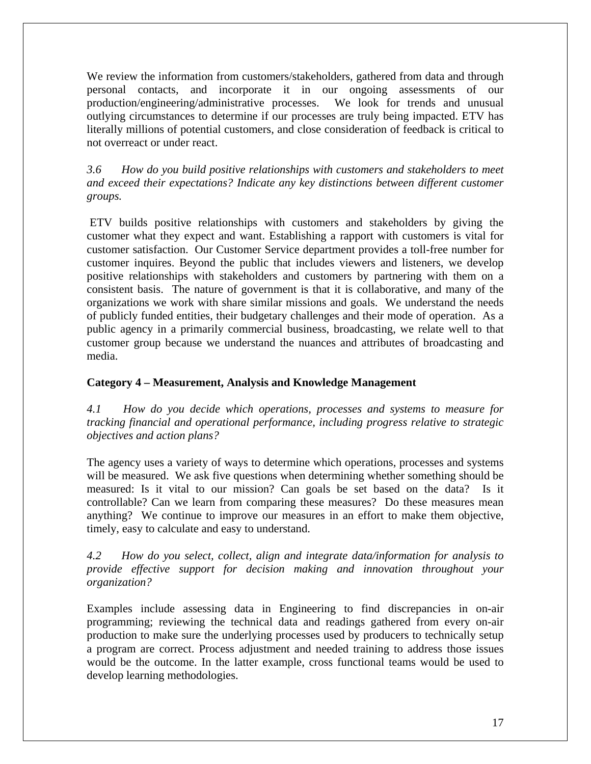We review the information from customers/stakeholders, gathered from data and through personal contacts, and incorporate it in our ongoing assessments of our production/engineering/administrative processes. We look for trends and unusual outlying circumstances to determine if our processes are truly being impacted. ETV has literally millions of potential customers, and close consideration of feedback is critical to not overreact or under react.

*3.6 How do you build positive relationships with customers and stakeholders to meet and exceed their expectations? Indicate any key distinctions between different customer groups.*

ETV builds positive relationships with customers and stakeholders by giving the customer what they expect and want. Establishing a rapport with customers is vital for customer satisfaction. Our Customer Service department provides a toll-free number for customer inquires. Beyond the public that includes viewers and listeners, we develop positive relationships with stakeholders and customers by partnering with them on a consistent basis. The nature of government is that it is collaborative, and many of the organizations we work with share similar missions and goals. We understand the needs of publicly funded entities, their budgetary challenges and their mode of operation. As a public agency in a primarily commercial business, broadcasting, we relate well to that customer group because we understand the nuances and attributes of broadcasting and media.

**Category 4 – Measurement, Analysis and Knowledge Management**

*4.1 How do you decide which operations, processes and systems to measure for tracking financial and operational performance, including progress relative to strategic objectives and action plans?*

The agency uses a variety of ways to determine which operations, processes and systems will be measured. We ask five questions when determining whether something should be measured: Is it vital to our mission? Can goals be set based on the data? Is it controllable? Can we learn from comparing these measures? Do these measures mean anything? We continue to improve our measures in an effort to make them objective, timely, easy to calculate and easy to understand.

*4.2 How do you select, collect, align and integrate data/information for analysis to provide effective support for decision making and innovation throughout your organization?*

Examples include assessing data in Engineering to find discrepancies in on-air programming; reviewing the technical data and readings gathered from every on-air production to make sure the underlying processes used by producers to technically setup a program are correct. Process adjustment and needed training to address those issues would be the outcome. In the latter example, cross functional teams would be used to develop learning methodologies.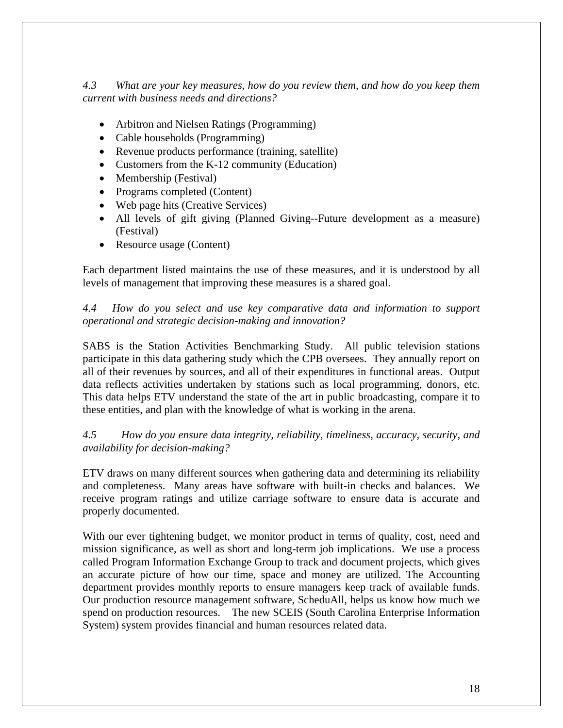*4.3 What are your key measures, how do you review them, and how do you keep them current with business needs and directions?*

- Arbitron and Nielsen Ratings (Programming)
- Cable households (Programming)
- Revenue products performance (training, satellite)
- Customers from the K-12 community (Education)
- Membership (Festival)
- Programs completed (Content)
- Web page hits (Creative Services)
- All levels of gift giving (Planned Giving--Future development as a measure) (Festival)
- Resource usage (Content)

Each department listed maintains the use of these measures, and it is understood by all levels of management that improving these measures is a shared goal.

*4.4 How do you select and use key comparative data and information to support operational and strategic decision-making and innovation?*

SABS is the Station Activities Benchmarking Study. All public television stations participate in this data gathering study which the CPB oversees. They annually report on all of their revenues by sources, and all of their expenditures in functional areas. Output data reflects activities undertaken by stations such as local programming, donors, etc. This data helps ETV understand the state of the art in public broadcasting, compare it to these entities, and plan with the knowledge of what is working in the arena.

*4.5 How do you ensure data integrity, reliability, timeliness, accuracy, security, and availability for decision-making?*

ETV draws on many different sources when gathering data and determining its reliability and completeness. Many areas have software with built-in checks and balances. We receive program ratings and utilize carriage software to ensure data is accurate and properly documented.

With our ever tightening budget, we monitor product in terms of quality, cost, need and mission significance, as well as short and long-term job implications. We use a process called Program Information Exchange Group to track and document projects, which gives an accurate picture of how our time, space and money are utilized. The Accounting department provides monthly reports to ensure managers keep track of available funds. Our production resource management software, ScheduAll, helps us know how much we spend on production resources. The new SCEIS (South Carolina Enterprise Information System) system provides financial and human resources related data.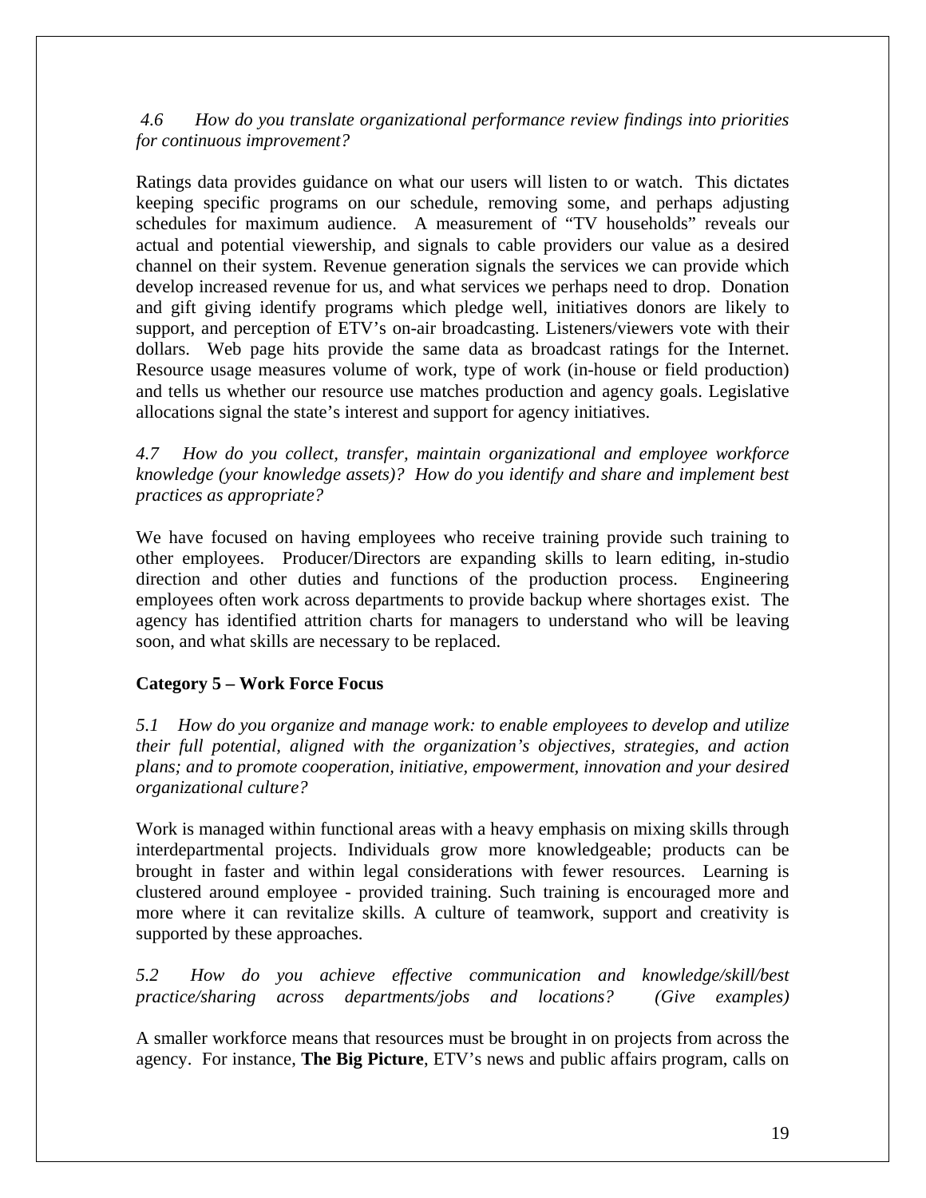*4.6 How do you translate organizational performance review findings into priorities for continuous improvement?*

Ratings data provides guidance on what our users will listen to or watch. This dictates keeping specific programs on our schedule, removing some, and perhaps adjusting schedules for maximum audience. A measurement of "TV households" reveals our actual and potential viewership, and signals to cable providers our value as a desired channel on their system. Revenue generation signals the services we can provide which develop increased revenue for us, and what services we perhaps need to drop. Donation and gift giving identify programs which pledge well, initiatives donors are likely to support, and perception of ETV's on-air broadcasting. Listeners/viewers vote with their dollars. Web page hits provide the same data as broadcast ratings for the Internet. Resource usage measures volume of work, type of work (in-house or field production) and tells us whether our resource use matches production and agency goals. Legislative allocations signal the state's interest and support for agency initiatives.

*4.7 How do you collect, transfer, maintain organizational and employee workforce knowledge (your knowledge assets)? How do you identify and share and implement best practices as appropriate?*

We have focused on having employees who receive training provide such training to other employees. Producer/Directors are expanding skills to learn editing, in-studio direction and other duties and functions of the production process. Engineering employees often work across departments to provide backup where shortages exist. The agency has identified attrition charts for managers to understand who will be leaving soon, and what skills are necessary to be replaced.

**Category 5 – Work Force Focus**

*5.1 How do you organize and manage work: to enable employees to develop and utilize their full potential, aligned with the organization's objectives, strategies, and action plans; and to promote cooperation, initiative, empowerment, innovation and your desired organizational culture?*

Work is managed within functional areas with a heavy emphasis on mixing skills through interdepartmental projects. Individuals grow more knowledgeable; products can be brought in faster and within legal considerations with fewer resources. Learning is clustered around employee - provided training. Such training is encouraged more and more where it can revitalize skills. A culture of teamwork, support and creativity is supported by these approaches.

*5.2 How do you achieve effective communication and knowledge/skill/best practice/sharing across departments/jobs and locations? (Give examples)*

A smaller workforce means that resources must be brought in on projects from across the agency. For instance, **The Big Picture**, ETV's news and public affairs program, calls on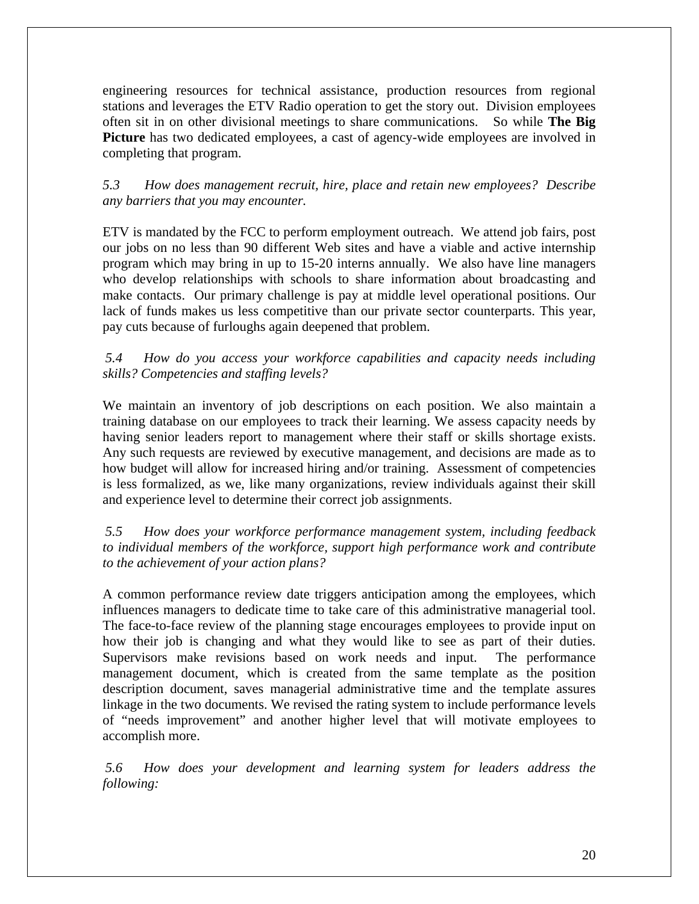engineering resources for technical assistance, production resources from regional stations and leverages the ETV Radio operation to get the story out. Division employees often sit in on other divisional meetings to share communications. So while **The Big Picture** has two dedicated employees, a cast of agency-wide employees are involved in completing that program.

*5.3 How does management recruit, hire, place and retain new employees? Describe any barriers that you may encounter.*

ETV is mandated by the FCC to perform employment outreach. We attend job fairs, post our jobs on no less than 90 different Web sites and have a viable and active internship program which may bring in up to 15-20 interns annually. We also have line managers who develop relationships with schools to share information about broadcasting and make contacts. Our primary challenge is pay at middle level operational positions. Our lack of funds makes us less competitive than our private sector counterparts. This year, pay cuts because of furloughs again deepened that problem.

*5.4 How do you access your workforce capabilities and capacity needs including skills? Competencies and staffing levels?*

We maintain an inventory of job descriptions on each position. We also maintain a training database on our employees to track their learning. We assess capacity needs by having senior leaders report to management where their staff or skills shortage exists. Any such requests are reviewed by executive management, and decisions are made as to how budget will allow for increased hiring and/or training. Assessment of competencies is less formalized, as we, like many organizations, review individuals against their skill and experience level to determine their correct job assignments.

*5.5 How does your workforce performance management system, including feedback to individual members of the workforce, support high performance work and contribute to the achievement of your action plans?*

A common performance review date triggers anticipation among the employees, which influences managers to dedicate time to take care of this administrative managerial tool. The face-to-face review of the planning stage encourages employees to provide input on how their job is changing and what they would like to see as part of their duties. Supervisors make revisions based on work needs and input. The performance management document, which is created from the same template as the position description document, saves managerial administrative time and the template assures linkage in the two documents. We revised the rating system to include performance levels of "needs improvement" and another higher level that will motivate employees to accomplish more.

*5.6 How does your development and learning system for leaders address the following:*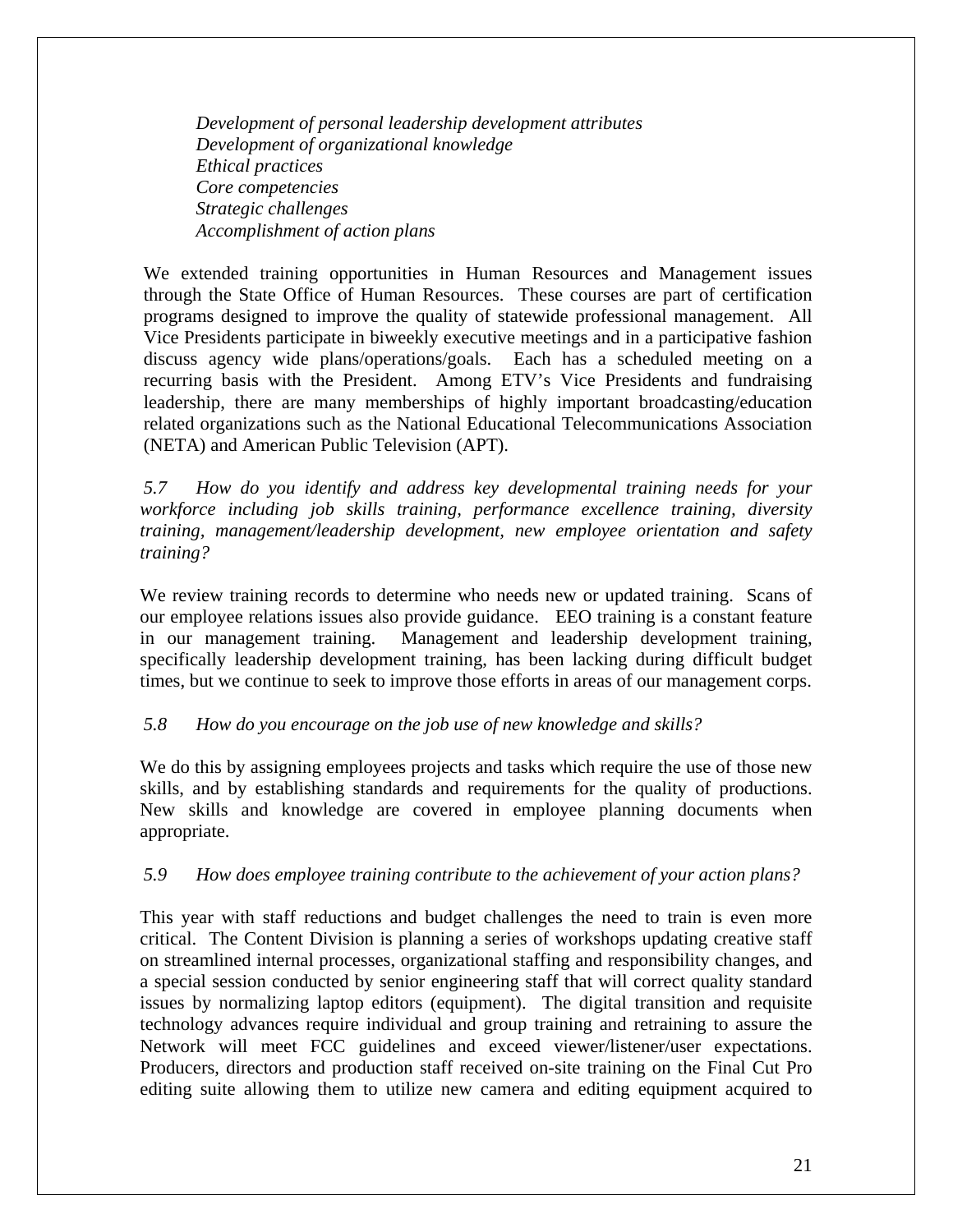*Development of personal leadership development attributes*
*Development of organizational knowledge*
*Ethical practices*
*Core competencies*
*Strategic challenges*
*Accomplishment of action plans*

We extended training opportunities in Human Resources and Management issues through the State Office of Human Resources. These courses are part of certification programs designed to improve the quality of statewide professional management. All Vice Presidents participate in biweekly executive meetings and in a participative fashion discuss agency wide plans/operations/goals. Each has a scheduled meeting on a recurring basis with the President. Among ETV's Vice Presidents and fundraising leadership, there are many memberships of highly important broadcasting/education related organizations such as the National Educational Telecommunications Association (NETA) and American Public Television (APT).

*5.7 How do you identify and address key developmental training needs for your workforce including job skills training, performance excellence training, diversity training, management/leadership development, new employee orientation and safety training?*

We review training records to determine who needs new or updated training. Scans of our employee relations issues also provide guidance. EEO training is a constant feature in our management training. Management and leadership development training, specifically leadership development training, has been lacking during difficult budget times, but we continue to seek to improve those efforts in areas of our management corps.

*5.8 How do you encourage on the job use of new knowledge and skills?*

We do this by assigning employees projects and tasks which require the use of those new skills, and by establishing standards and requirements for the quality of productions. New skills and knowledge are covered in employee planning documents when appropriate.

*5.9 How does employee training contribute to the achievement of your action plans?*

This year with staff reductions and budget challenges the need to train is even more critical. The Content Division is planning a series of workshops updating creative staff on streamlined internal processes, organizational staffing and responsibility changes, and a special session conducted by senior engineering staff that will correct quality standard issues by normalizing laptop editors (equipment). The digital transition and requisite technology advances require individual and group training and retraining to assure the Network will meet FCC guidelines and exceed viewer/listener/user expectations. Producers, directors and production staff received on-site training on the Final Cut Pro editing suite allowing them to utilize new camera and editing equipment acquired to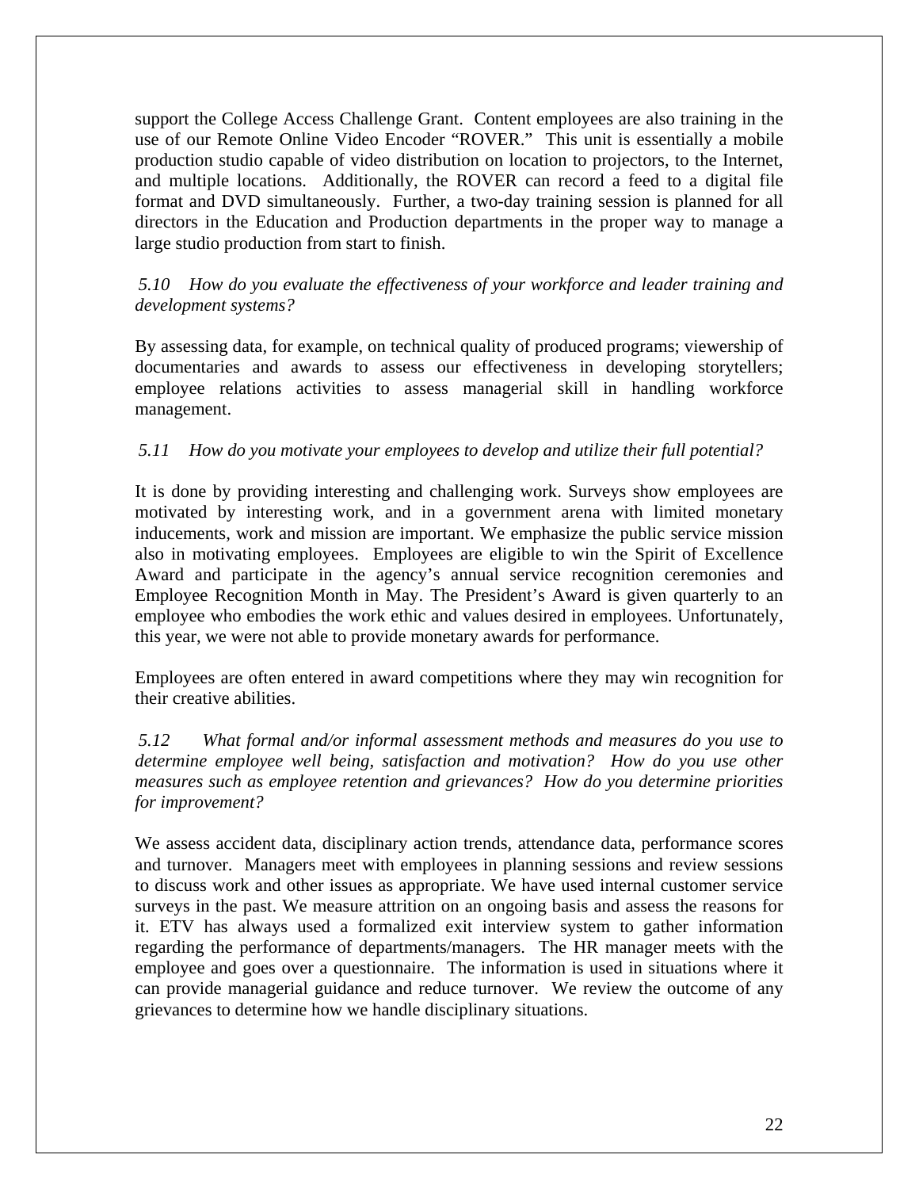support the College Access Challenge Grant. Content employees are also training in the use of our Remote Online Video Encoder "ROVER." This unit is essentially a mobile production studio capable of video distribution on location to projectors, to the Internet, and multiple locations. Additionally, the ROVER can record a feed to a digital file format and DVD simultaneously. Further, a two-day training session is planned for all directors in the Education and Production departments in the proper way to manage a large studio production from start to finish.

*5.10 How do you evaluate the effectiveness of your workforce and leader training and development systems?*

By assessing data, for example, on technical quality of produced programs; viewership of documentaries and awards to assess our effectiveness in developing storytellers; employee relations activities to assess managerial skill in handling workforce management.

*5.11 How do you motivate your employees to develop and utilize their full potential?*

It is done by providing interesting and challenging work. Surveys show employees are motivated by interesting work, and in a government arena with limited monetary inducements, work and mission are important. We emphasize the public service mission also in motivating employees. Employees are eligible to win the Spirit of Excellence Award and participate in the agency's annual service recognition ceremonies and Employee Recognition Month in May. The President's Award is given quarterly to an employee who embodies the work ethic and values desired in employees. Unfortunately, this year, we were not able to provide monetary awards for performance.

Employees are often entered in award competitions where they may win recognition for their creative abilities.

*5.12 What formal and/or informal assessment methods and measures do you use to determine employee well being, satisfaction and motivation? How do you use other measures such as employee retention and grievances? How do you determine priorities for improvement?*

We assess accident data, disciplinary action trends, attendance data, performance scores and turnover. Managers meet with employees in planning sessions and review sessions to discuss work and other issues as appropriate. We have used internal customer service surveys in the past. We measure attrition on an ongoing basis and assess the reasons for it. ETV has always used a formalized exit interview system to gather information regarding the performance of departments/managers. The HR manager meets with the employee and goes over a questionnaire. The information is used in situations where it can provide managerial guidance and reduce turnover. We review the outcome of any grievances to determine how we handle disciplinary situations.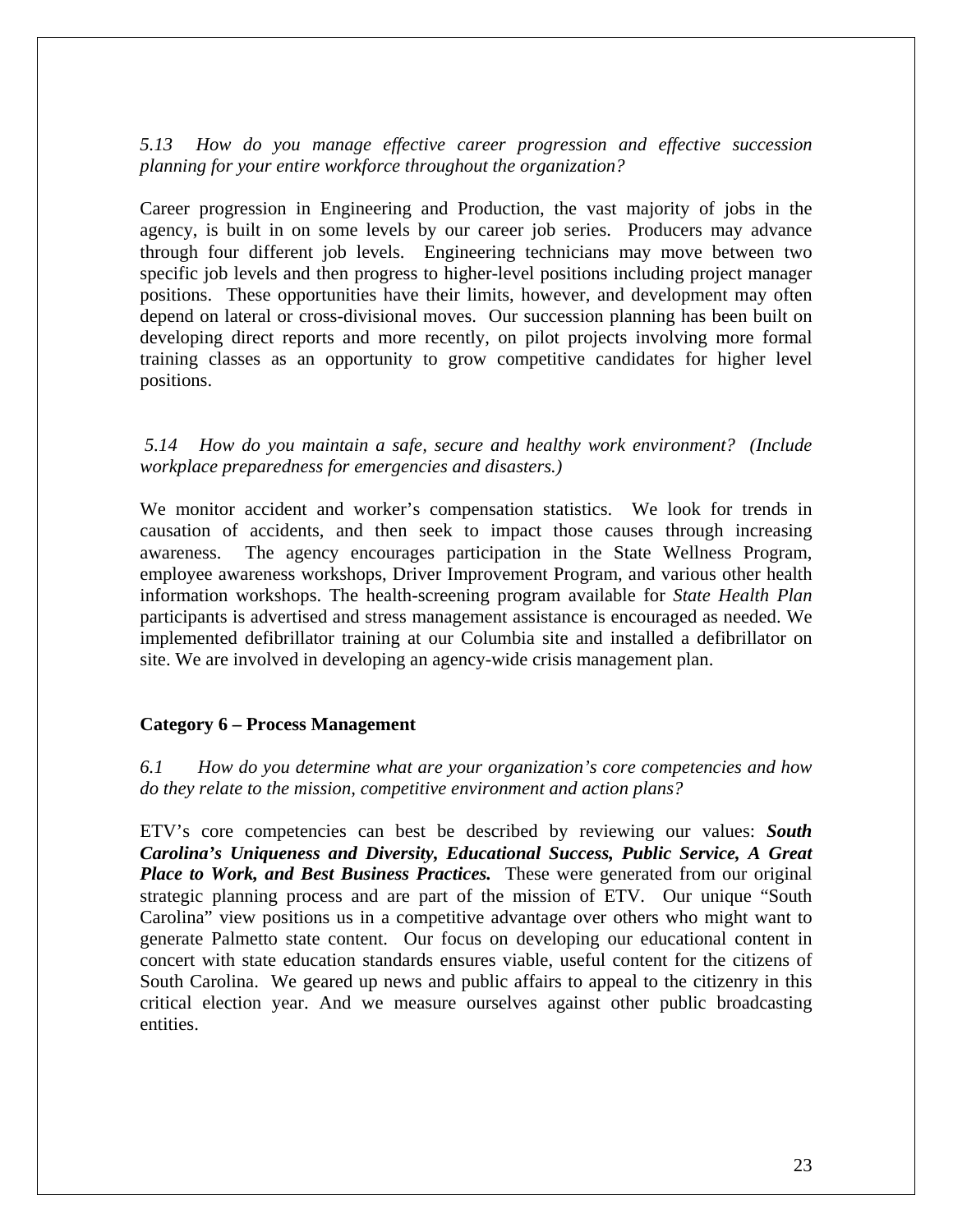*5.13 How do you manage effective career progression and effective succession planning for your entire workforce throughout the organization?*

Career progression in Engineering and Production, the vast majority of jobs in the agency, is built in on some levels by our career job series. Producers may advance through four different job levels. Engineering technicians may move between two specific job levels and then progress to higher-level positions including project manager positions. These opportunities have their limits, however, and development may often depend on lateral or cross-divisional moves. Our succession planning has been built on developing direct reports and more recently, on pilot projects involving more formal training classes as an opportunity to grow competitive candidates for higher level positions.

*5.14 How do you maintain a safe, secure and healthy work environment? (Include workplace preparedness for emergencies and disasters.)*

We monitor accident and worker's compensation statistics. We look for trends in causation of accidents, and then seek to impact those causes through increasing awareness. The agency encourages participation in the State Wellness Program, employee awareness workshops, Driver Improvement Program, and various other health information workshops. The health-screening program available for *State Health Plan* participants is advertised and stress management assistance is encouraged as needed. We implemented defibrillator training at our Columbia site and installed a defibrillator on site. We are involved in developing an agency-wide crisis management plan.

## Category 6 – Process Management

*6.1 How do you determine what are your organization's core competencies and how do they relate to the mission, competitive environment and action plans?*

ETV's core competencies can best be described by reviewing our values: ***South Carolina's Uniqueness and Diversity, Educational Success, Public Service, A Great Place to Work, and Best Business Practices.*** These were generated from our original strategic planning process and are part of the mission of ETV. Our unique "South Carolina" view positions us in a competitive advantage over others who might want to generate Palmetto state content. Our focus on developing our educational content in concert with state education standards ensures viable, useful content for the citizens of South Carolina. We geared up news and public affairs to appeal to the citizenry in this critical election year. And we measure ourselves against other public broadcasting entities.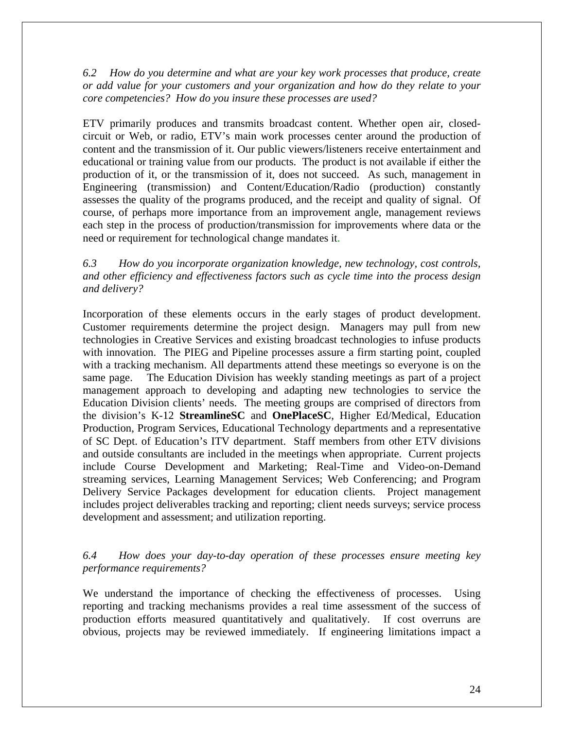*6.2 How do you determine and what are your key work processes that produce, create or add value for your customers and your organization and how do they relate to your core competencies? How do you insure these processes are used?*

ETV primarily produces and transmits broadcast content. Whether open air, closed-circuit or Web, or radio, ETV's main work processes center around the production of content and the transmission of it. Our public viewers/listeners receive entertainment and educational or training value from our products. The product is not available if either the production of it, or the transmission of it, does not succeed. As such, management in Engineering (transmission) and Content/Education/Radio (production) constantly assesses the quality of the programs produced, and the receipt and quality of signal. Of course, of perhaps more importance from an improvement angle, management reviews each step in the process of production/transmission for improvements where data or the need or requirement for technological change mandates it.

*6.3 How do you incorporate organization knowledge, new technology, cost controls, and other efficiency and effectiveness factors such as cycle time into the process design and delivery?*

Incorporation of these elements occurs in the early stages of product development. Customer requirements determine the project design. Managers may pull from new technologies in Creative Services and existing broadcast technologies to infuse products with innovation. The PIEG and Pipeline processes assure a firm starting point, coupled with a tracking mechanism. All departments attend these meetings so everyone is on the same page. The Education Division has weekly standing meetings as part of a project management approach to developing and adapting new technologies to service the Education Division clients' needs. The meeting groups are comprised of directors from the division's K-12 **StreamlineSC** and **OnePlaceSC**, Higher Ed/Medical, Education Production, Program Services, Educational Technology departments and a representative of SC Dept. of Education's ITV department. Staff members from other ETV divisions and outside consultants are included in the meetings when appropriate. Current projects include Course Development and Marketing; Real-Time and Video-on-Demand streaming services, Learning Management Services; Web Conferencing; and Program Delivery Service Packages development for education clients. Project management includes project deliverables tracking and reporting; client needs surveys; service process development and assessment; and utilization reporting.

*6.4 How does your day-to-day operation of these processes ensure meeting key performance requirements?*

We understand the importance of checking the effectiveness of processes. Using reporting and tracking mechanisms provides a real time assessment of the success of production efforts measured quantitatively and qualitatively. If cost overruns are obvious, projects may be reviewed immediately. If engineering limitations impact a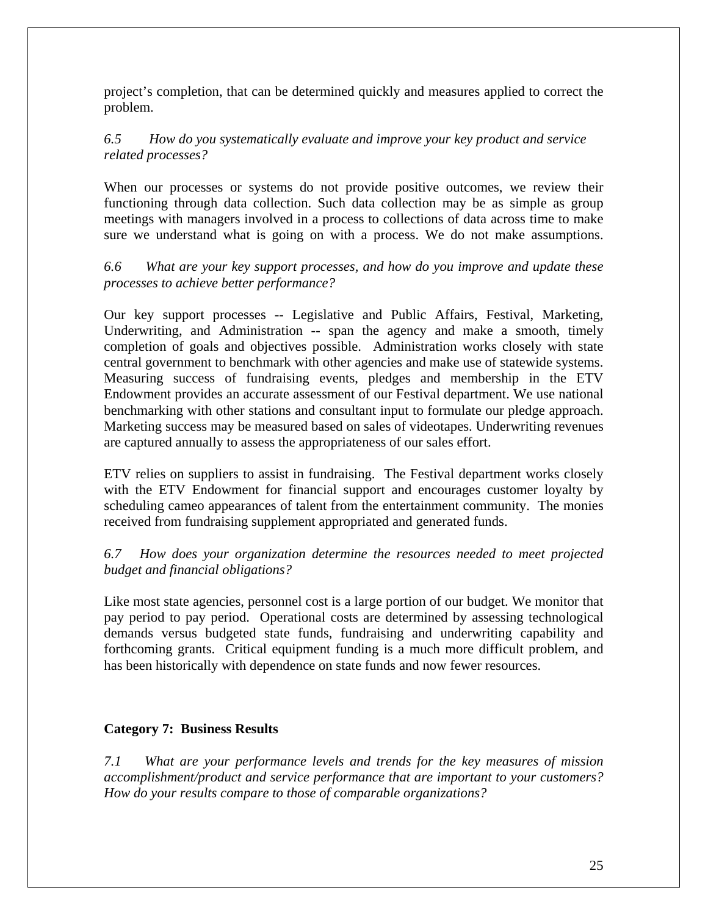project's completion, that can be determined quickly and measures applied to correct the problem.

*6.5 How do you systematically evaluate and improve your key product and service related processes?*

When our processes or systems do not provide positive outcomes, we review their functioning through data collection. Such data collection may be as simple as group meetings with managers involved in a process to collections of data across time to make sure we understand what is going on with a process. We do not make assumptions.

*6.6 What are your key support processes, and how do you improve and update these processes to achieve better performance?*

Our key support processes -- Legislative and Public Affairs, Festival, Marketing, Underwriting, and Administration -- span the agency and make a smooth, timely completion of goals and objectives possible. Administration works closely with state central government to benchmark with other agencies and make use of statewide systems. Measuring success of fundraising events, pledges and membership in the ETV Endowment provides an accurate assessment of our Festival department. We use national benchmarking with other stations and consultant input to formulate our pledge approach. Marketing success may be measured based on sales of videotapes. Underwriting revenues are captured annually to assess the appropriateness of our sales effort.

ETV relies on suppliers to assist in fundraising. The Festival department works closely with the ETV Endowment for financial support and encourages customer loyalty by scheduling cameo appearances of talent from the entertainment community. The monies received from fundraising supplement appropriated and generated funds.

*6.7 How does your organization determine the resources needed to meet projected budget and financial obligations?*

Like most state agencies, personnel cost is a large portion of our budget. We monitor that pay period to pay period. Operational costs are determined by assessing technological demands versus budgeted state funds, fundraising and underwriting capability and forthcoming grants. Critical equipment funding is a much more difficult problem, and has been historically with dependence on state funds and now fewer resources.

## Category 7: Business Results

*7.1 What are your performance levels and trends for the key measures of mission accomplishment/product and service performance that are important to your customers? How do your results compare to those of comparable organizations?*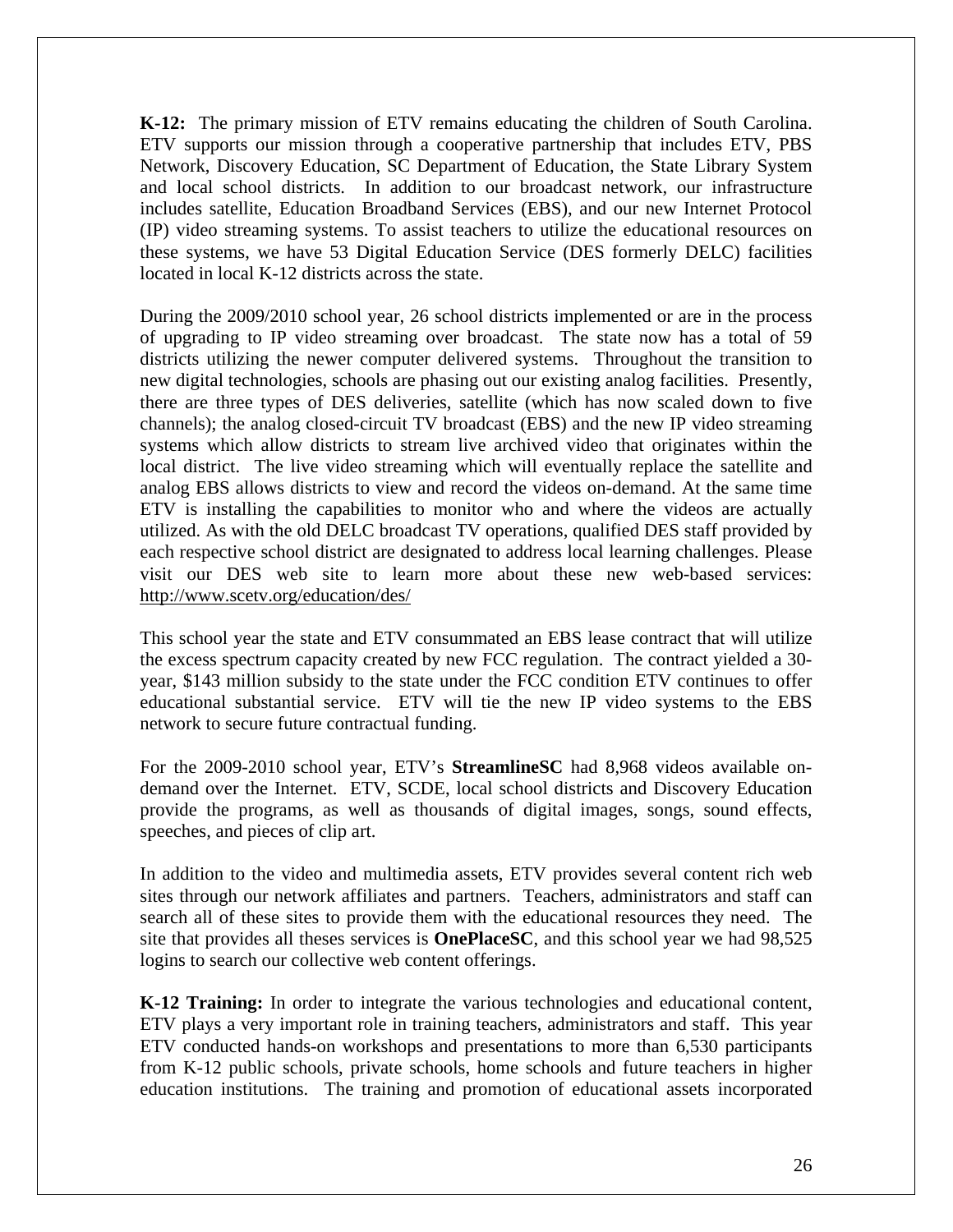**K-12:** The primary mission of ETV remains educating the children of South Carolina. ETV supports our mission through a cooperative partnership that includes ETV, PBS Network, Discovery Education, SC Department of Education, the State Library System and local school districts. In addition to our broadcast network, our infrastructure includes satellite, Education Broadband Services (EBS), and our new Internet Protocol (IP) video streaming systems. To assist teachers to utilize the educational resources on these systems, we have 53 Digital Education Service (DES formerly DELC) facilities located in local K-12 districts across the state.

During the 2009/2010 school year, 26 school districts implemented or are in the process of upgrading to IP video streaming over broadcast. The state now has a total of 59 districts utilizing the newer computer delivered systems. Throughout the transition to new digital technologies, schools are phasing out our existing analog facilities. Presently, there are three types of DES deliveries, satellite (which has now scaled down to five channels); the analog closed-circuit TV broadcast (EBS) and the new IP video streaming systems which allow districts to stream live archived video that originates within the local district. The live video streaming which will eventually replace the satellite and analog EBS allows districts to view and record the videos on-demand. At the same time ETV is installing the capabilities to monitor who and where the videos are actually utilized. As with the old DELC broadcast TV operations, qualified DES staff provided by each respective school district are designated to address local learning challenges. Please visit our DES web site to learn more about these new web-based services: http://www.scetv.org/education/des/

This school year the state and ETV consummated an EBS lease contract that will utilize the excess spectrum capacity created by new FCC regulation. The contract yielded a 30-year, $143 million subsidy to the state under the FCC condition ETV continues to offer educational substantial service. ETV will tie the new IP video systems to the EBS network to secure future contractual funding.

For the 2009-2010 school year, ETV's **StreamlineSC** had 8,968 videos available on-demand over the Internet. ETV, SCDE, local school districts and Discovery Education provide the programs, as well as thousands of digital images, songs, sound effects, speeches, and pieces of clip art.

In addition to the video and multimedia assets, ETV provides several content rich web sites through our network affiliates and partners. Teachers, administrators and staff can search all of these sites to provide them with the educational resources they need. The site that provides all theses services is **OnePlaceSC**, and this school year we had 98,525 logins to search our collective web content offerings.

**K-12 Training:** In order to integrate the various technologies and educational content, ETV plays a very important role in training teachers, administrators and staff. This year ETV conducted hands-on workshops and presentations to more than 6,530 participants from K-12 public schools, private schools, home schools and future teachers in higher education institutions. The training and promotion of educational assets incorporated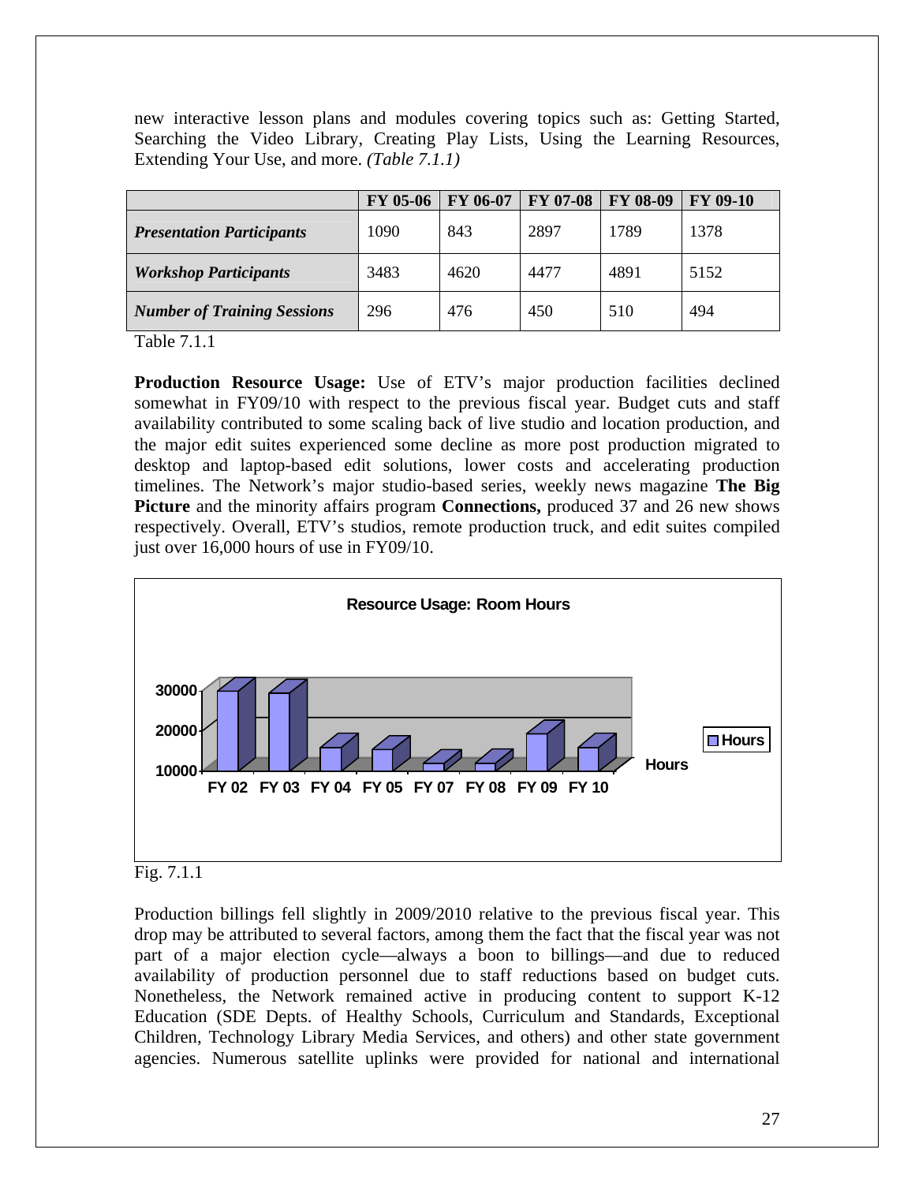new interactive lesson plans and modules covering topics such as: Getting Started, Searching the Video Library, Creating Play Lists, Using the Learning Resources, Extending Your Use, and more. *(Table 7.1.1)*

| | FY 05-06 | FY 06-07 | FY 07-08 | FY 08-09 | FY 09-10 |
|---|---|---|---|---|---|
| ***Presentation Participants*** | 1090 | 843 | 2897 | 1789 | 1378 |
| ***Workshop Participants*** | 3483 | 4620 | 4477 | 4891 | 5152 |
| ***Number of Training Sessions*** | 296 | 476 | 450 | 510 | 494 |

Table 7.1.1

**Production Resource Usage:** Use of ETV's major production facilities declined somewhat in FY09/10 with respect to the previous fiscal year. Budget cuts and staff availability contributed to some scaling back of live studio and location production, and the major edit suites experienced some decline as more post production migrated to desktop and laptop-based edit solutions, lower costs and accelerating production timelines. The Network's major studio-based series, weekly news magazine **The Big Picture** and the minority affairs program **Connections,** produced 37 and 26 new shows respectively. Overall, ETV's studios, remote production truck, and edit suites compiled just over 16,000 hours of use in FY09/10.

**Resource Usage: Room Hours**

Fig. 7.1.1

Production billings fell slightly in 2009/2010 relative to the previous fiscal year. This drop may be attributed to several factors, among them the fact that the fiscal year was not part of a major election cycle—always a boon to billings—and due to reduced availability of production personnel due to staff reductions based on budget cuts. Nonetheless, the Network remained active in producing content to support K-12 Education (SDE Depts. of Healthy Schools, Curriculum and Standards, Exceptional Children, Technology Library Media Services, and others) and other state government agencies. Numerous satellite uplinks were provided for national and international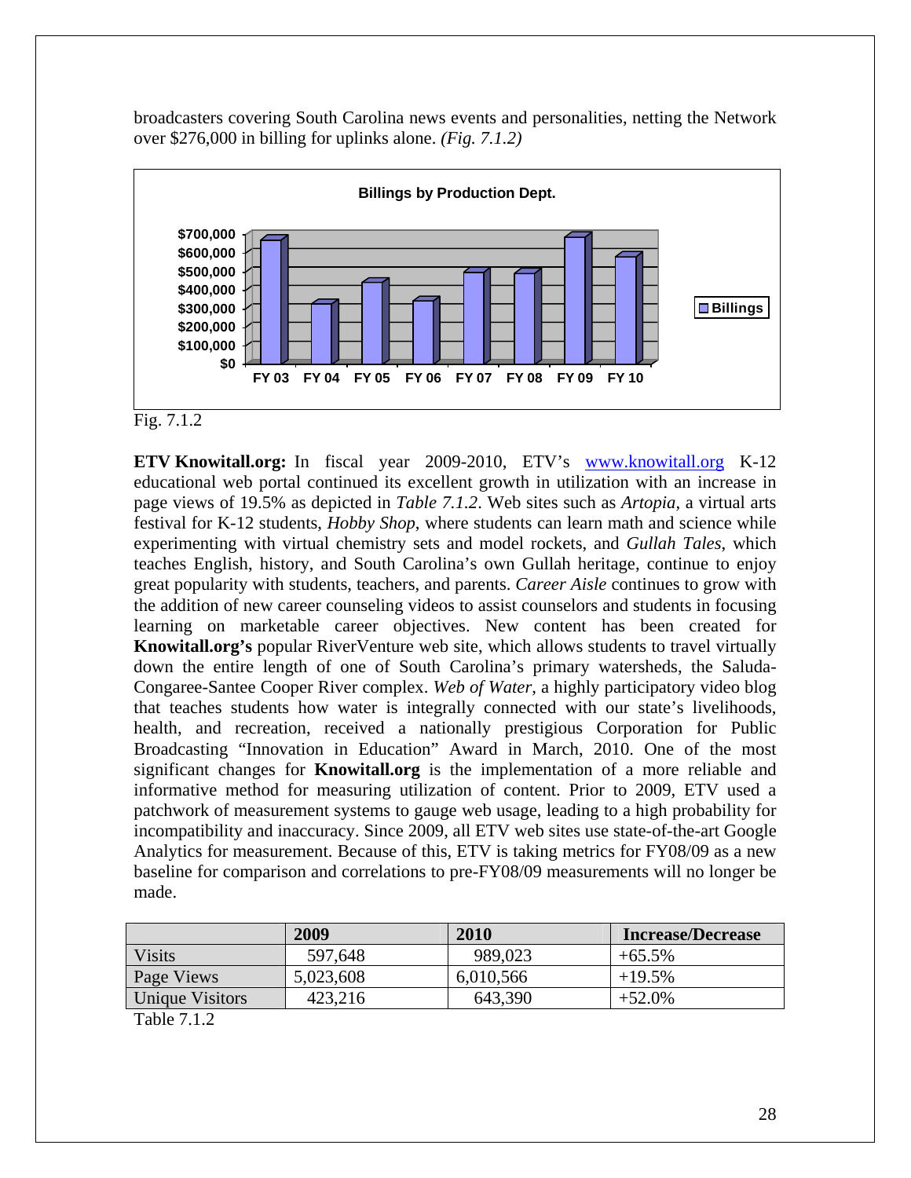broadcasters covering South Carolina news events and personalities, netting the Network over $276,000 in billing for uplinks alone. *(Fig. 7.1.2)*

**Billings by Production Dept.**

Fig. 7.1.2

**ETV Knowitall.org:** In fiscal year 2009-2010, ETV's [www.knowitall.org](http://www.knowitall.org) K-12 educational web portal continued its excellent growth in utilization with an increase in page views of 19.5% as depicted in *Table 7.1.2*. Web sites such as *Artopia*, a virtual arts festival for K-12 students, *Hobby Shop*, where students can learn math and science while experimenting with virtual chemistry sets and model rockets, and *Gullah Tales*, which teaches English, history, and South Carolina's own Gullah heritage, continue to enjoy great popularity with students, teachers, and parents. *Career Aisle* continues to grow with the addition of new career counseling videos to assist counselors and students in focusing learning on marketable career objectives. New content has been created for **Knowitall.org's** popular RiverVenture web site, which allows students to travel virtually down the entire length of one of South Carolina's primary watersheds, the Saluda-Congaree-Santee Cooper River complex. *Web of Water*, a highly participatory video blog that teaches students how water is integrally connected with our state's livelihoods, health, and recreation, received a nationally prestigious Corporation for Public Broadcasting "Innovation in Education" Award in March, 2010. One of the most significant changes for **Knowitall.org** is the implementation of a more reliable and informative method for measuring utilization of content. Prior to 2009, ETV used a patchwork of measurement systems to gauge web usage, leading to a high probability for incompatibility and inaccuracy. Since 2009, all ETV web sites use state-of-the-art Google Analytics for measurement. Because of this, ETV is taking metrics for FY08/09 as a new baseline for comparison and correlations to pre-FY08/09 measurements will no longer be made.

| | 2009 | 2010 | Increase/Decrease |
|---|---|---|---|
| Visits | 597,648 | 989,023 | +65.5% |
| Page Views | 5,023,608 | 6,010,566 | +19.5% |
| Unique Visitors | 423,216 | 643,390 | +52.0% |

Table 7.1.2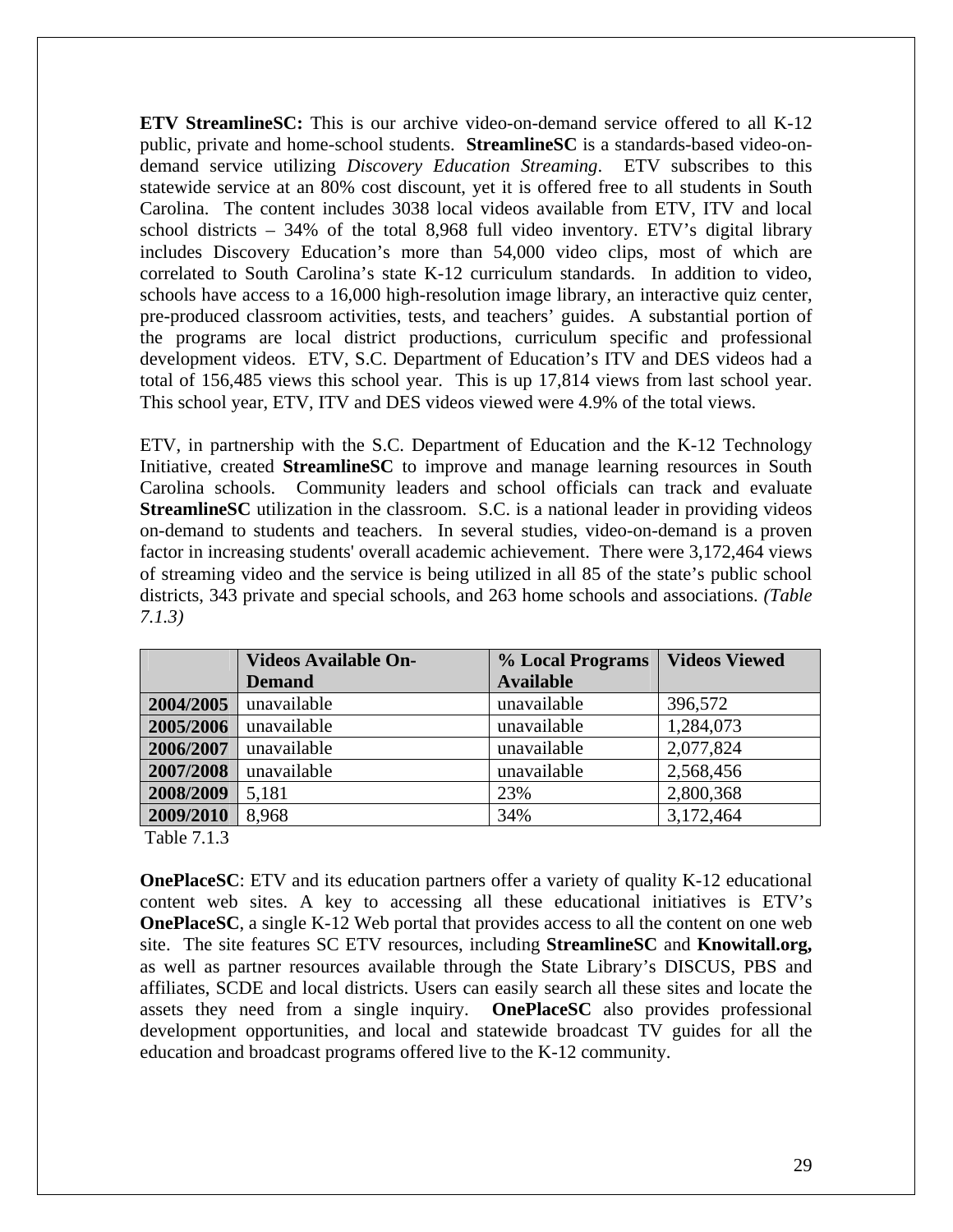**ETV StreamlineSC:** This is our archive video-on-demand service offered to all K-12 public, private and home-school students. **StreamlineSC** is a standards-based video-on-demand service utilizing *Discovery Education Streaming*. ETV subscribes to this statewide service at an 80% cost discount, yet it is offered free to all students in South Carolina. The content includes 3038 local videos available from ETV, ITV and local school districts – 34% of the total 8,968 full video inventory. ETV's digital library includes Discovery Education's more than 54,000 video clips, most of which are correlated to South Carolina's state K-12 curriculum standards. In addition to video, schools have access to a 16,000 high-resolution image library, an interactive quiz center, pre-produced classroom activities, tests, and teachers' guides. A substantial portion of the programs are local district productions, curriculum specific and professional development videos. ETV, S.C. Department of Education's ITV and DES videos had a total of 156,485 views this school year. This is up 17,814 views from last school year. This school year, ETV, ITV and DES videos viewed were 4.9% of the total views.

ETV, in partnership with the S.C. Department of Education and the K-12 Technology Initiative, created **StreamlineSC** to improve and manage learning resources in South Carolina schools. Community leaders and school officials can track and evaluate **StreamlineSC** utilization in the classroom. S.C. is a national leader in providing videos on-demand to students and teachers. In several studies, video-on-demand is a proven factor in increasing students' overall academic achievement. There were 3,172,464 views of streaming video and the service is being utilized in all 85 of the state's public school districts, 343 private and special schools, and 263 home schools and associations. *(Table 7.1.3)*

| | Videos Available On-Demand | % Local Programs Available | Videos Viewed |
|---|---|---|---|
| **2004/2005** | unavailable | unavailable | 396,572 |
| **2005/2006** | unavailable | unavailable | 1,284,073 |
| **2006/2007** | unavailable | unavailable | 2,077,824 |
| **2007/2008** | unavailable | unavailable | 2,568,456 |
| **2008/2009** | 5,181 | 23% | 2,800,368 |
| **2009/2010** | 8,968 | 34% | 3,172,464 |

Table 7.1.3

**OnePlaceSC**: ETV and its education partners offer a variety of quality K-12 educational content web sites. A key to accessing all these educational initiatives is ETV's **OnePlaceSC**, a single K-12 Web portal that provides access to all the content on one web site. The site features SC ETV resources, including **StreamlineSC** and **Knowitall.org,** as well as partner resources available through the State Library's DISCUS, PBS and affiliates, SCDE and local districts. Users can easily search all these sites and locate the assets they need from a single inquiry. **OnePlaceSC** also provides professional development opportunities, and local and statewide broadcast TV guides for all the education and broadcast programs offered live to the K-12 community.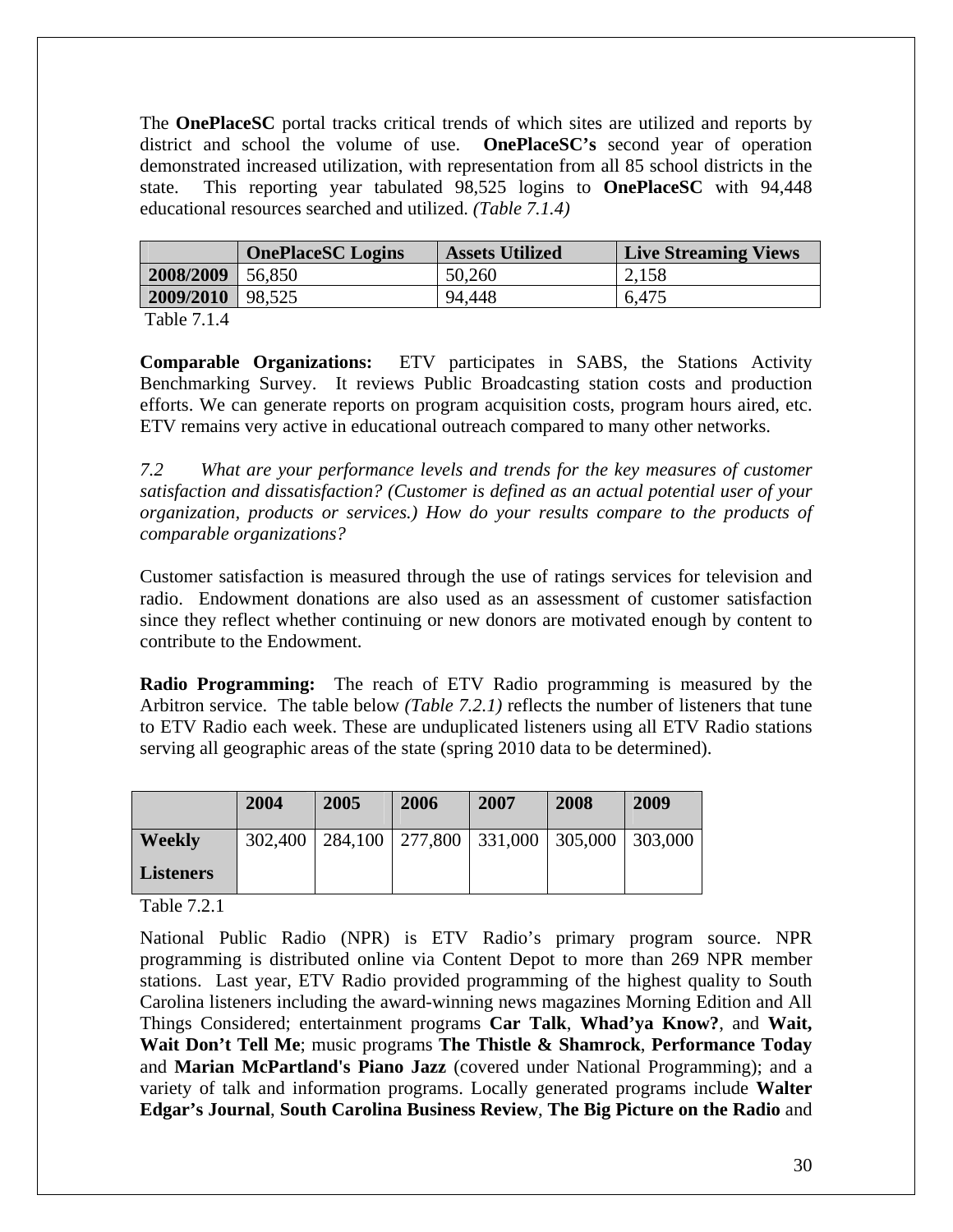The **OnePlaceSC** portal tracks critical trends of which sites are utilized and reports by district and school the volume of use. **OnePlaceSC's** second year of operation demonstrated increased utilization, with representation from all 85 school districts in the state. This reporting year tabulated 98,525 logins to **OnePlaceSC** with 94,448 educational resources searched and utilized. *(Table 7.1.4)*

| | **OnePlaceSC Logins** | **Assets Utilized** | **Live Streaming Views** |
|---|---|---|---|
| **2008/2009** | 56,850 | 50,260 | 2,158 |
| **2009/2010** | 98,525 | 94,448 | 6,475 |

Table 7.1.4

**Comparable Organizations:** ETV participates in SABS, the Stations Activity Benchmarking Survey. It reviews Public Broadcasting station costs and production efforts. We can generate reports on program acquisition costs, program hours aired, etc. ETV remains very active in educational outreach compared to many other networks.

*7.2 What are your performance levels and trends for the key measures of customer satisfaction and dissatisfaction? (Customer is defined as an actual potential user of your organization, products or services.) How do your results compare to the products of comparable organizations?*

Customer satisfaction is measured through the use of ratings services for television and radio. Endowment donations are also used as an assessment of customer satisfaction since they reflect whether continuing or new donors are motivated enough by content to contribute to the Endowment.

**Radio Programming:** The reach of ETV Radio programming is measured by the Arbitron service. The table below *(Table 7.2.1)* reflects the number of listeners that tune to ETV Radio each week. These are unduplicated listeners using all ETV Radio stations serving all geographic areas of the state (spring 2010 data to be determined).

| | **2004** | **2005** | **2006** | **2007** | **2008** | **2009** |
|---|---|---|---|---|---|---|
| **Weekly Listeners** | 302,400 | 284,100 | 277,800 | 331,000 | 305,000 | 303,000 |

Table 7.2.1

National Public Radio (NPR) is ETV Radio's primary program source. NPR programming is distributed online via Content Depot to more than 269 NPR member stations. Last year, ETV Radio provided programming of the highest quality to South Carolina listeners including the award-winning news magazines Morning Edition and All Things Considered; entertainment programs **Car Talk**, **Whad'ya Know?**, and **Wait, Wait Don't Tell Me**; music programs **The Thistle & Shamrock**, **Performance Today** and **Marian McPartland's Piano Jazz** (covered under National Programming); and a variety of talk and information programs. Locally generated programs include **Walter Edgar's Journal**, **South Carolina Business Review**, **The Big Picture on the Radio** and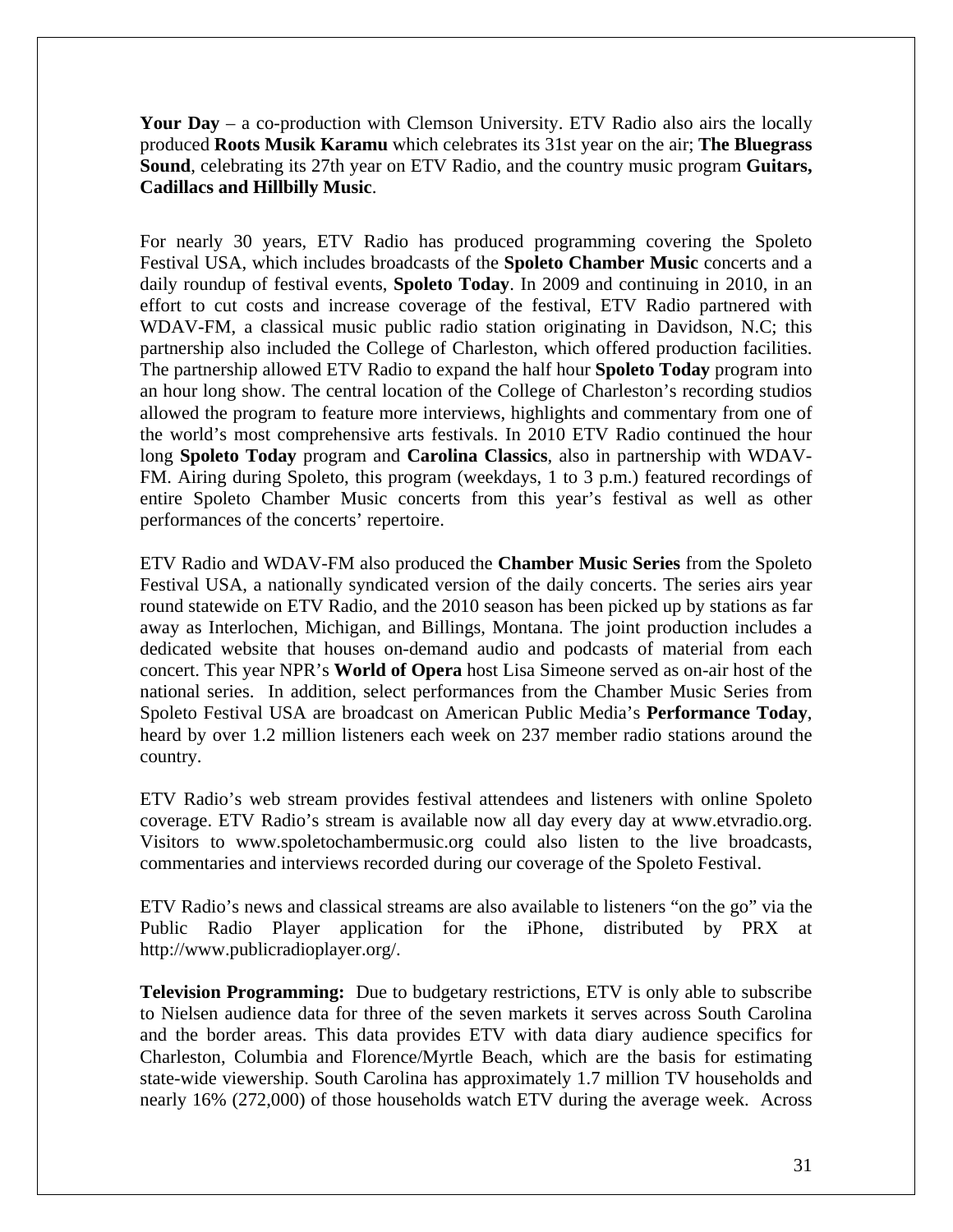**Your Day** – a co-production with Clemson University. ETV Radio also airs the locally produced **Roots Musik Karamu** which celebrates its 31st year on the air; **The Bluegrass Sound**, celebrating its 27th year on ETV Radio, and the country music program **Guitars, Cadillacs and Hillbilly Music**.

For nearly 30 years, ETV Radio has produced programming covering the Spoleto Festival USA, which includes broadcasts of the **Spoleto Chamber Music** concerts and a daily roundup of festival events, **Spoleto Today**. In 2009 and continuing in 2010, in an effort to cut costs and increase coverage of the festival, ETV Radio partnered with WDAV-FM, a classical music public radio station originating in Davidson, N.C; this partnership also included the College of Charleston, which offered production facilities. The partnership allowed ETV Radio to expand the half hour **Spoleto Today** program into an hour long show. The central location of the College of Charleston's recording studios allowed the program to feature more interviews, highlights and commentary from one of the world's most comprehensive arts festivals. In 2010 ETV Radio continued the hour long **Spoleto Today** program and **Carolina Classics**, also in partnership with WDAV-FM. Airing during Spoleto, this program (weekdays, 1 to 3 p.m.) featured recordings of entire Spoleto Chamber Music concerts from this year's festival as well as other performances of the concerts' repertoire.

ETV Radio and WDAV-FM also produced the **Chamber Music Series** from the Spoleto Festival USA, a nationally syndicated version of the daily concerts. The series airs year round statewide on ETV Radio, and the 2010 season has been picked up by stations as far away as Interlochen, Michigan, and Billings, Montana. The joint production includes a dedicated website that houses on-demand audio and podcasts of material from each concert. This year NPR's **World of Opera** host Lisa Simeone served as on-air host of the national series. In addition, select performances from the Chamber Music Series from Spoleto Festival USA are broadcast on American Public Media's **Performance Today**, heard by over 1.2 million listeners each week on 237 member radio stations around the country.

ETV Radio's web stream provides festival attendees and listeners with online Spoleto coverage. ETV Radio's stream is available now all day every day at www.etvradio.org. Visitors to www.spoletochambermusic.org could also listen to the live broadcasts, commentaries and interviews recorded during our coverage of the Spoleto Festival.

ETV Radio's news and classical streams are also available to listeners "on the go" via the Public Radio Player application for the iPhone, distributed by PRX at http://www.publicradioplayer.org/.

**Television Programming:** Due to budgetary restrictions, ETV is only able to subscribe to Nielsen audience data for three of the seven markets it serves across South Carolina and the border areas. This data provides ETV with data diary audience specifics for Charleston, Columbia and Florence/Myrtle Beach, which are the basis for estimating state-wide viewership. South Carolina has approximately 1.7 million TV households and nearly 16% (272,000) of those households watch ETV during the average week. Across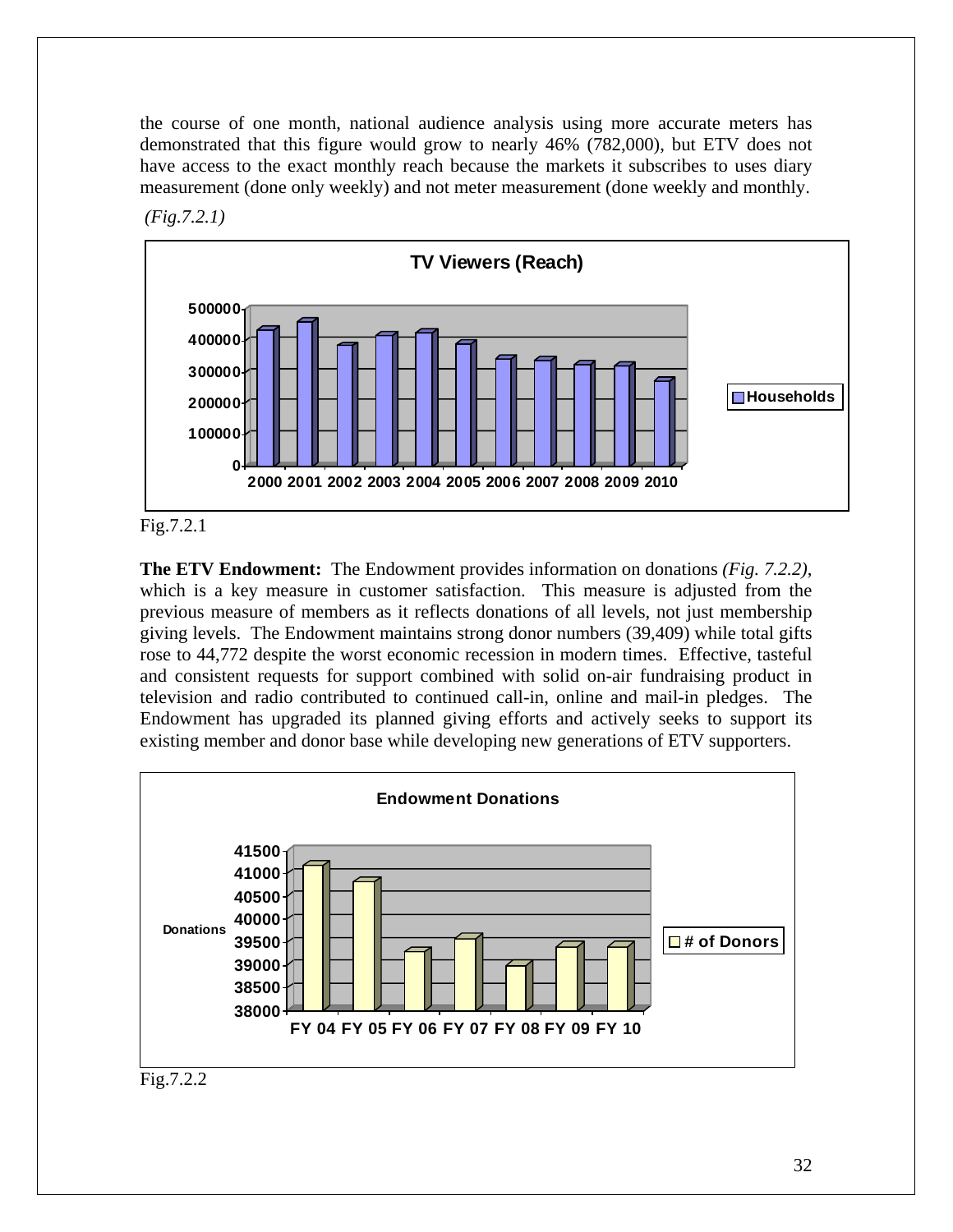the course of one month, national audience analysis using more accurate meters has demonstrated that this figure would grow to nearly 46% (782,000), but ETV does not have access to the exact monthly reach because the markets it subscribes to uses diary measurement (done only weekly) and not meter measurement (done weekly and monthly.

*(Fig.7.2.1)*

Fig.7.2.1

**The ETV Endowment:** The Endowment provides information on donations *(Fig. 7.2.2)*, which is a key measure in customer satisfaction. This measure is adjusted from the previous measure of members as it reflects donations of all levels, not just membership giving levels. The Endowment maintains strong donor numbers (39,409) while total gifts rose to 44,772 despite the worst economic recession in modern times. Effective, tasteful and consistent requests for support combined with solid on-air fundraising product in television and radio contributed to continued call-in, online and mail-in pledges. The Endowment has upgraded its planned giving efforts and actively seeks to support its existing member and donor base while developing new generations of ETV supporters.

Fig.7.2.2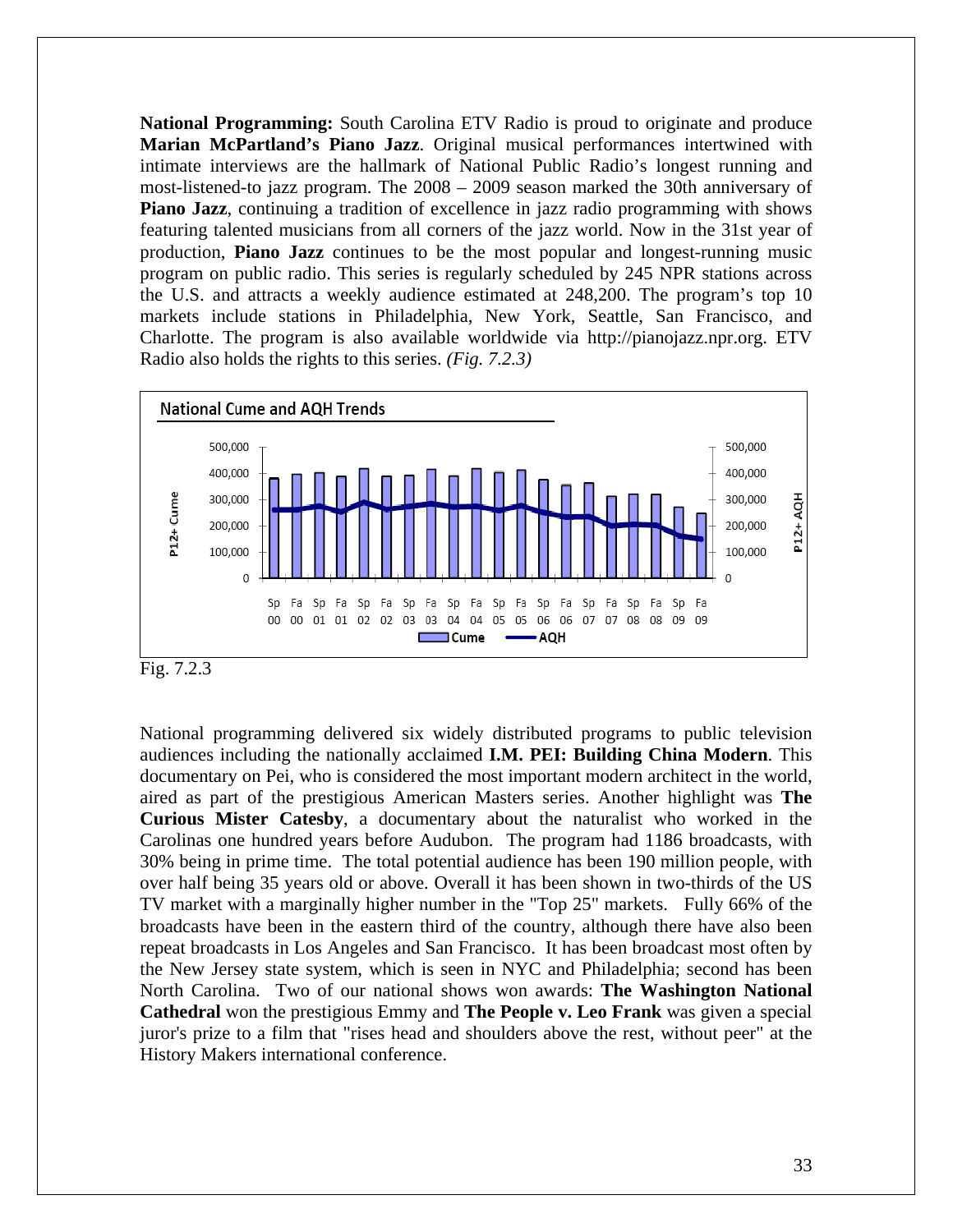**National Programming:** South Carolina ETV Radio is proud to originate and produce **Marian McPartland's Piano Jazz**. Original musical performances intertwined with intimate interviews are the hallmark of National Public Radio's longest running and most-listened-to jazz program. The 2008 – 2009 season marked the 30th anniversary of **Piano Jazz**, continuing a tradition of excellence in jazz radio programming with shows featuring talented musicians from all corners of the jazz world. Now in the 31st year of production, **Piano Jazz** continues to be the most popular and longest-running music program on public radio. This series is regularly scheduled by 245 NPR stations across the U.S. and attracts a weekly audience estimated at 248,200. The program's top 10 markets include stations in Philadelphia, New York, Seattle, San Francisco, and Charlotte. The program is also available worldwide via http://pianojazz.npr.org. ETV Radio also holds the rights to this series. *(Fig. 7.2.3)*

**National Cume and AQH Trends**

Fig. 7.2.3

National programming delivered six widely distributed programs to public television audiences including the nationally acclaimed **I.M. PEI: Building China Modern**. This documentary on Pei, who is considered the most important modern architect in the world, aired as part of the prestigious American Masters series. Another highlight was **The Curious Mister Catesby**, a documentary about the naturalist who worked in the Carolinas one hundred years before Audubon. The program had 1186 broadcasts, with 30% being in prime time. The total potential audience has been 190 million people, with over half being 35 years old or above. Overall it has been shown in two-thirds of the US TV market with a marginally higher number in the "Top 25" markets. Fully 66% of the broadcasts have been in the eastern third of the country, although there have also been repeat broadcasts in Los Angeles and San Francisco. It has been broadcast most often by the New Jersey state system, which is seen in NYC and Philadelphia; second has been North Carolina. Two of our national shows won awards: **The Washington National Cathedral** won the prestigious Emmy and **The People v. Leo Frank** was given a special juror's prize to a film that "rises head and shoulders above the rest, without peer" at the History Makers international conference.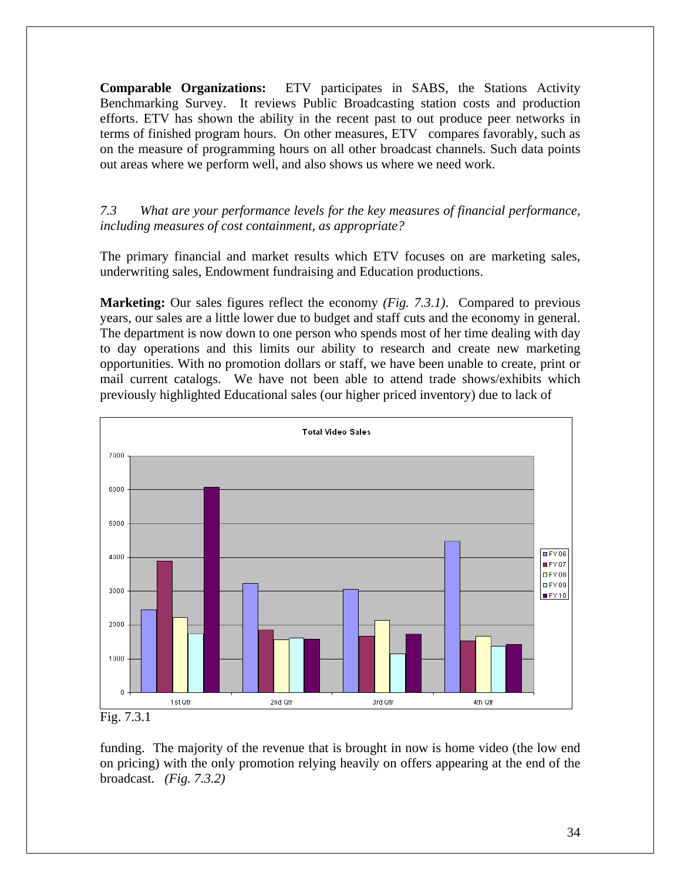**Comparable Organizations:** ETV participates in SABS, the Stations Activity Benchmarking Survey. It reviews Public Broadcasting station costs and production efforts. ETV has shown the ability in the recent past to out produce peer networks in terms of finished program hours. On other measures, ETV compares favorably, such as on the measure of programming hours on all other broadcast channels. Such data points out areas where we perform well, and also shows us where we need work.

*7.3 What are your performance levels for the key measures of financial performance, including measures of cost containment, as appropriate?*

The primary financial and market results which ETV focuses on are marketing sales, underwriting sales, Endowment fundraising and Education productions.

**Marketing:** Our sales figures reflect the economy *(Fig. 7.3.1)*. Compared to previous years, our sales are a little lower due to budget and staff cuts and the economy in general. The department is now down to one person who spends most of her time dealing with day to day operations and this limits our ability to research and create new marketing opportunities. With no promotion dollars or staff, we have been unable to create, print or mail current catalogs. We have not been able to attend trade shows/exhibits which previously highlighted Educational sales (our higher priced inventory) due to lack of

Fig. 7.3.1

funding. The majority of the revenue that is brought in now is home video (the low end on pricing) with the only promotion relying heavily on offers appearing at the end of the broadcast. *(Fig. 7.3.2)*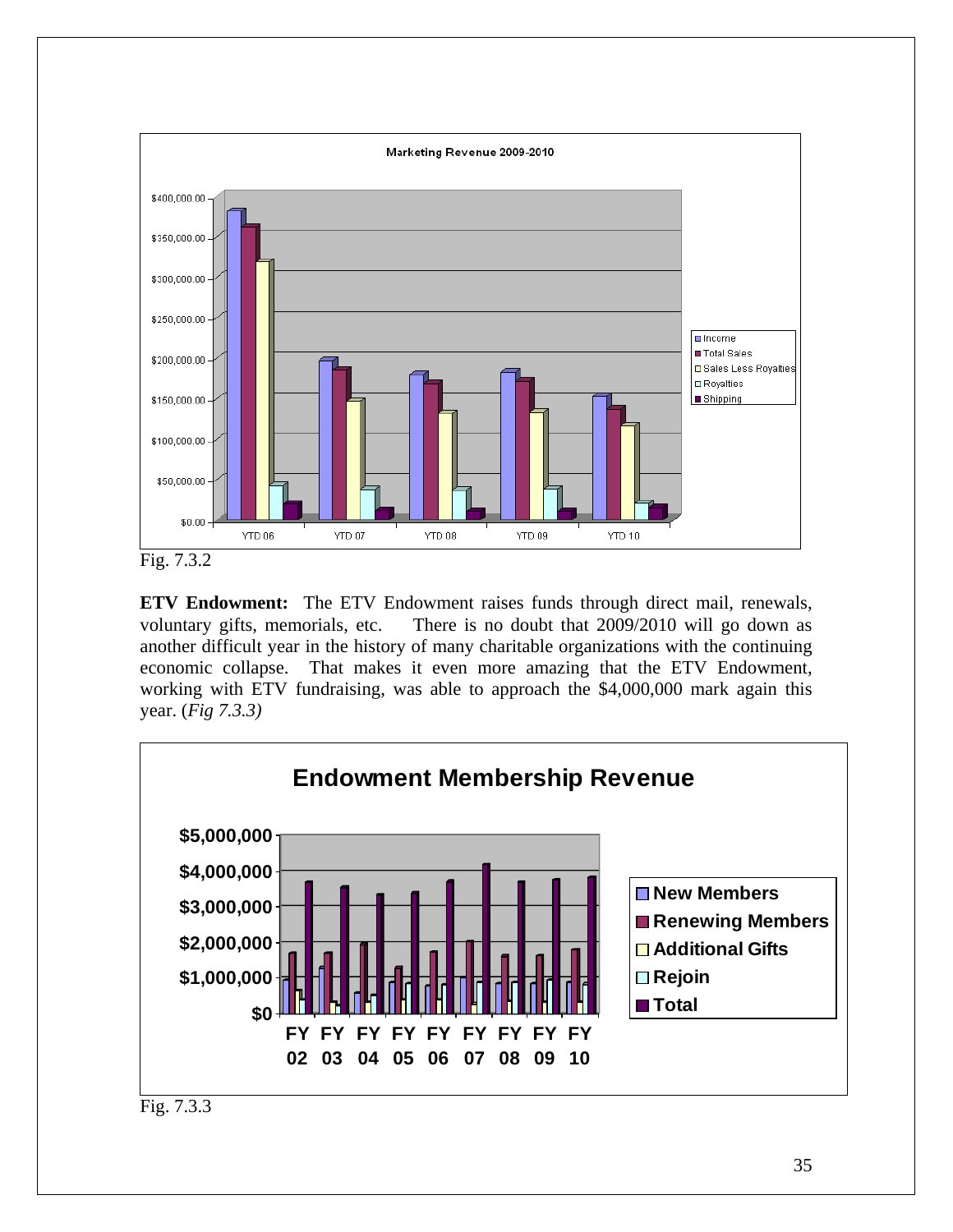Fig. 7.3.2

**ETV Endowment:** The ETV Endowment raises funds through direct mail, renewals, voluntary gifts, memorials, etc. There is no doubt that 2009/2010 will go down as another difficult year in the history of many charitable organizations with the continuing economic collapse. That makes it even more amazing that the ETV Endowment, working with ETV fundraising, was able to approach the $4,000,000 mark again this year. (*Fig 7.3.3)*

Fig. 7.3.3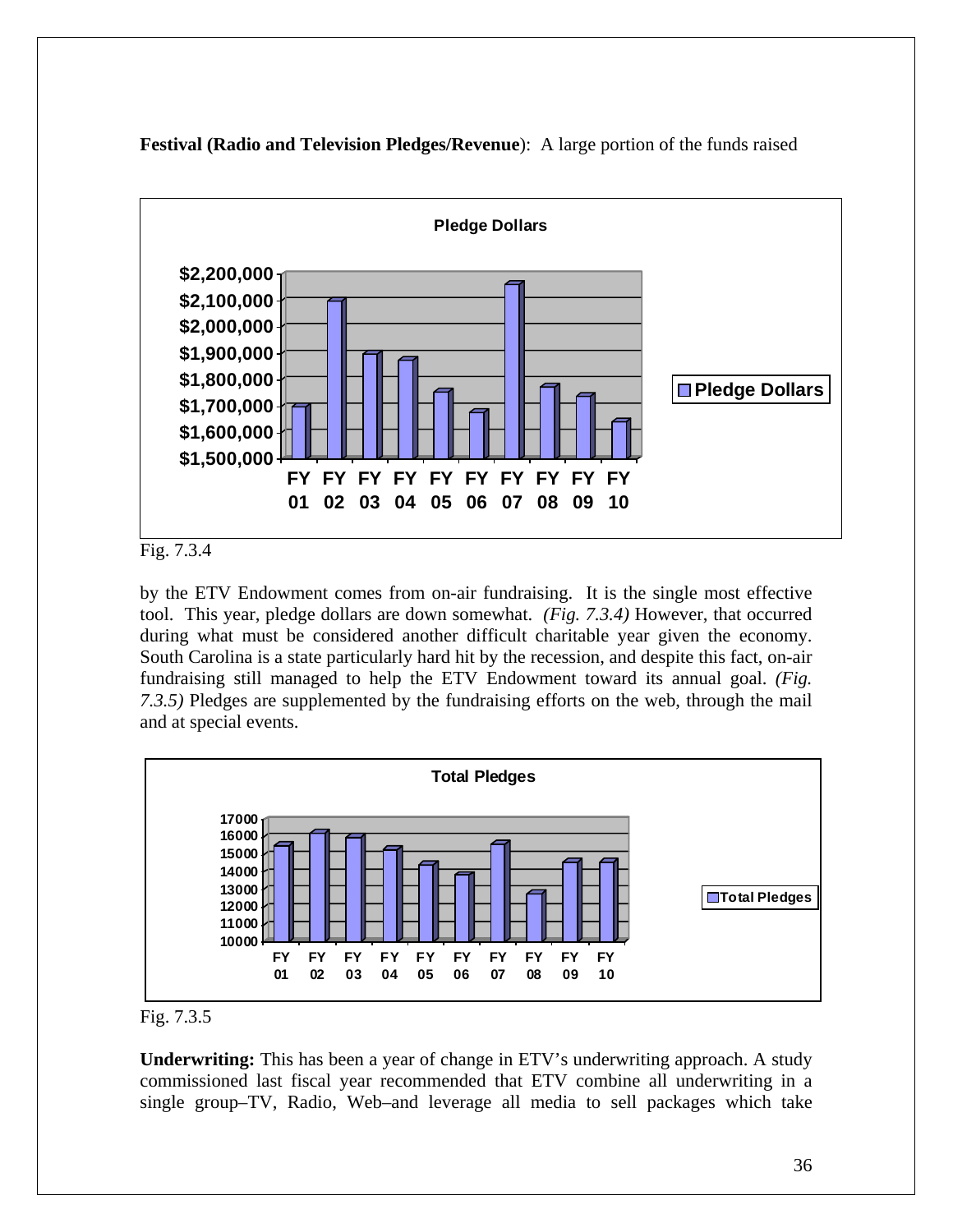**Festival (Radio and Television Pledges/Revenue**): A large portion of the funds raised

Fig. 7.3.4

by the ETV Endowment comes from on-air fundraising. It is the single most effective tool. This year, pledge dollars are down somewhat. *(Fig. 7.3.4)* However, that occurred during what must be considered another difficult charitable year given the economy. South Carolina is a state particularly hard hit by the recession, and despite this fact, on-air fundraising still managed to help the ETV Endowment toward its annual goal. *(Fig. 7.3.5)* Pledges are supplemented by the fundraising efforts on the web, through the mail and at special events.

Fig. 7.3.5

**Underwriting:** This has been a year of change in ETV's underwriting approach. A study commissioned last fiscal year recommended that ETV combine all underwriting in a single group–TV, Radio, Web–and leverage all media to sell packages which take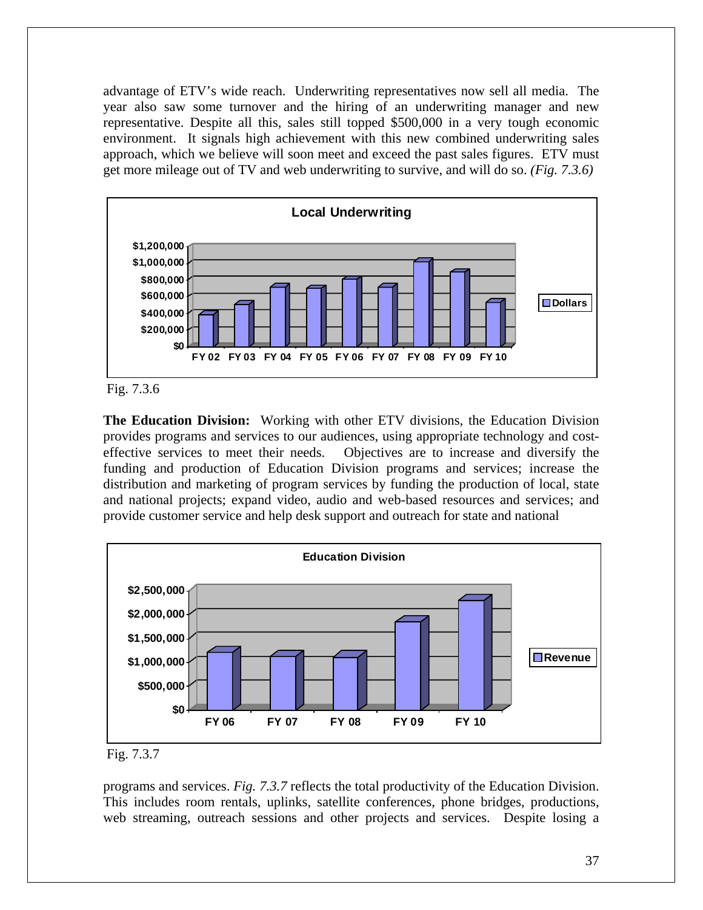advantage of ETV's wide reach. Underwriting representatives now sell all media. The year also saw some turnover and the hiring of an underwriting manager and new representative. Despite all this, sales still topped $500,000 in a very tough economic environment. It signals high achievement with this new combined underwriting sales approach, which we believe will soon meet and exceed the past sales figures. ETV must get more mileage out of TV and web underwriting to survive, and will do so. *(Fig. 7.3.6)*

Fig. 7.3.6

**The Education Division:** Working with other ETV divisions, the Education Division provides programs and services to our audiences, using appropriate technology and cost-effective services to meet their needs. Objectives are to increase and diversify the funding and production of Education Division programs and services; increase the distribution and marketing of program services by funding the production of local, state and national projects; expand video, audio and web-based resources and services; and provide customer service and help desk support and outreach for state and national

Fig. 7.3.7

programs and services. *Fig. 7.3.7* reflects the total productivity of the Education Division. This includes room rentals, uplinks, satellite conferences, phone bridges, productions, web streaming, outreach sessions and other projects and services. Despite losing a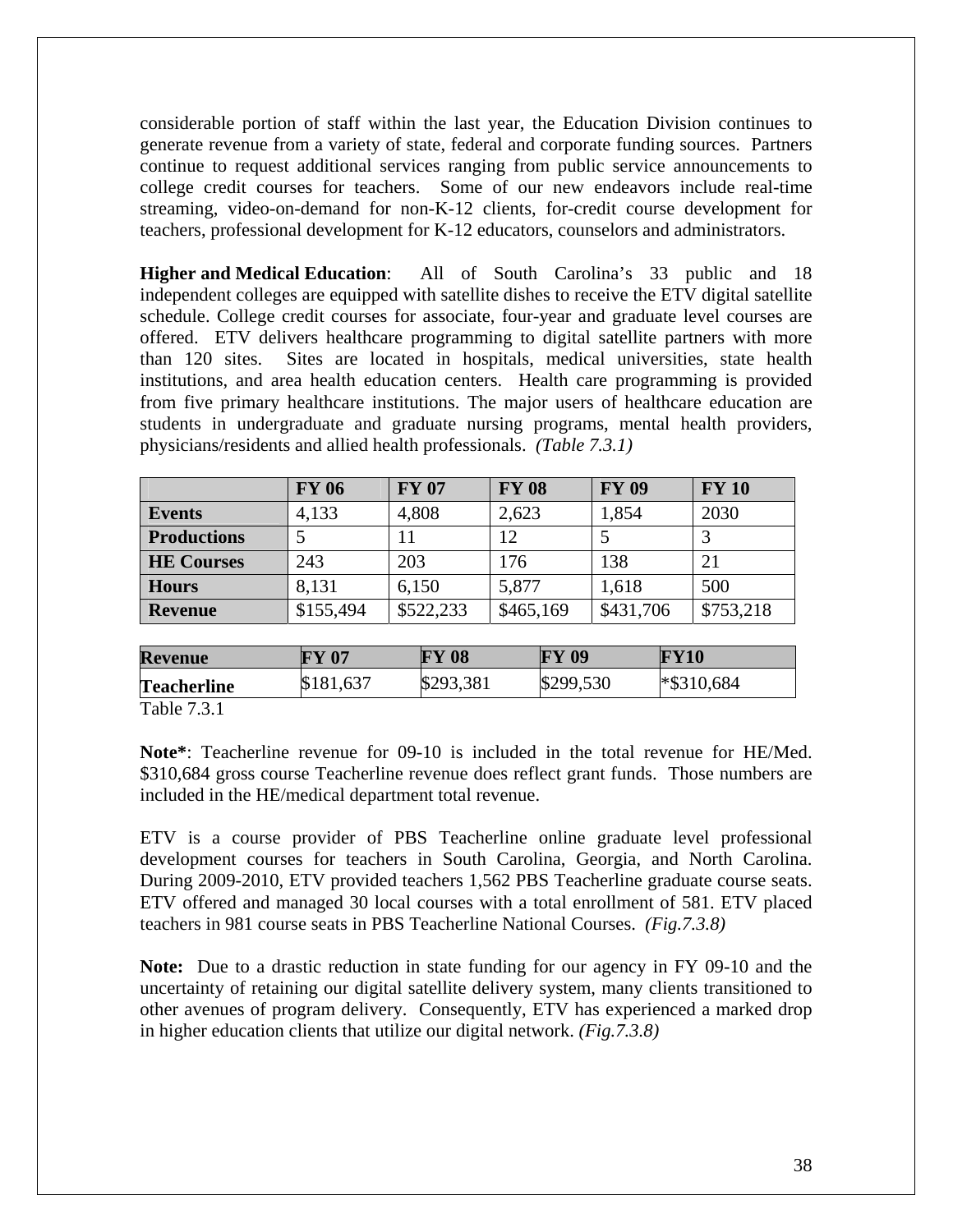considerable portion of staff within the last year, the Education Division continues to generate revenue from a variety of state, federal and corporate funding sources. Partners continue to request additional services ranging from public service announcements to college credit courses for teachers. Some of our new endeavors include real-time streaming, video-on-demand for non-K-12 clients, for-credit course development for teachers, professional development for K-12 educators, counselors and administrators.

**Higher and Medical Education**: All of South Carolina's 33 public and 18 independent colleges are equipped with satellite dishes to receive the ETV digital satellite schedule. College credit courses for associate, four-year and graduate level courses are offered. ETV delivers healthcare programming to digital satellite partners with more than 120 sites. Sites are located in hospitals, medical universities, state health institutions, and area health education centers. Health care programming is provided from five primary healthcare institutions. The major users of healthcare education are students in undergraduate and graduate nursing programs, mental health providers, physicians/residents and allied health professionals. *(Table 7.3.1)*

| | FY 06 | FY 07 | FY 08 | FY 09 | FY 10 |
|---|---|---|---|---|---|
| **Events** | 4,133 | 4,808 | 2,623 | 1,854 | 2030 |
| **Productions** | 5 | 11 | 12 | 5 | 3 |
| **HE Courses** | 243 | 203 | 176 | 138 | 21 |
| **Hours** | 8,131 | 6,150 | 5,877 | 1,618 | 500 |
| **Revenue** | $155,494 | $522,233 | $465,169 | $431,706 | $753,218 |

| Revenue | FY 07 | FY 08 | FY 09 | FY10 |
|---|---|---|---|---|
| **Teacherline** | $181,637 | $293,381 | $299,530 | *$310,684 |

Table 7.3.1

**Note***: Teacherline revenue for 09-10 is included in the total revenue for HE/Med. $310,684 gross course Teacherline revenue does reflect grant funds. Those numbers are included in the HE/medical department total revenue.

ETV is a course provider of PBS Teacherline online graduate level professional development courses for teachers in South Carolina, Georgia, and North Carolina. During 2009-2010, ETV provided teachers 1,562 PBS Teacherline graduate course seats. ETV offered and managed 30 local courses with a total enrollment of 581. ETV placed teachers in 981 course seats in PBS Teacherline National Courses. *(Fig.7.3.8)*

**Note:** Due to a drastic reduction in state funding for our agency in FY 09-10 and the uncertainty of retaining our digital satellite delivery system, many clients transitioned to other avenues of program delivery. Consequently, ETV has experienced a marked drop in higher education clients that utilize our digital network. *(Fig.7.3.8)*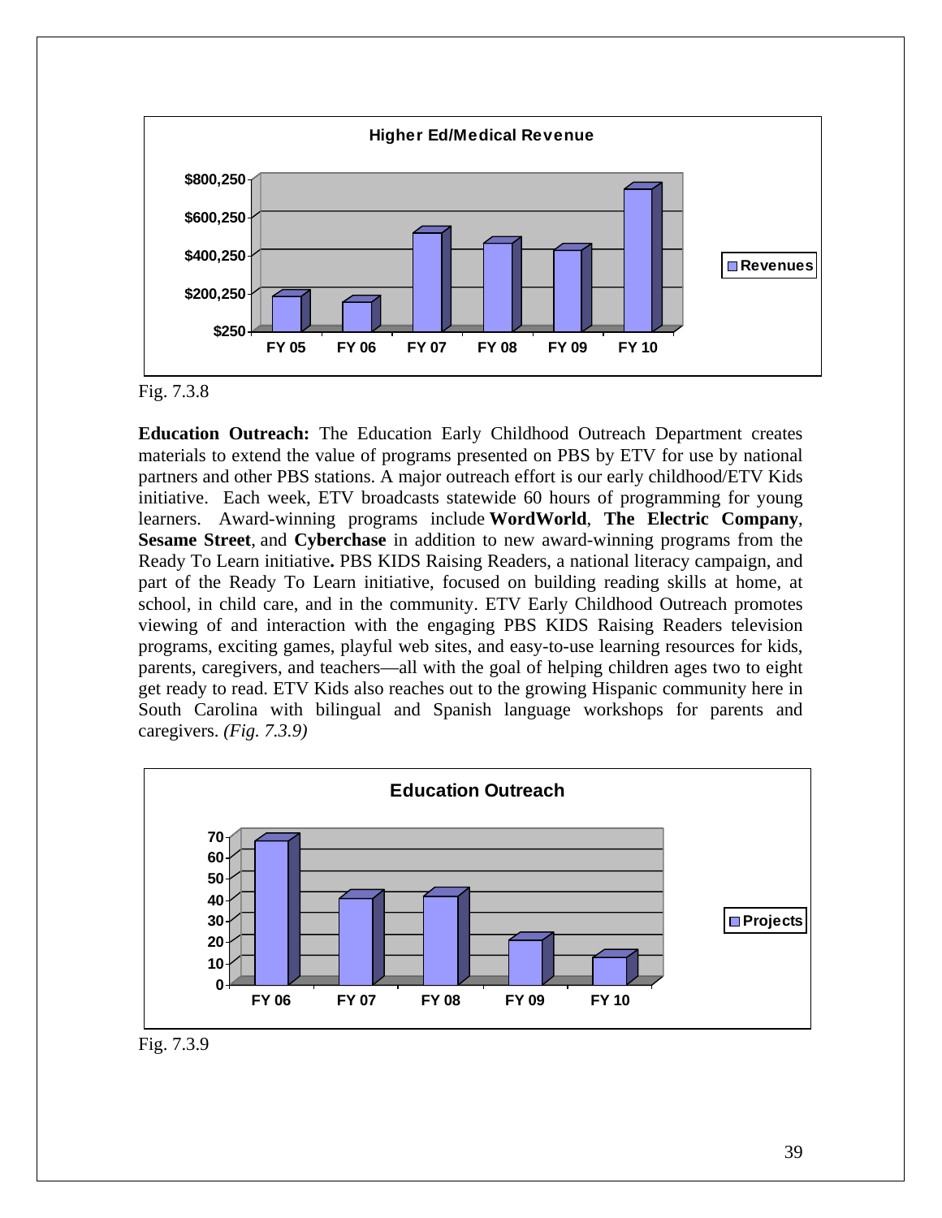**Higher Ed/Medical Revenue**

| | FY 05 | FY 06 | FY 07 | FY 08 | FY 09 | FY 10 |
|---|---|---|---|---|---|---|
| Revenues | | | | | | |

Fig. 7.3.8

**Education Outreach:** The Education Early Childhood Outreach Department creates materials to extend the value of programs presented on PBS by ETV for use by national partners and other PBS stations. A major outreach effort is our early childhood/ETV Kids initiative. Each week, ETV broadcasts statewide 60 hours of programming for young learners. Award-winning programs include **WordWorld**, **The Electric Company**, **Sesame Street**, and **Cyberchase** in addition to new award-winning programs from the Ready To Learn initiative**.** PBS KIDS Raising Readers, a national literacy campaign, and part of the Ready To Learn initiative, focused on building reading skills at home, at school, in child care, and in the community. ETV Early Childhood Outreach promotes viewing of and interaction with the engaging PBS KIDS Raising Readers television programs, exciting games, playful web sites, and easy-to-use learning resources for kids, parents, caregivers, and teachers—all with the goal of helping children ages two to eight get ready to read. ETV Kids also reaches out to the growing Hispanic community here in South Carolina with bilingual and Spanish language workshops for parents and caregivers. *(Fig. 7.3.9)*

**Education Outreach**

| | FY 06 | FY 07 | FY 08 | FY 09 | FY 10 |
|---|---|---|---|---|---|
| Projects | | | | | |

Fig. 7.3.9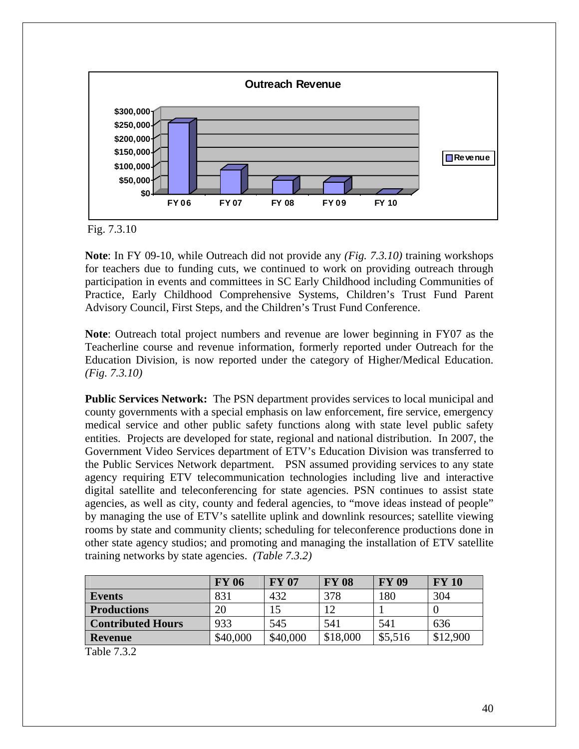Fig. 7.3.10

**Note**: In FY 09-10, while Outreach did not provide any *(Fig. 7.3.10)* training workshops for teachers due to funding cuts, we continued to work on providing outreach through participation in events and committees in SC Early Childhood including Communities of Practice, Early Childhood Comprehensive Systems, Children's Trust Fund Parent Advisory Council, First Steps, and the Children's Trust Fund Conference.

**Note**: Outreach total project numbers and revenue are lower beginning in FY07 as the Teacherline course and revenue information, formerly reported under Outreach for the Education Division, is now reported under the category of Higher/Medical Education. *(Fig. 7.3.10)*

**Public Services Network:** The PSN department provides services to local municipal and county governments with a special emphasis on law enforcement, fire service, emergency medical service and other public safety functions along with state level public safety entities. Projects are developed for state, regional and national distribution. In 2007, the Government Video Services department of ETV's Education Division was transferred to the Public Services Network department. PSN assumed providing services to any state agency requiring ETV telecommunication technologies including live and interactive digital satellite and teleconferencing for state agencies. PSN continues to assist state agencies, as well as city, county and federal agencies, to "move ideas instead of people" by managing the use of ETV's satellite uplink and downlink resources; satellite viewing rooms by state and community clients; scheduling for teleconference productions done in other state agency studios; and promoting and managing the installation of ETV satellite training networks by state agencies. *(Table 7.3.2)*

| | **FY 06** | **FY 07** | **FY 08** | **FY 09** | **FY 10** |
|---|---|---|---|---|---|
| **Events** | 831 | 432 | 378 | 180 | 304 |
| **Productions** | 20 | 15 | 12 | 1 | 0 |
| **Contributed Hours** | 933 | 545 | 541 | 541 | 636 |
| **Revenue** | $40,000 | $40,000 | $18,000 | $5,516 | $12,900 |

Table 7.3.2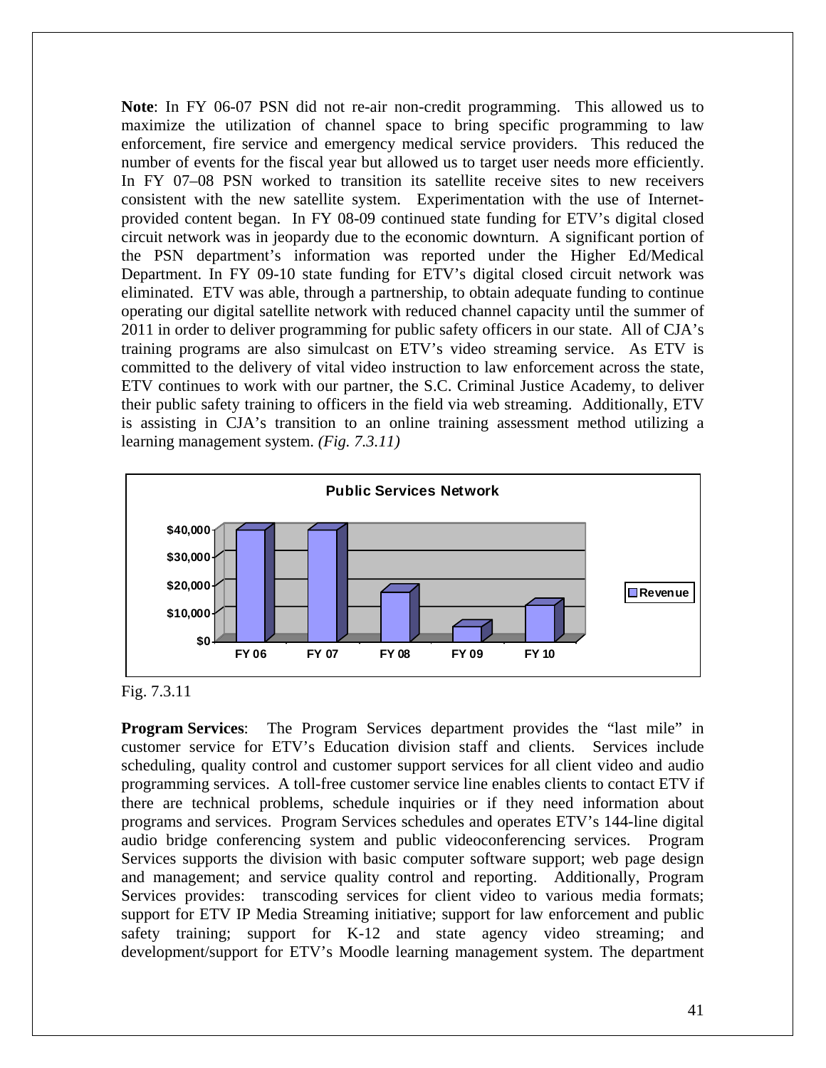**Note**: In FY 06-07 PSN did not re-air non-credit programming. This allowed us to maximize the utilization of channel space to bring specific programming to law enforcement, fire service and emergency medical service providers. This reduced the number of events for the fiscal year but allowed us to target user needs more efficiently. In FY 07–08 PSN worked to transition its satellite receive sites to new receivers consistent with the new satellite system. Experimentation with the use of Internet-provided content began. In FY 08-09 continued state funding for ETV's digital closed circuit network was in jeopardy due to the economic downturn. A significant portion of the PSN department's information was reported under the Higher Ed/Medical Department. In FY 09-10 state funding for ETV's digital closed circuit network was eliminated. ETV was able, through a partnership, to obtain adequate funding to continue operating our digital satellite network with reduced channel capacity until the summer of 2011 in order to deliver programming for public safety officers in our state. All of CJA's training programs are also simulcast on ETV's video streaming service. As ETV is committed to the delivery of vital video instruction to law enforcement across the state, ETV continues to work with our partner, the S.C. Criminal Justice Academy, to deliver their public safety training to officers in the field via web streaming. Additionally, ETV is assisting in CJA's transition to an online training assessment method utilizing a learning management system. *(Fig. 7.3.11)*

**Public Services Network**

| | FY 06 | FY 07 | FY 08 | FY 09 | FY 10 |
|---|---|---|---|---|---|
| Revenue | ~$40,000 | ~$40,000 | ~$18,000 | ~$5,000 | ~$13,000 |

Fig. 7.3.11

**Program Services**: The Program Services department provides the "last mile" in customer service for ETV's Education division staff and clients. Services include scheduling, quality control and customer support services for all client video and audio programming services. A toll-free customer service line enables clients to contact ETV if there are technical problems, schedule inquiries or if they need information about programs and services. Program Services schedules and operates ETV's 144-line digital audio bridge conferencing system and public videoconferencing services. Program Services supports the division with basic computer software support; web page design and management; and service quality control and reporting. Additionally, Program Services provides: transcoding services for client video to various media formats; support for ETV IP Media Streaming initiative; support for law enforcement and public safety training; support for K-12 and state agency video streaming; and development/support for ETV's Moodle learning management system. The department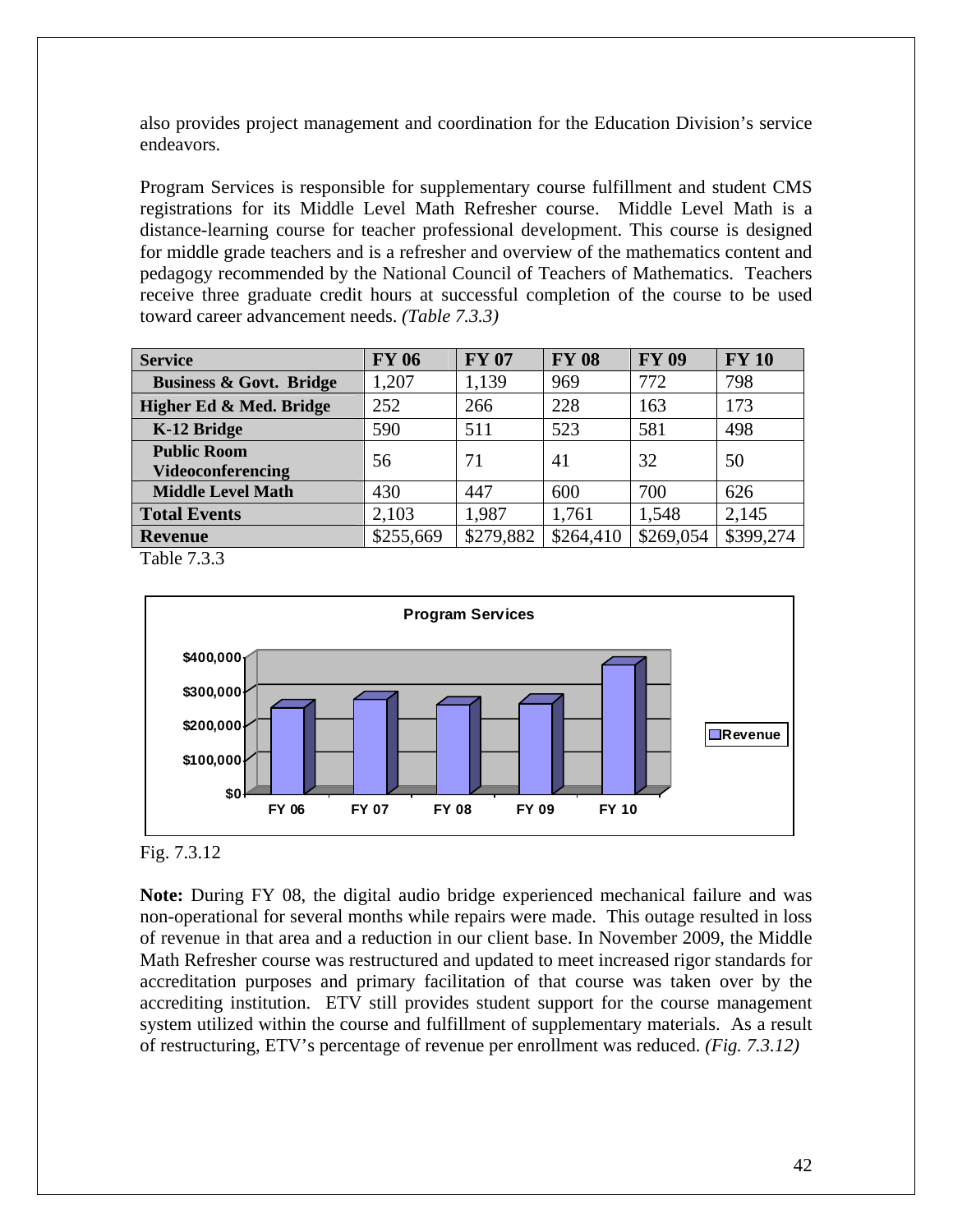also provides project management and coordination for the Education Division's service endeavors.

Program Services is responsible for supplementary course fulfillment and student CMS registrations for its Middle Level Math Refresher course. Middle Level Math is a distance-learning course for teacher professional development. This course is designed for middle grade teachers and is a refresher and overview of the mathematics content and pedagogy recommended by the National Council of Teachers of Mathematics. Teachers receive three graduate credit hours at successful completion of the course to be used toward career advancement needs. *(Table 7.3.3)*

| **Service** | **FY 06** | **FY 07** | **FY 08** | **FY 09** | **FY 10** |
|---|---|---|---|---|---|
| **Business & Govt. Bridge** | 1,207 | 1,139 | 969 | 772 | 798 |
| **Higher Ed & Med. Bridge** | 252 | 266 | 228 | 163 | 173 |
| **K-12 Bridge** | 590 | 511 | 523 | 581 | 498 |
| **Public Room Videoconferencing** | 56 | 71 | 41 | 32 | 50 |
| **Middle Level Math** | 430 | 447 | 600 | 700 | 626 |
| **Total Events** | 2,103 | 1,987 | 1,761 | 1,548 | 2,145 |
| **Revenue** | $255,669 | $279,882 | $264,410 | $269,054 | $399,274 |

Table 7.3.3

Fig. 7.3.12

**Note:** During FY 08, the digital audio bridge experienced mechanical failure and was non-operational for several months while repairs were made. This outage resulted in loss of revenue in that area and a reduction in our client base. In November 2009, the Middle Math Refresher course was restructured and updated to meet increased rigor standards for accreditation purposes and primary facilitation of that course was taken over by the accrediting institution. ETV still provides student support for the course management system utilized within the course and fulfillment of supplementary materials. As a result of restructuring, ETV's percentage of revenue per enrollment was reduced. *(Fig. 7.3.12)*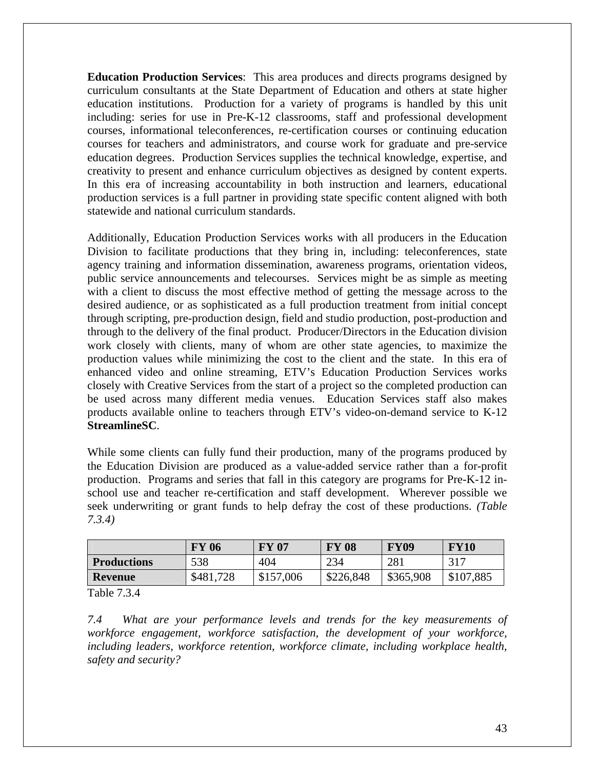**Education Production Services**: This area produces and directs programs designed by curriculum consultants at the State Department of Education and others at state higher education institutions. Production for a variety of programs is handled by this unit including: series for use in Pre-K-12 classrooms, staff and professional development courses, informational teleconferences, re-certification courses or continuing education courses for teachers and administrators, and course work for graduate and pre-service education degrees. Production Services supplies the technical knowledge, expertise, and creativity to present and enhance curriculum objectives as designed by content experts. In this era of increasing accountability in both instruction and learners, educational production services is a full partner in providing state specific content aligned with both statewide and national curriculum standards.

Additionally, Education Production Services works with all producers in the Education Division to facilitate productions that they bring in, including: teleconferences, state agency training and information dissemination, awareness programs, orientation videos, public service announcements and telecourses. Services might be as simple as meeting with a client to discuss the most effective method of getting the message across to the desired audience, or as sophisticated as a full production treatment from initial concept through scripting, pre-production design, field and studio production, post-production and through to the delivery of the final product. Producer/Directors in the Education division work closely with clients, many of whom are other state agencies, to maximize the production values while minimizing the cost to the client and the state. In this era of enhanced video and online streaming, ETV's Education Production Services works closely with Creative Services from the start of a project so the completed production can be used across many different media venues. Education Services staff also makes products available online to teachers through ETV's video-on-demand service to K-12 **StreamlineSC**.

While some clients can fully fund their production, many of the programs produced by the Education Division are produced as a value-added service rather than a for-profit production. Programs and series that fall in this category are programs for Pre-K-12 in-school use and teacher re-certification and staff development. Wherever possible we seek underwriting or grant funds to help defray the cost of these productions. *(Table 7.3.4)*

| | **FY 06** | **FY 07** | **FY 08** | **FY09** | **FY10** |
|---|---|---|---|---|---|
| **Productions** | 538 | 404 | 234 | 281 | 317 |
| **Revenue** | $481,728 | $157,006 | $226,848 | $365,908 | $107,885 |

Table 7.3.4

*7.4 What are your performance levels and trends for the key measurements of workforce engagement, workforce satisfaction, the development of your workforce, including leaders, workforce retention, workforce climate, including workplace health, safety and security?*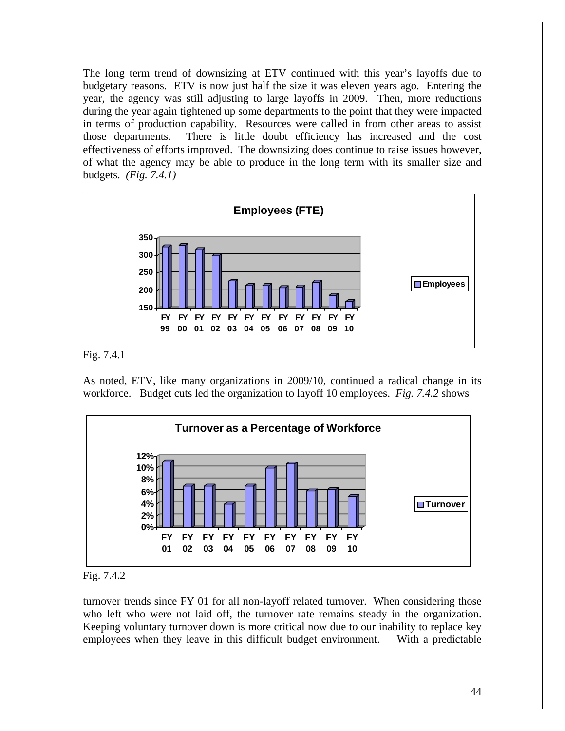The long term trend of downsizing at ETV continued with this year's layoffs due to budgetary reasons. ETV is now just half the size it was eleven years ago. Entering the year, the agency was still adjusting to large layoffs in 2009. Then, more reductions during the year again tightened up some departments to the point that they were impacted in terms of production capability. Resources were called in from other areas to assist those departments. There is little doubt efficiency has increased and the cost effectiveness of efforts improved. The downsizing does continue to raise issues however, of what the agency may be able to produce in the long term with its smaller size and budgets. *(Fig. 7.4.1)*

**Employees (FTE)**

(Bar chart; y-axis 150–350; legend: Employees; x-axis: FY 99, FY 00, FY 01, FY 02, FY 03, FY 04, FY 05, FY 06, FY 07, FY 08, FY 09, FY 10)

Fig. 7.4.1

As noted, ETV, like many organizations in 2009/10, continued a radical change in its workforce. Budget cuts led the organization to layoff 10 employees. *Fig. 7.4.2* shows

**Turnover as a Percentage of Workforce**

(Bar chart; y-axis 0%–12%; legend: Turnover; x-axis: FY 01, FY 02, FY 03, FY 04, FY 05, FY 06, FY 07, FY 08, FY 09, FY 10)

Fig. 7.4.2

turnover trends since FY 01 for all non-layoff related turnover. When considering those who left who were not laid off, the turnover rate remains steady in the organization. Keeping voluntary turnover down is more critical now due to our inability to replace key employees when they leave in this difficult budget environment. With a predictable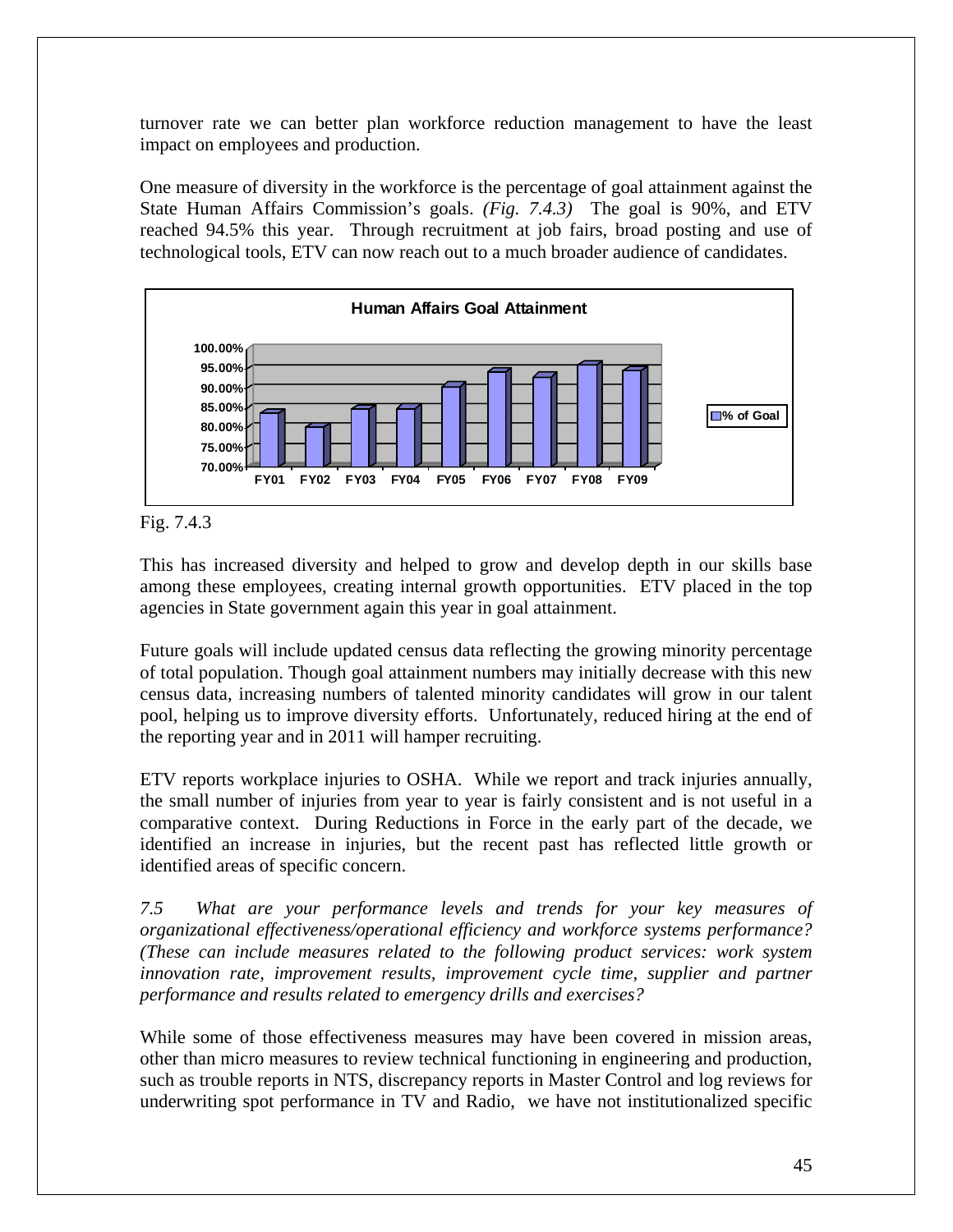turnover rate we can better plan workforce reduction management to have the least impact on employees and production.

One measure of diversity in the workforce is the percentage of goal attainment against the State Human Affairs Commission's goals. *(Fig. 7.4.3)* The goal is 90%, and ETV reached 94.5% this year. Through recruitment at job fairs, broad posting and use of technological tools, ETV can now reach out to a much broader audience of candidates.

Fig. 7.4.3

This has increased diversity and helped to grow and develop depth in our skills base among these employees, creating internal growth opportunities. ETV placed in the top agencies in State government again this year in goal attainment.

Future goals will include updated census data reflecting the growing minority percentage of total population. Though goal attainment numbers may initially decrease with this new census data, increasing numbers of talented minority candidates will grow in our talent pool, helping us to improve diversity efforts. Unfortunately, reduced hiring at the end of the reporting year and in 2011 will hamper recruiting.

ETV reports workplace injuries to OSHA. While we report and track injuries annually, the small number of injuries from year to year is fairly consistent and is not useful in a comparative context. During Reductions in Force in the early part of the decade, we identified an increase in injuries, but the recent past has reflected little growth or identified areas of specific concern.

*7.5 What are your performance levels and trends for your key measures of organizational effectiveness/operational efficiency and workforce systems performance? (These can include measures related to the following product services: work system innovation rate, improvement results, improvement cycle time, supplier and partner performance and results related to emergency drills and exercises?*

While some of those effectiveness measures may have been covered in mission areas, other than micro measures to review technical functioning in engineering and production, such as trouble reports in NTS, discrepancy reports in Master Control and log reviews for underwriting spot performance in TV and Radio, we have not institutionalized specific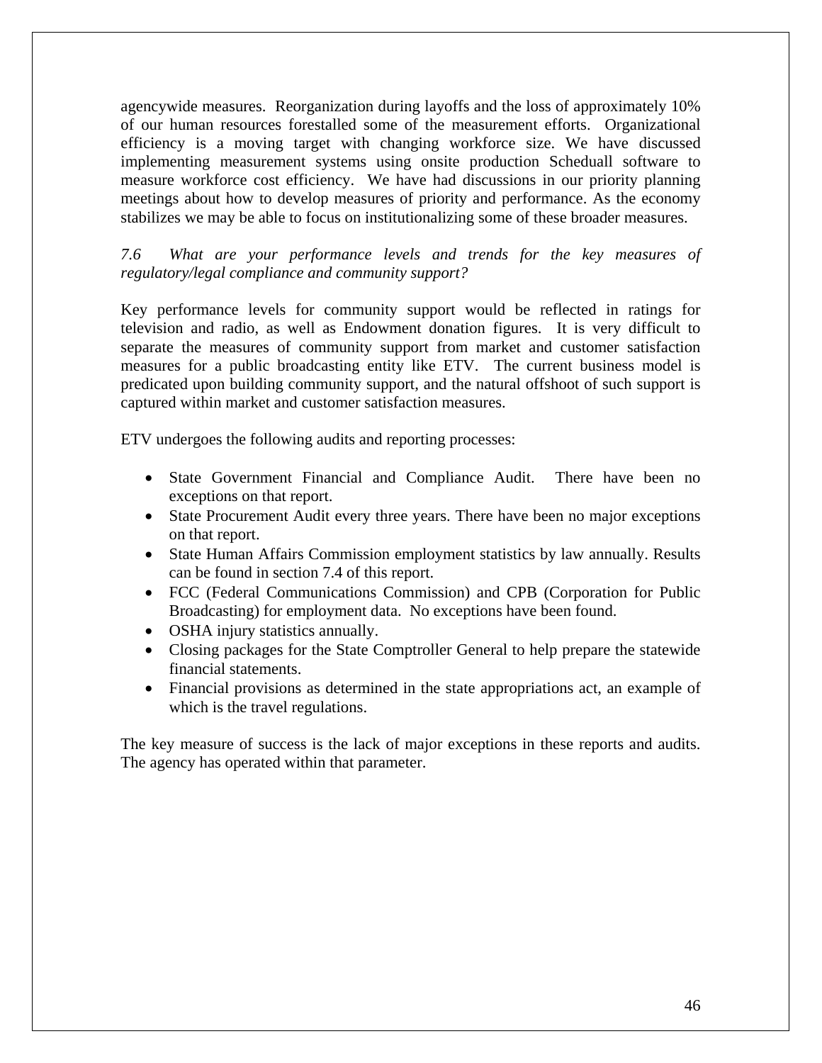agencywide measures. Reorganization during layoffs and the loss of approximately 10% of our human resources forestalled some of the measurement efforts. Organizational efficiency is a moving target with changing workforce size. We have discussed implementing measurement systems using onsite production Scheduall software to measure workforce cost efficiency. We have had discussions in our priority planning meetings about how to develop measures of priority and performance. As the economy stabilizes we may be able to focus on institutionalizing some of these broader measures.

*7.6 What are your performance levels and trends for the key measures of regulatory/legal compliance and community support?*

Key performance levels for community support would be reflected in ratings for television and radio, as well as Endowment donation figures. It is very difficult to separate the measures of community support from market and customer satisfaction measures for a public broadcasting entity like ETV. The current business model is predicated upon building community support, and the natural offshoot of such support is captured within market and customer satisfaction measures.

ETV undergoes the following audits and reporting processes:

- State Government Financial and Compliance Audit. There have been no exceptions on that report.
- State Procurement Audit every three years. There have been no major exceptions on that report.
- State Human Affairs Commission employment statistics by law annually. Results can be found in section 7.4 of this report.
- FCC (Federal Communications Commission) and CPB (Corporation for Public Broadcasting) for employment data. No exceptions have been found.
- OSHA injury statistics annually.
- Closing packages for the State Comptroller General to help prepare the statewide financial statements.
- Financial provisions as determined in the state appropriations act, an example of which is the travel regulations.

The key measure of success is the lack of major exceptions in these reports and audits. The agency has operated within that parameter.